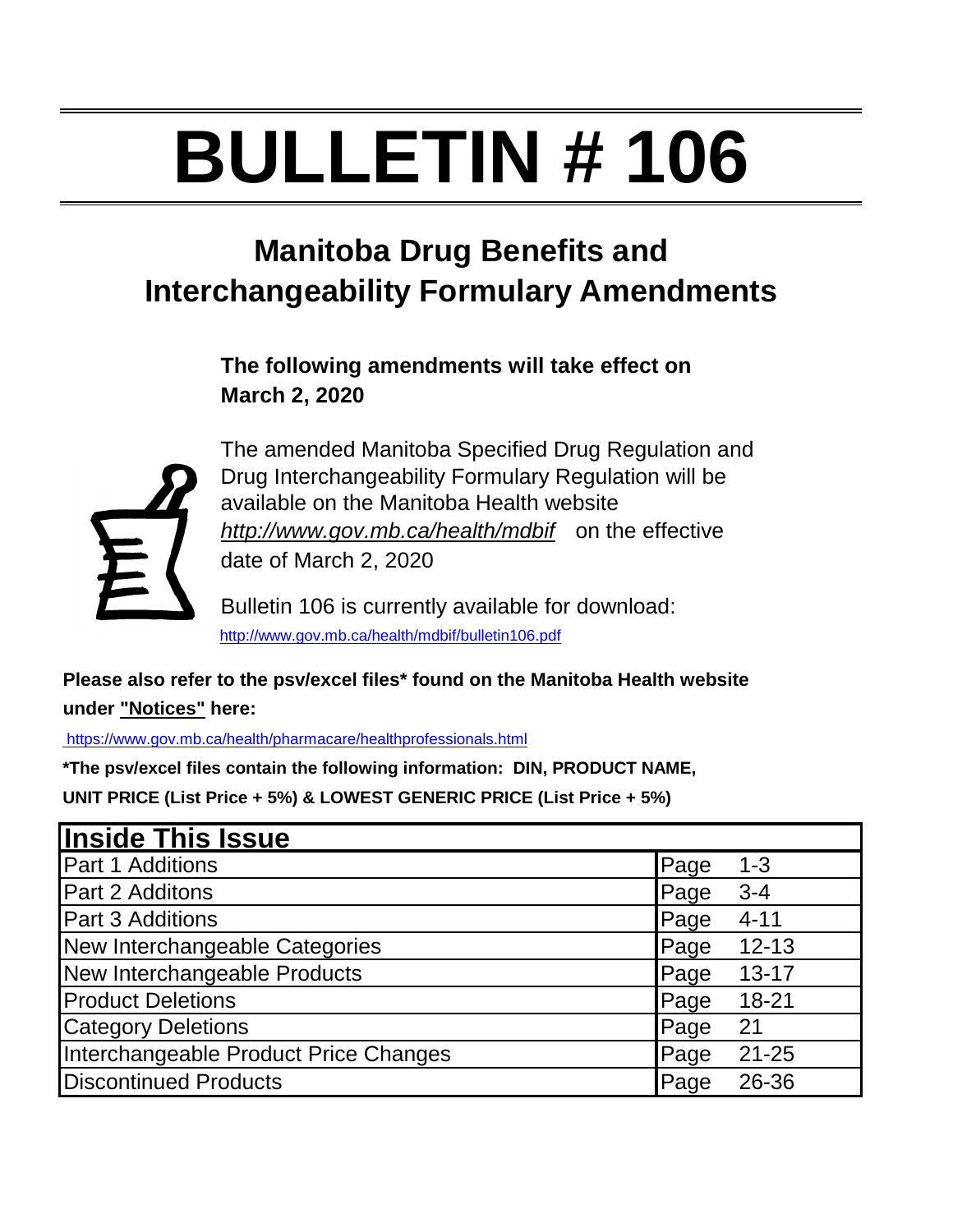# BULLETIN # 106

## Manitoba Drug Benefits and Interchangeability Formulary Amendments

**The following amendments will take effect on March 2, 2020**

The amended Manitoba Specified Drug Regulation and Drug Interchangeability Formulary Regulation will be available on the Manitoba Health website *http://www.gov.mb.ca/health/mdbif* on the effective date of March 2, 2020

Bulletin 106 is currently available for download:
http://www.gov.mb.ca/health/mdbif/bulletin106.pdf

**Please also refer to the psv/excel files* found on the Manitoba Health website under "Notices" here:**

https://www.gov.mb.ca/health/pharmacare/healthprofessionals.html

***The psv/excel files contain the following information: DIN, PRODUCT NAME, UNIT PRICE (List Price + 5%) & LOWEST GENERIC PRICE (List Price + 5%)**

| Inside This Issue | | |
|---|---|---|
| Part 1 Additions | Page | 1-3 |
| Part 2 Additons | Page | 3-4 |
| Part 3 Additions | Page | 4-11 |
| New Interchangeable Categories | Page | 12-13 |
| New Interchangeable Products | Page | 13-17 |
| Product Deletions | Page | 18-21 |
| Category Deletions | Page | 21 |
| Interchangeable Product Price Changes | Page | 21-25 |
| Discontinued Products | Page | 26-36 |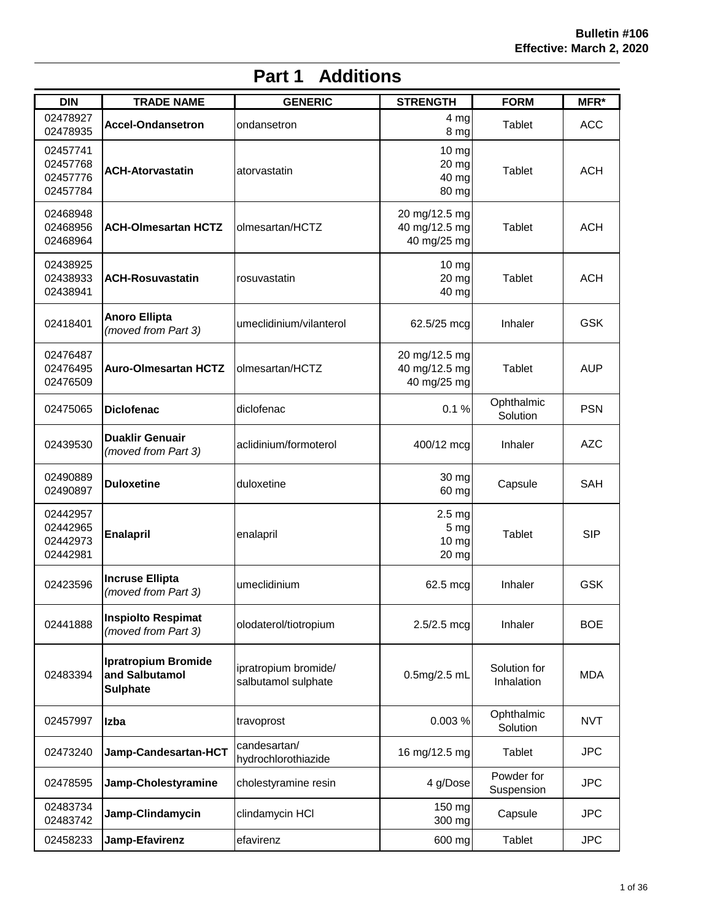Bulletin #106
Effective: March 2, 2020

# Part 1 Additions

| DIN | TRADE NAME | GENERIC | STRENGTH | FORM | MFR* |
|---|---|---|---|---|---|
| 02478927<br>02478935 | **Accel-Ondansetron** | ondansetron | 4 mg<br>8 mg | Tablet | ACC |
| 02457741<br>02457768<br>02457776<br>02457784 | **ACH-Atorvastatin** | atorvastatin | 10 mg<br>20 mg<br>40 mg<br>80 mg | Tablet | ACH |
| 02468948<br>02468956<br>02468964 | **ACH-Olmesartan HCTZ** | olmesartan/HCTZ | 20 mg/12.5 mg<br>40 mg/12.5 mg<br>40 mg/25 mg | Tablet | ACH |
| 02438925<br>02438933<br>02438941 | **ACH-Rosuvastatin** | rosuvastatin | 10 mg<br>20 mg<br>40 mg | Tablet | ACH |
| 02418401 | **Anoro Ellipta**<br>*(moved from Part 3)* | umeclidinium/vilanterol | 62.5/25 mcg | Inhaler | GSK |
| 02476487<br>02476495<br>02476509 | **Auro-Olmesartan HCTZ** | olmesartan/HCTZ | 20 mg/12.5 mg<br>40 mg/12.5 mg<br>40 mg/25 mg | Tablet | AUP |
| 02475065 | **Diclofenac** | diclofenac | 0.1 % | Ophthalmic Solution | PSN |
| 02439530 | **Duaklir Genuair**<br>*(moved from Part 3)* | aclidinium/formoterol | 400/12 mcg | Inhaler | AZC |
| 02490889<br>02490897 | **Duloxetine** | duloxetine | 30 mg<br>60 mg | Capsule | SAH |
| 02442957<br>02442965<br>02442973<br>02442981 | **Enalapril** | enalapril | 2.5 mg<br>5 mg<br>10 mg<br>20 mg | Tablet | SIP |
| 02423596 | **Incruse Ellipta**<br>*(moved from Part 3)* | umeclidinium | 62.5 mcg | Inhaler | GSK |
| 02441888 | **Inspiolto Respimat**<br>*(moved from Part 3)* | olodaterol/tiotropium | 2.5/2.5 mcg | Inhaler | BOE |
| 02483394 | **Ipratropium Bromide and Salbutamol Sulphate** | ipratropium bromide/ salbutamol sulphate | 0.5mg/2.5 mL | Solution for Inhalation | MDA |
| 02457997 | **Izba** | travoprost | 0.003 % | Ophthalmic Solution | NVT |
| 02473240 | **Jamp-Candesartan-HCT** | candesartan/ hydrochlorothiazide | 16 mg/12.5 mg | Tablet | JPC |
| 02478595 | **Jamp-Cholestyramine** | cholestyramine resin | 4 g/Dose | Powder for Suspension | JPC |
| 02483734<br>02483742 | **Jamp-Clindamycin** | clindamycin HCl | 150 mg<br>300 mg | Capsule | JPC |
| 02458233 | **Jamp-Efavirenz** | efavirenz | 600 mg | Tablet | JPC |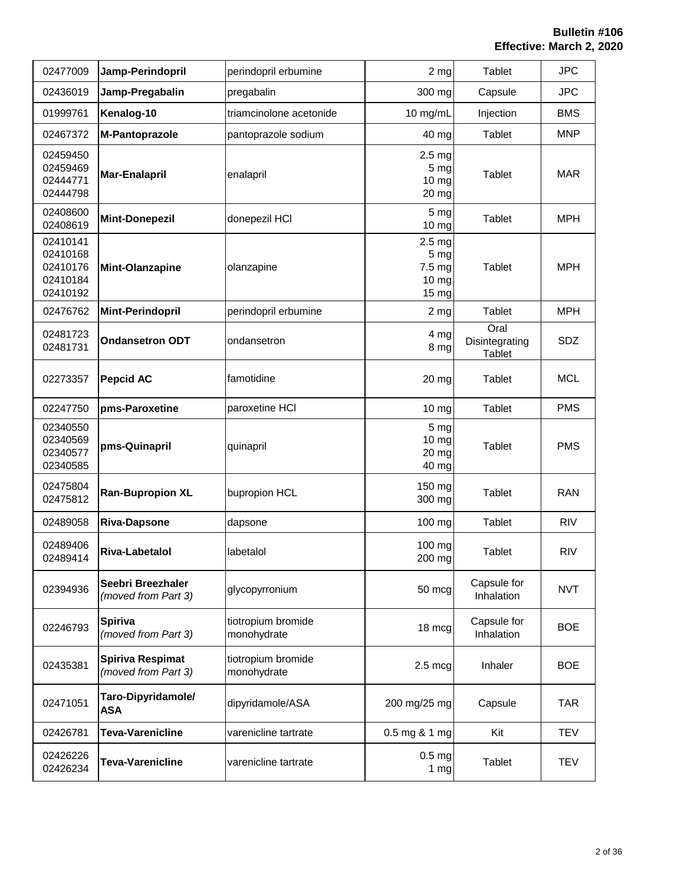| | | | | | |
|---|---|---|---|---|---|
| 02477009 | **Jamp-Perindopril** | perindopril erbumine | 2 mg | Tablet | JPC |
| 02436019 | **Jamp-Pregabalin** | pregabalin | 300 mg | Capsule | JPC |
| 01999761 | **Kenalog-10** | triamcinolone acetonide | 10 mg/mL | Injection | BMS |
| 02467372 | **M-Pantoprazole** | pantoprazole sodium | 40 mg | Tablet | MNP |
| 02459450<br>02459469<br>02444771<br>02444798 | **Mar-Enalapril** | enalapril | 2.5 mg<br>5 mg<br>10 mg<br>20 mg | Tablet | MAR |
| 02408600<br>02408619 | **Mint-Donepezil** | donepezil HCl | 5 mg<br>10 mg | Tablet | MPH |
| 02410141<br>02410168<br>02410176<br>02410184<br>02410192 | **Mint-Olanzapine** | olanzapine | 2.5 mg<br>5 mg<br>7.5 mg<br>10 mg<br>15 mg | Tablet | MPH |
| 02476762 | **Mint-Perindopril** | perindopril erbumine | 2 mg | Tablet | MPH |
| 02481723<br>02481731 | **Ondansetron ODT** | ondansetron | 4 mg<br>8 mg | Oral Disintegrating Tablet | SDZ |
| 02273357 | **Pepcid AC** | famotidine | 20 mg | Tablet | MCL |
| 02247750 | **pms-Paroxetine** | paroxetine HCl | 10 mg | Tablet | PMS |
| 02340550<br>02340569<br>02340577<br>02340585 | **pms-Quinapril** | quinapril | 5 mg<br>10 mg<br>20 mg<br>40 mg | Tablet | PMS |
| 02475804<br>02475812 | **Ran-Bupropion XL** | bupropion HCL | 150 mg<br>300 mg | Tablet | RAN |
| 02489058 | **Riva-Dapsone** | dapsone | 100 mg | Tablet | RIV |
| 02489406<br>02489414 | **Riva-Labetalol** | labetalol | 100 mg<br>200 mg | Tablet | RIV |
| 02394936 | **Seebri Breezhaler**<br>*(moved from Part 3)* | glycopyrronium | 50 mcg | Capsule for Inhalation | NVT |
| 02246793 | **Spiriva**<br>*(moved from Part 3)* | tiotropium bromide monohydrate | 18 mcg | Capsule for Inhalation | BOE |
| 02435381 | **Spiriva Respimat**<br>*(moved from Part 3)* | tiotropium bromide monohydrate | 2.5 mcg | Inhaler | BOE |
| 02471051 | **Taro-Dipyridamole/ ASA** | dipyridamole/ASA | 200 mg/25 mg | Capsule | TAR |
| 02426781 | **Teva-Varenicline** | varenicline tartrate | 0.5 mg & 1 mg | Kit | TEV |
| 02426226<br>02426234 | **Teva-Varenicline** | varenicline tartrate | 0.5 mg<br>1 mg | Tablet | TEV |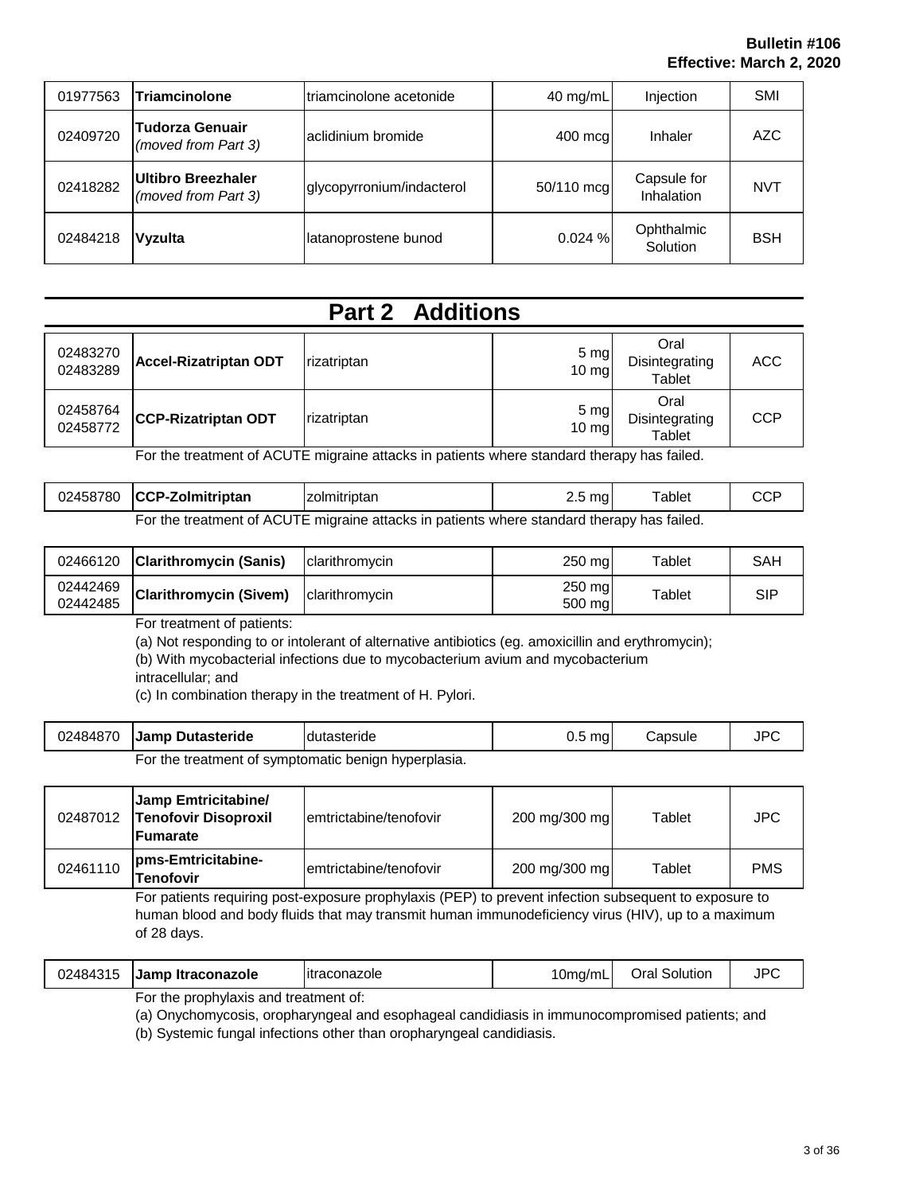| | | | | | |
|---|---|---|---|---|---|
| 01977563 | **Triamcinolone** | triamcinolone acetonide | 40 mg/mL | Injection | SMI |
| 02409720 | **Tudorza Genuair** *(moved from Part 3)* | aclidinium bromide | 400 mcg | Inhaler | AZC |
| 02418282 | **Ultibro Breezhaler** *(moved from Part 3)* | glycopyrronium/indacterol | 50/110 mcg | Capsule for Inhalation | NVT |
| 02484218 | **Vyzulta** | latanoprostene bunod | 0.024 % | Ophthalmic Solution | BSH |

# Part 2 Additions

| | | | | | |
|---|---|---|---|---|---|
| 02483270<br>02483289 | **Accel-Rizatriptan ODT** | rizatriptan | 5 mg<br>10 mg | Oral Disintegrating Tablet | ACC |
| 02458764<br>02458772 | **CCP-Rizatriptan ODT** | rizatriptan | 5 mg<br>10 mg | Oral Disintegrating Tablet | CCP |

For the treatment of ACUTE migraine attacks in patients where standard therapy has failed.

| | | | | | |
|---|---|---|---|---|---|
| 02458780 | **CCP-Zolmitriptan** | zolmitriptan | 2.5 mg | Tablet | CCP |

For the treatment of ACUTE migraine attacks in patients where standard therapy has failed.

| | | | | | |
|---|---|---|---|---|---|
| 02466120 | **Clarithromycin (Sanis)** | clarithromycin | 250 mg | Tablet | SAH |
| 02442469<br>02442485 | **Clarithromycin (Sivem)** | clarithromycin | 250 mg<br>500 mg | Tablet | SIP |

For treatment of patients:

(a) Not responding to or intolerant of alternative antibiotics (eg. amoxicillin and erythromycin);

(b) With mycobacterial infections due to mycobacterium avium and mycobacterium intracellular; and

(c) In combination therapy in the treatment of H. Pylori.

| | | | | | |
|---|---|---|---|---|---|
| 02484870 | **Jamp Dutasteride** | dutasteride | 0.5 mg | Capsule | JPC |

For the treatment of symptomatic benign hyperplasia.

| | | | | | |
|---|---|---|---|---|---|
| 02487012 | **Jamp Emtricitabine/ Tenofovir Disoproxil Fumarate** | emtricitabine/tenofovir | 200 mg/300 mg | Tablet | JPC |
| 02461110 | **pms-Emtricitabine-Tenofovir** | emtricitabine/tenofovir | 200 mg/300 mg | Tablet | PMS |

For patients requiring post-exposure prophylaxis (PEP) to prevent infection subsequent to exposure to human blood and body fluids that may transmit human immunodeficiency virus (HIV), up to a maximum of 28 days.

| | | | | | |
|---|---|---|---|---|---|
| 02484315 | **Jamp Itraconazole** | itraconazole | 10mg/mL | Oral Solution | JPC |

For the prophylaxis and treatment of:

(a) Onychomycosis, oropharyngeal and esophageal candidiasis in immunocompromised patients; and

(b) Systemic fungal infections other than oropharyngeal candidiasis.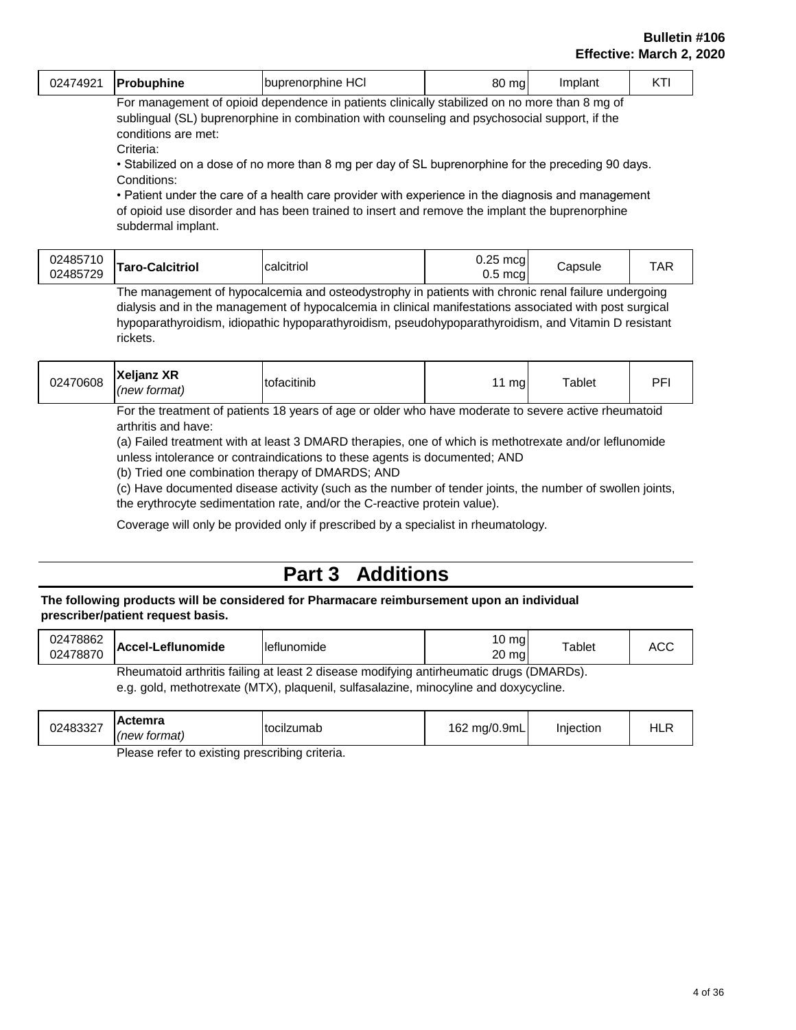| 02474921 | **Probuphine** | buprenorphine HCl | 80 mg | Implant | KTI |
|---|---|---|---|---|---|

For management of opioid dependence in patients clinically stabilized on no more than 8 mg of sublingual (SL) buprenorphine in combination with counseling and psychosocial support, if the conditions are met:

Criteria:

• Stabilized on a dose of no more than 8 mg per day of SL buprenorphine for the preceding 90 days.

Conditions:

• Patient under the care of a health care provider with experience in the diagnosis and management of opioid use disorder and has been trained to insert and remove the implant the buprenorphine subdermal implant.

| 02485710<br>02485729 | **Taro-Calcitriol** | calcitriol | 0.25 mcg<br>0.5 mcg | Capsule | TAR |
|---|---|---|---|---|---|

The management of hypocalcemia and osteodystrophy in patients with chronic renal failure undergoing dialysis and in the management of hypocalcemia in clinical manifestations associated with post surgical hypoparathyroidism, idiopathic hypoparathyroidism, pseudohypoparathyroidism, and Vitamin D resistant rickets.

| 02470608 | **Xeljanz XR** *(new format)* | tofacitinib | 11 mg | Tablet | PFI |
|---|---|---|---|---|---|

For the treatment of patients 18 years of age or older who have moderate to severe active rheumatoid arthritis and have:

(a) Failed treatment with at least 3 DMARD therapies, one of which is methotrexate and/or leflunomide unless intolerance or contraindications to these agents is documented; AND

(b) Tried one combination therapy of DMARDS; AND

(c) Have documented disease activity (such as the number of tender joints, the number of swollen joints, the erythrocyte sedimentation rate, and/or the C-reactive protein value).

Coverage will only be provided only if prescribed by a specialist in rheumatology.

# Part 3 Additions

**The following products will be considered for Pharmacare reimbursement upon an individual prescriber/patient request basis.**

| 02478862<br>02478870 | **Accel-Leflunomide** | leflunomide | 10 mg<br>20 mg | Tablet | ACC |
|---|---|---|---|---|---|

Rheumatoid arthritis failing at least 2 disease modifying antirheumatic drugs (DMARDs).
e.g. gold, methotrexate (MTX), plaquenil, sulfasalazine, minocyline and doxycycline.

| 02483327 | **Actemra** *(new format)* | tocilzumab | 162 mg/0.9mL | Injection | HLR |
|---|---|---|---|---|---|

Please refer to existing prescribing criteria.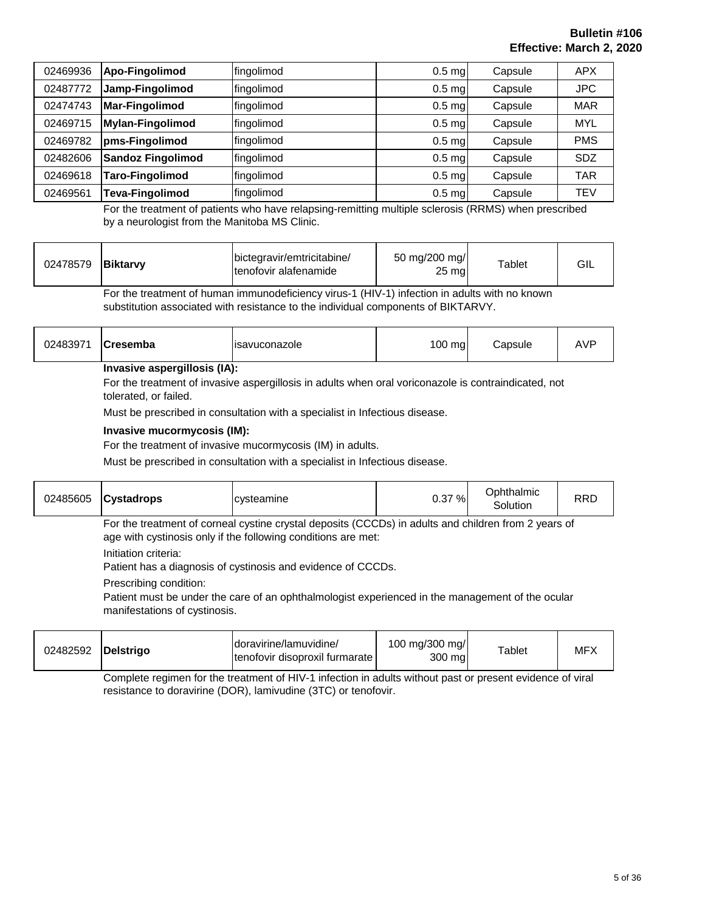| | | | | | |
|---|---|---|---|---|---|
| 02469936 | **Apo-Fingolimod** | fingolimod | 0.5 mg | Capsule | APX |
| 02487772 | **Jamp-Fingolimod** | fingolimod | 0.5 mg | Capsule | JPC |
| 02474743 | **Mar-Fingolimod** | fingolimod | 0.5 mg | Capsule | MAR |
| 02469715 | **Mylan-Fingolimod** | fingolimod | 0.5 mg | Capsule | MYL |
| 02469782 | **pms-Fingolimod** | fingolimod | 0.5 mg | Capsule | PMS |
| 02482606 | **Sandoz Fingolimod** | fingolimod | 0.5 mg | Capsule | SDZ |
| 02469618 | **Taro-Fingolimod** | fingolimod | 0.5 mg | Capsule | TAR |
| 02469561 | **Teva-Fingolimod** | fingolimod | 0.5 mg | Capsule | TEV |

For the treatment of patients who have relapsing-remitting multiple sclerosis (RRMS) when prescribed by a neurologist from the Manitoba MS Clinic.

| | | | | | |
|---|---|---|---|---|---|
| 02478579 | **Biktarvy** | bictegravir/emtricitabine/ tenofovir alafenamide | 50 mg/200 mg/ 25 mg | Tablet | GIL |

For the treatment of human immunodeficiency virus-1 (HIV-1) infection in adults with no known substitution associated with resistance to the individual components of BIKTARVY.

| | | | | | |
|---|---|---|---|---|---|
| 02483971 | **Cresemba** | isavuconazole | 100 mg | Capsule | AVP |

**Invasive aspergillosis (IA):**

For the treatment of invasive aspergillosis in adults when oral voriconazole is contraindicated, not tolerated, or failed.

Must be prescribed in consultation with a specialist in Infectious disease.

**Invasive mucormycosis (IM):**

For the treatment of invasive mucormycosis (IM) in adults.

Must be prescribed in consultation with a specialist in Infectious disease.

| | | | | | |
|---|---|---|---|---|---|
| 02485605 | **Cystadrops** | cysteamine | 0.37 % | Ophthalmic Solution | RRD |

For the treatment of corneal cystine crystal deposits (CCCDs) in adults and children from 2 years of age with cystinosis only if the following conditions are met:

Initiation criteria:

Patient has a diagnosis of cystinosis and evidence of CCCDs.

Prescribing condition:

Patient must be under the care of an ophthalmologist experienced in the management of the ocular manifestations of cystinosis.

| | | | | | |
|---|---|---|---|---|---|
| 02482592 | **Delstrigo** | doravirine/lamuvidine/ tenofovir disoproxil furmarate | 100 mg/300 mg/ 300 mg | Tablet | MFX |

Complete regimen for the treatment of HIV-1 infection in adults without past or present evidence of viral resistance to doravirine (DOR), lamivudine (3TC) or tenofovir.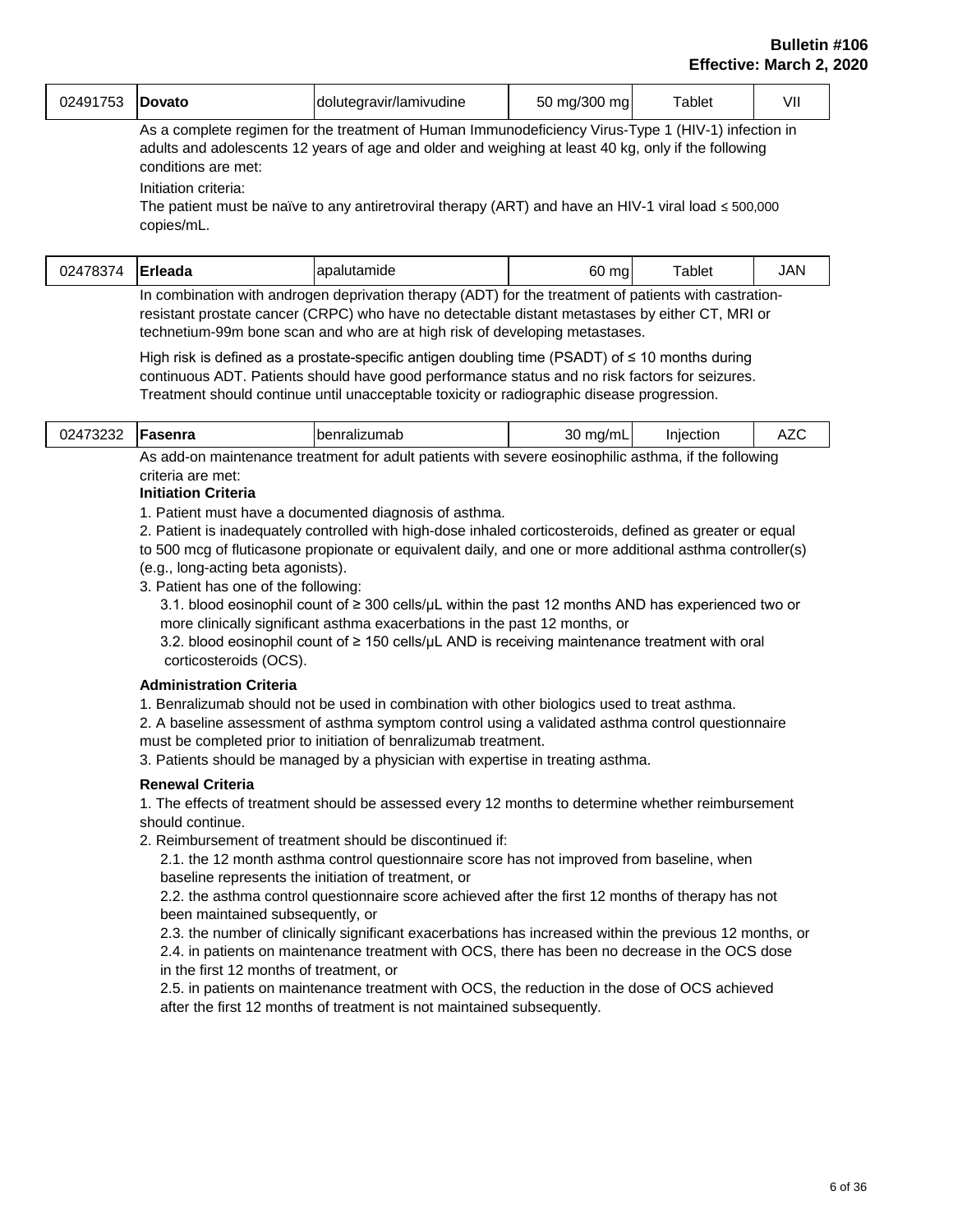| 02491753 | **Dovato** | dolutegravir/lamivudine | 50 mg/300 mg | Tablet | VII |
|---|---|---|---|---|---|

As a complete regimen for the treatment of Human Immunodeficiency Virus-Type 1 (HIV-1) infection in adults and adolescents 12 years of age and older and weighing at least 40 kg, only if the following conditions are met:

Initiation criteria:

The patient must be naïve to any antiretroviral therapy (ART) and have an HIV-1 viral load ≤ 500,000 copies/mL.

| 02478374 | **Erleada** | apalutamide | 60 mg | Tablet | JAN |
|---|---|---|---|---|---|

In combination with androgen deprivation therapy (ADT) for the treatment of patients with castration-resistant prostate cancer (CRPC) who have no detectable distant metastases by either CT, MRI or technetium-99m bone scan and who are at high risk of developing metastases.

High risk is defined as a prostate-specific antigen doubling time (PSADT) of ≤ 10 months during continuous ADT. Patients should have good performance status and no risk factors for seizures. Treatment should continue until unacceptable toxicity or radiographic disease progression.

| 02473232 | **Fasenra** | benralizumab | 30 mg/mL | Injection | AZC |
|---|---|---|---|---|---|

As add-on maintenance treatment for adult patients with severe eosinophilic asthma, if the following criteria are met:

**Initiation Criteria**

1. Patient must have a documented diagnosis of asthma.
2. Patient is inadequately controlled with high-dose inhaled corticosteroids, defined as greater or equal to 500 mcg of fluticasone propionate or equivalent daily, and one or more additional asthma controller(s) (e.g., long-acting beta agonists).
3. Patient has one of the following:
   - 3.1. blood eosinophil count of ≥ 300 cells/μL within the past 12 months AND has experienced two or more clinically significant asthma exacerbations in the past 12 months, or
   - 3.2. blood eosinophil count of ≥ 150 cells/μL AND is receiving maintenance treatment with oral corticosteroids (OCS).

**Administration Criteria**

1. Benralizumab should not be used in combination with other biologics used to treat asthma.
2. A baseline assessment of asthma symptom control using a validated asthma control questionnaire must be completed prior to initiation of benralizumab treatment.
3. Patients should be managed by a physician with expertise in treating asthma.

**Renewal Criteria**

1. The effects of treatment should be assessed every 12 months to determine whether reimbursement should continue.
2. Reimbursement of treatment should be discontinued if:
   - 2.1. the 12 month asthma control questionnaire score has not improved from baseline, when baseline represents the initiation of treatment, or
   - 2.2. the asthma control questionnaire score achieved after the first 12 months of therapy has not been maintained subsequently, or
   - 2.3. the number of clinically significant exacerbations has increased within the previous 12 months, or
   - 2.4. in patients on maintenance treatment with OCS, there has been no decrease in the OCS dose in the first 12 months of treatment, or
   - 2.5. in patients on maintenance treatment with OCS, the reduction in the dose of OCS achieved after the first 12 months of treatment is not maintained subsequently.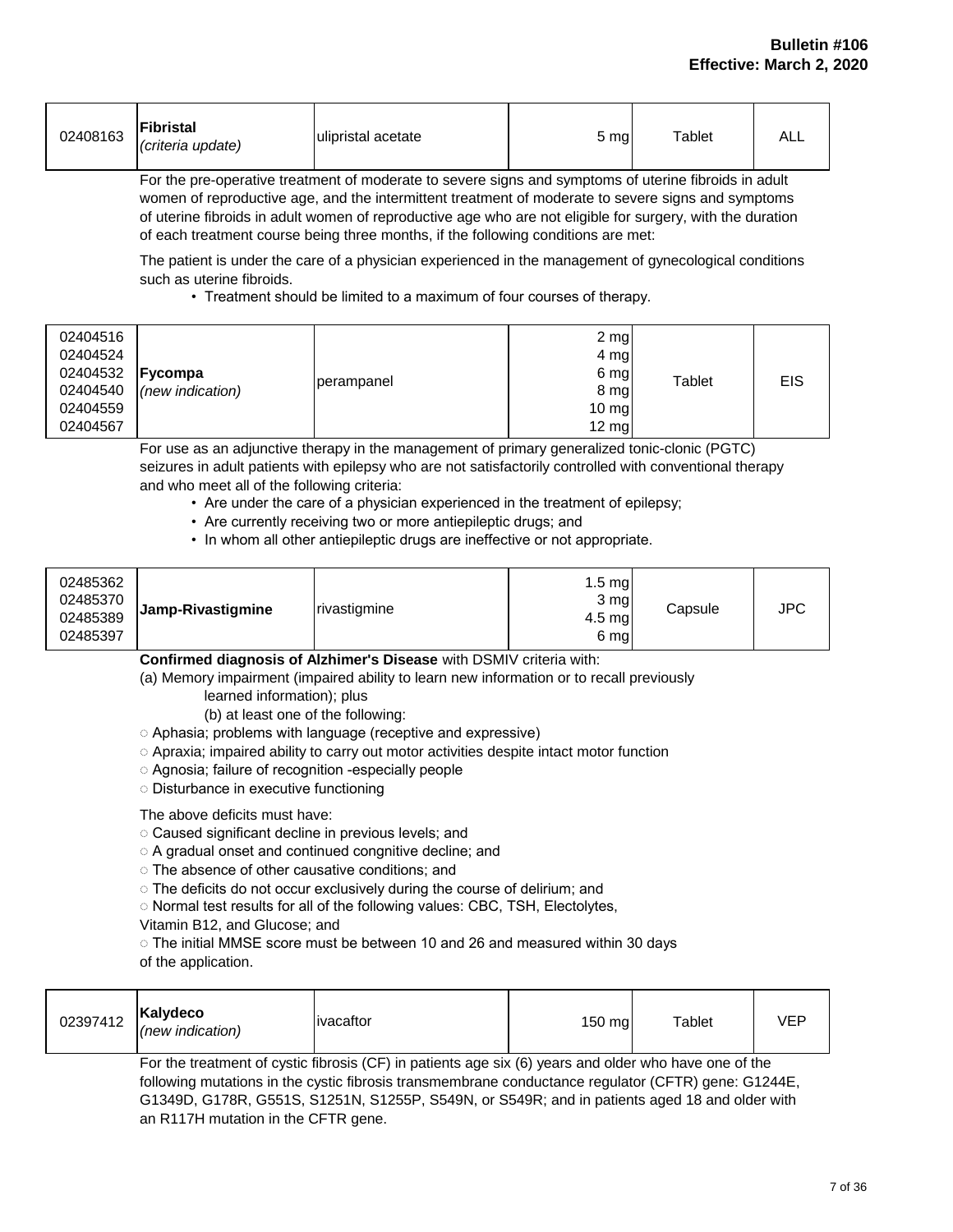| 02408163 | **Fibristal** *(criteria update)* | ulipristal acetate | 5 mg | Tablet | ALL |
|---|---|---|---|---|---|

For the pre-operative treatment of moderate to severe signs and symptoms of uterine fibroids in adult women of reproductive age, and the intermittent treatment of moderate to severe signs and symptoms of uterine fibroids in adult women of reproductive age who are not eligible for surgery, with the duration of each treatment course being three months, if the following conditions are met:

The patient is under the care of a physician experienced in the management of gynecological conditions such as uterine fibroids.

- Treatment should be limited to a maximum of four courses of therapy.

| 02404516<br>02404524<br>02404532<br>02404540<br>02404559<br>02404567 | **Fycompa** *(new indication)* | perampanel | 2 mg<br>4 mg<br>6 mg<br>8 mg<br>10 mg<br>12 mg | Tablet | EIS |
|---|---|---|---|---|---|

For use as an adjunctive therapy in the management of primary generalized tonic-clonic (PGTC) seizures in adult patients with epilepsy who are not satisfactorily controlled with conventional therapy and who meet all of the following criteria:

- Are under the care of a physician experienced in the treatment of epilepsy;
- Are currently receiving two or more antiepileptic drugs; and
- In whom all other antiepileptic drugs are ineffective or not appropriate.

| 02485362<br>02485370<br>02485389<br>02485397 | **Jamp-Rivastigmine** | rivastigmine | 1.5 mg<br>3 mg<br>4.5 mg<br>6 mg | Capsule | JPC |
|---|---|---|---|---|---|

**Confirmed diagnosis of Alzhimer's Disease** with DSMIV criteria with:

(a) Memory impairment (impaired ability to learn new information or to recall previously learned information); plus

(b) at least one of the following:

- ○ Aphasia; problems with language (receptive and expressive)
- ○ Apraxia; impaired ability to carry out motor activities despite intact motor function
- ○ Agnosia; failure of recognition -especially people
- ○ Disturbance in executive functioning

The above deficits must have:

- ○ Caused significant decline in previous levels; and
- ○ A gradual onset and continued congnitive decline; and
- ○ The absence of other causative conditions; and
- ○ The deficits do not occur exclusively during the course of delirium; and
- ○ Normal test results for all of the following values: CBC, TSH, Electolytes, Vitamin B12, and Glucose; and
- ○ The initial MMSE score must be between 10 and 26 and measured within 30 days of the application.

| 02397412 | **Kalydeco** *(new indication)* | ivacaftor | 150 mg | Tablet | VEP |
|---|---|---|---|---|---|

For the treatment of cystic fibrosis (CF) in patients age six (6) years and older who have one of the following mutations in the cystic fibrosis transmembrane conductance regulator (CFTR) gene: G1244E, G1349D, G178R, G551S, S1251N, S1255P, S549N, or S549R; and in patients aged 18 and older with an R117H mutation in the CFTR gene.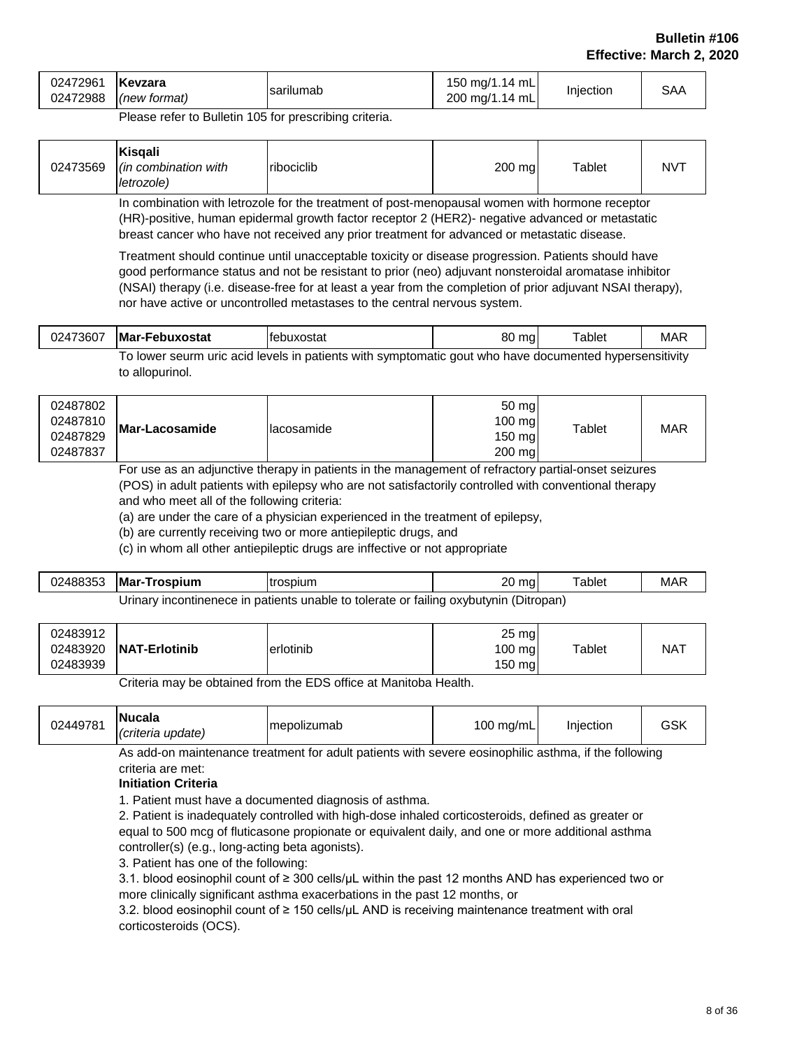| DIN | Brand | Generic | Strength | Form | Manufacturer |
|---|---|---|---|---|---|
| 02472961<br>02472988 | **Kevzara**<br>*(new format)* | sarilumab | 150 mg/1.14 mL<br>200 mg/1.14 mL | Injection | SAA |

Please refer to Bulletin 105 for prescribing criteria.

| DIN | Brand | Generic | Strength | Form | Manufacturer |
|---|---|---|---|---|---|
| 02473569 | **Kisqali**<br>*(in combination with letrozole)* | ribociclib | 200 mg | Tablet | NVT |

In combination with letrozole for the treatment of post-menopausal women with hormone receptor (HR)-positive, human epidermal growth factor receptor 2 (HER2)- negative advanced or metastatic breast cancer who have not received any prior treatment for advanced or metastatic disease.

Treatment should continue until unacceptable toxicity or disease progression. Patients should have good performance status and not be resistant to prior (neo) adjuvant nonsteroidal aromatase inhibitor (NSAI) therapy (i.e. disease-free for at least a year from the completion of prior adjuvant NSAI therapy), nor have active or uncontrolled metastases to the central nervous system.

| DIN | Brand | Generic | Strength | Form | Manufacturer |
|---|---|---|---|---|---|
| 02473607 | **Mar-Febuxostat** | febuxostat | 80 mg | Tablet | MAR |

To lower seurm uric acid levels in patients with symptomatic gout who have documented hypersensitivity to allopurinol.

| DIN | Brand | Generic | Strength | Form | Manufacturer |
|---|---|---|---|---|---|
| 02487802<br>02487810<br>02487829<br>02487837 | **Mar-Lacosamide** | lacosamide | 50 mg<br>100 mg<br>150 mg<br>200 mg | Tablet | MAR |

For use as an adjunctive therapy in patients in the management of refractory partial-onset seizures (POS) in adult patients with epilepsy who are not satisfactorily controlled with conventional therapy and who meet all of the following criteria:

(a) are under the care of a physician experienced in the treatment of epilepsy,

(b) are currently receiving two or more antiepileptic drugs, and

(c) in whom all other antiepileptic drugs are inffective or not appropriate

| DIN | Brand | Generic | Strength | Form | Manufacturer |
|---|---|---|---|---|---|
| 02488353 | **Mar-Trospium** | trospium | 20 mg | Tablet | MAR |

Urinary incontinenece in patients unable to tolerate or failing oxybutynin (Ditropan)

| DIN | Brand | Generic | Strength | Form | Manufacturer |
|---|---|---|---|---|---|
| 02483912<br>02483920<br>02483939 | **NAT-Erlotinib** | erlotinib | 25 mg<br>100 mg<br>150 mg | Tablet | NAT |

Criteria may be obtained from the EDS office at Manitoba Health.

| DIN | Brand | Generic | Strength | Form | Manufacturer |
|---|---|---|---|---|---|
| 02449781 | **Nucala**<br>*(criteria update)* | mepolizumab | 100 mg/mL | Injection | GSK |

As add-on maintenance treatment for adult patients with severe eosinophilic asthma, if the following criteria are met:

**Initiation Criteria**

1. Patient must have a documented diagnosis of asthma.
2. Patient is inadequately controlled with high-dose inhaled corticosteroids, defined as greater or equal to 500 mcg of fluticasone propionate or equivalent daily, and one or more additional asthma controller(s) (e.g., long-acting beta agonists).
3. Patient has one of the following:

3.1. blood eosinophil count of ≥ 300 cells/µL within the past 12 months AND has experienced two or more clinically significant asthma exacerbations in the past 12 months, or

3.2. blood eosinophil count of ≥ 150 cells/µL AND is receiving maintenance treatment with oral corticosteroids (OCS).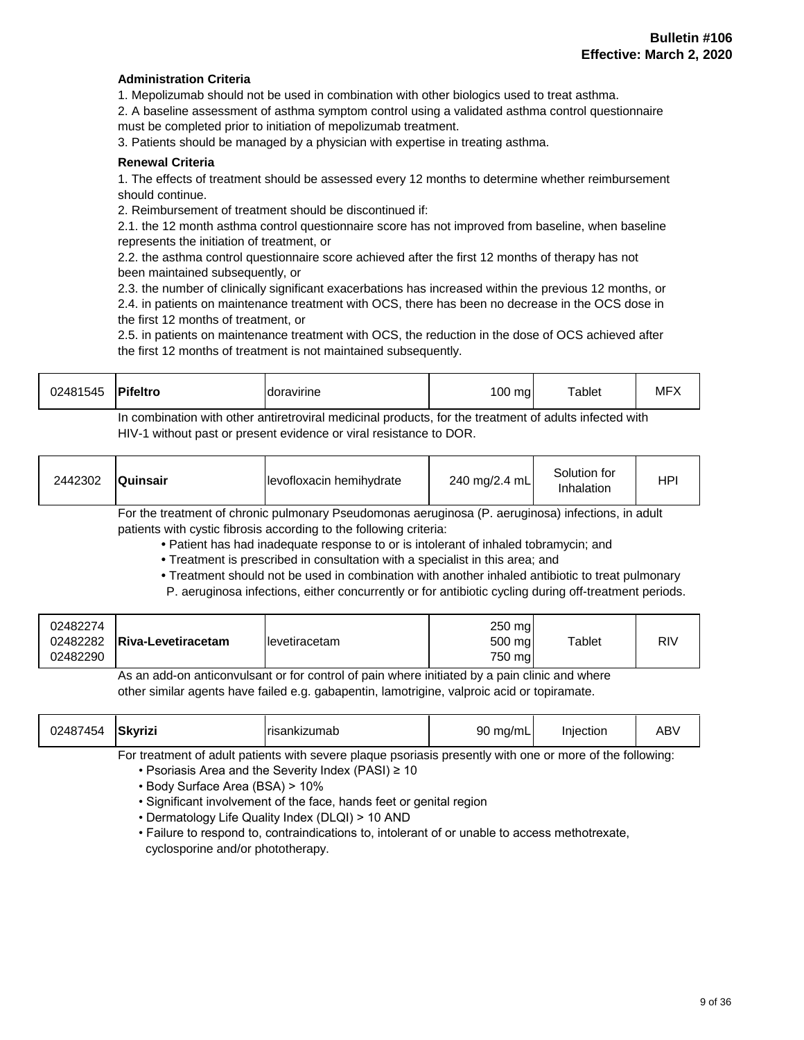**Administration Criteria**

1. Mepolizumab should not be used in combination with other biologics used to treat asthma.
2. A baseline assessment of asthma symptom control using a validated asthma control questionnaire must be completed prior to initiation of mepolizumab treatment.
3. Patients should be managed by a physician with expertise in treating asthma.

**Renewal Criteria**

1. The effects of treatment should be assessed every 12 months to determine whether reimbursement should continue.
2. Reimbursement of treatment should be discontinued if:
2.1. the 12 month asthma control questionnaire score has not improved from baseline, when baseline represents the initiation of treatment, or
2.2. the asthma control questionnaire score achieved after the first 12 months of therapy has not been maintained subsequently, or
2.3. the number of clinically significant exacerbations has increased within the previous 12 months, or
2.4. in patients on maintenance treatment with OCS, there has been no decrease in the OCS dose in the first 12 months of treatment, or
2.5. in patients on maintenance treatment with OCS, the reduction in the dose of OCS achieved after the first 12 months of treatment is not maintained subsequently.

| 02481545 | **Pifeltro** | doravirine | 100 mg | Tablet | MFX |
|---|---|---|---|---|---|

In combination with other antiretroviral medicinal products, for the treatment of adults infected with HIV-1 without past or present evidence or viral resistance to DOR.

| 2442302 | **Quinsair** | levofloxacin hemihydrate | 240 mg/2.4 mL | Solution for Inhalation | HPI |
|---|---|---|---|---|---|

For the treatment of chronic pulmonary Pseudomonas aeruginosa (P. aeruginosa) infections, in adult patients with cystic fibrosis according to the following criteria:

- Patient has had inadequate response to or is intolerant of inhaled tobramycin; and
- Treatment is prescribed in consultation with a specialist in this area; and
- Treatment should not be used in combination with another inhaled antibiotic to treat pulmonary P. aeruginosa infections, either concurrently or for antibiotic cycling during off-treatment periods.

| 02482274<br>02482282<br>02482290 | **Riva-Levetiracetam** | levetiracetam | 250 mg<br>500 mg<br>750 mg | Tablet | RIV |
|---|---|---|---|---|---|

As an add-on anticonvulsant or for control of pain where initiated by a pain clinic and where other similar agents have failed e.g. gabapentin, lamotrigine, valproic acid or topiramate.

| 02487454 | **Skyrizi** | risankizumab | 90 mg/mL | Injection | ABV |
|---|---|---|---|---|---|

For treatment of adult patients with severe plaque psoriasis presently with one or more of the following:

- Psoriasis Area and the Severity Index (PASI) ≥ 10
- Body Surface Area (BSA) > 10%
- Significant involvement of the face, hands feet or genital region
- Dermatology Life Quality Index (DLQI) > 10 AND
- Failure to respond to, contraindications to, intolerant of or unable to access methotrexate, cyclosporine and/or phototherapy.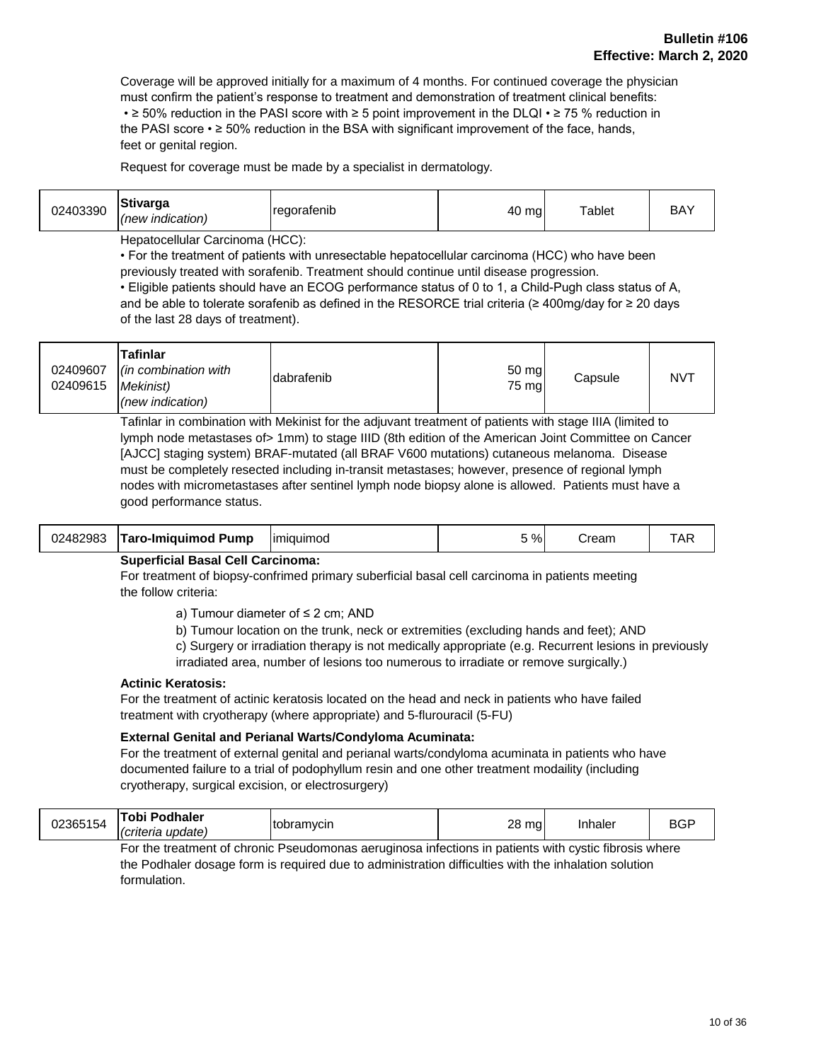Coverage will be approved initially for a maximum of 4 months. For continued coverage the physician must confirm the patient's response to treatment and demonstration of treatment clinical benefits:
• ≥ 50% reduction in the PASI score with ≥ 5 point improvement in the DLQI • ≥ 75 % reduction in the PASI score • ≥ 50% reduction in the BSA with significant improvement of the face, hands, feet or genital region.

Request for coverage must be made by a specialist in dermatology.

| 02403390 | **Stivarga** *(new indication)* | regorafenib | 40 mg | Tablet | BAY |
|---|---|---|---|---|---|

Hepatocellular Carcinoma (HCC):
• For the treatment of patients with unresectable hepatocellular carcinoma (HCC) who have been previously treated with sorafenib. Treatment should continue until disease progression.
• Eligible patients should have an ECOG performance status of 0 to 1, a Child-Pugh class status of A, and be able to tolerate sorafenib as defined in the RESORCE trial criteria (≥ 400mg/day for ≥ 20 days of the last 28 days of treatment).

| 02409607<br>02409615 | **Tafinlar** *(in combination with Mekinist)* *(new indication)* | dabrafenib | 50 mg<br>75 mg | Capsule | NVT |
|---|---|---|---|---|---|

Tafinlar in combination with Mekinist for the adjuvant treatment of patients with stage IIIA (limited to lymph node metastases of> 1mm) to stage IIID (8th edition of the American Joint Committee on Cancer [AJCC] staging system) BRAF-mutated (all BRAF V600 mutations) cutaneous melanoma. Disease must be completely resected including in-transit metastases; however, presence of regional lymph nodes with micrometastases after sentinel lymph node biopsy alone is allowed. Patients must have a good performance status.

| 02482983 | **Taro-Imiquimod Pump** | imiquimod | 5 % | Cream | TAR |
|---|---|---|---|---|---|

**Superficial Basal Cell Carcinoma:**
For treatment of biopsy-confrimed primary suberficial basal cell carcinoma in patients meeting the follow criteria:

a) Tumour diameter of ≤ 2 cm; AND
b) Tumour location on the trunk, neck or extremities (excluding hands and feet); AND
c) Surgery or irradiation therapy is not medically appropriate (e.g. Recurrent lesions in previously irradiated area, number of lesions too numerous to irradiate or remove surgically.)

**Actinic Keratosis:**
For the treatment of actinic keratosis located on the head and neck in patients who have failed treatment with cryotherapy (where appropriate) and 5-flurouracil (5-FU)

**External Genital and Perianal Warts/Condyloma Acuminata:**
For the treatment of external genital and perianal warts/condyloma acuminata in patients who have documented failure to a trial of podophyllum resin and one other treatment modaility (including cryotherapy, surgical excision, or electrosurgery)

| 02365154 | **Tobi Podhaler** *(criteria update)* | tobramycin | 28 mg | Inhaler | BGP |
|---|---|---|---|---|---|

For the treatment of chronic Pseudomonas aeruginosa infections in patients with cystic fibrosis where the Podhaler dosage form is required due to administration difficulties with the inhalation solution formulation.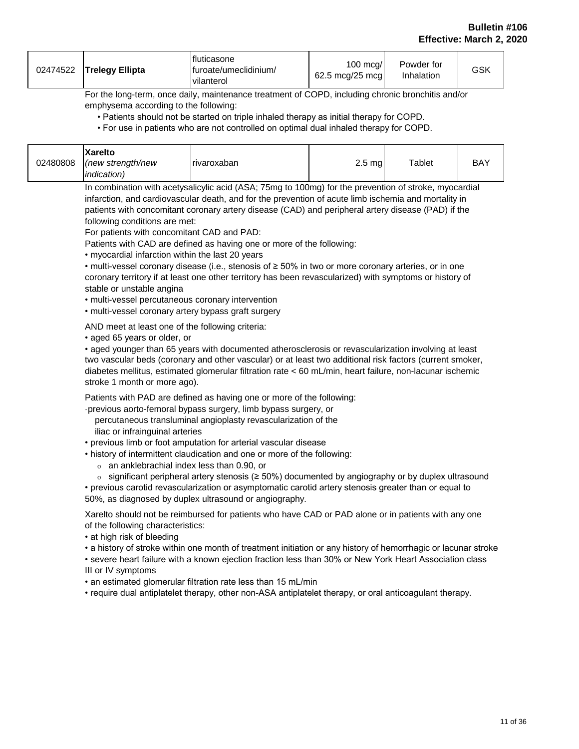| 02474522 | **Trelegy Ellipta** | fluticasone furoate/umeclidinium/ vilanterol | 100 mcg/ 62.5 mcg/25 mcg | Powder for Inhalation | GSK |
|---|---|---|---|---|---|

For the long-term, once daily, maintenance treatment of COPD, including chronic bronchitis and/or emphysema according to the following:

- Patients should not be started on triple inhaled therapy as initial therapy for COPD.
- For use in patients who are not controlled on optimal dual inhaled therapy for COPD.

| 02480808 | **Xarelto** *(new strength/new indication)* | rivaroxaban | 2.5 mg | Tablet | BAY |
|---|---|---|---|---|---|

In combination with acetysalicylic acid (ASA; 75mg to 100mg) for the prevention of stroke, myocardial infarction, and cardiovascular death, and for the prevention of acute limb ischemia and mortality in patients with concomitant coronary artery disease (CAD) and peripheral artery disease (PAD) if the following conditions are met:

For patients with concomitant CAD and PAD:

Patients with CAD are defined as having one or more of the following:

- myocardial infarction within the last 20 years
- multi-vessel coronary disease (i.e., stenosis of ≥ 50% in two or more coronary arteries, or in one coronary territory if at least one other territory has been revascularized) with symptoms or history of stable or unstable angina
- multi-vessel percutaneous coronary intervention
- multi-vessel coronary artery bypass graft surgery

AND meet at least one of the following criteria:

- aged 65 years or older, or
- aged younger than 65 years with documented atherosclerosis or revascularization involving at least two vascular beds (coronary and other vascular) or at least two additional risk factors (current smoker, diabetes mellitus, estimated glomerular filtration rate < 60 mL/min, heart failure, non-lacunar ischemic stroke 1 month or more ago).

Patients with PAD are defined as having one or more of the following:

- previous aorto-femoral bypass surgery, limb bypass surgery, or percutaneous transluminal angioplasty revascularization of the iliac or infrainguinal arteries
- previous limb or foot amputation for arterial vascular disease
- history of intermittent claudication and one or more of the following:
  - an anklebrachial index less than 0.90, or
  - significant peripheral artery stenosis (≥ 50%) documented by angiography or by duplex ultrasound
- previous carotid revascularization or asymptomatic carotid artery stenosis greater than or equal to 50%, as diagnosed by duplex ultrasound or angiography.

Xarelto should not be reimbursed for patients who have CAD or PAD alone or in patients with any one of the following characteristics:

- at high risk of bleeding
- a history of stroke within one month of treatment initiation or any history of hemorrhagic or lacunar stroke
- severe heart failure with a known ejection fraction less than 30% or New York Heart Association class III or IV symptoms
- an estimated glomerular filtration rate less than 15 mL/min
- require dual antiplatelet therapy, other non-ASA antiplatelet therapy, or oral anticoagulant therapy.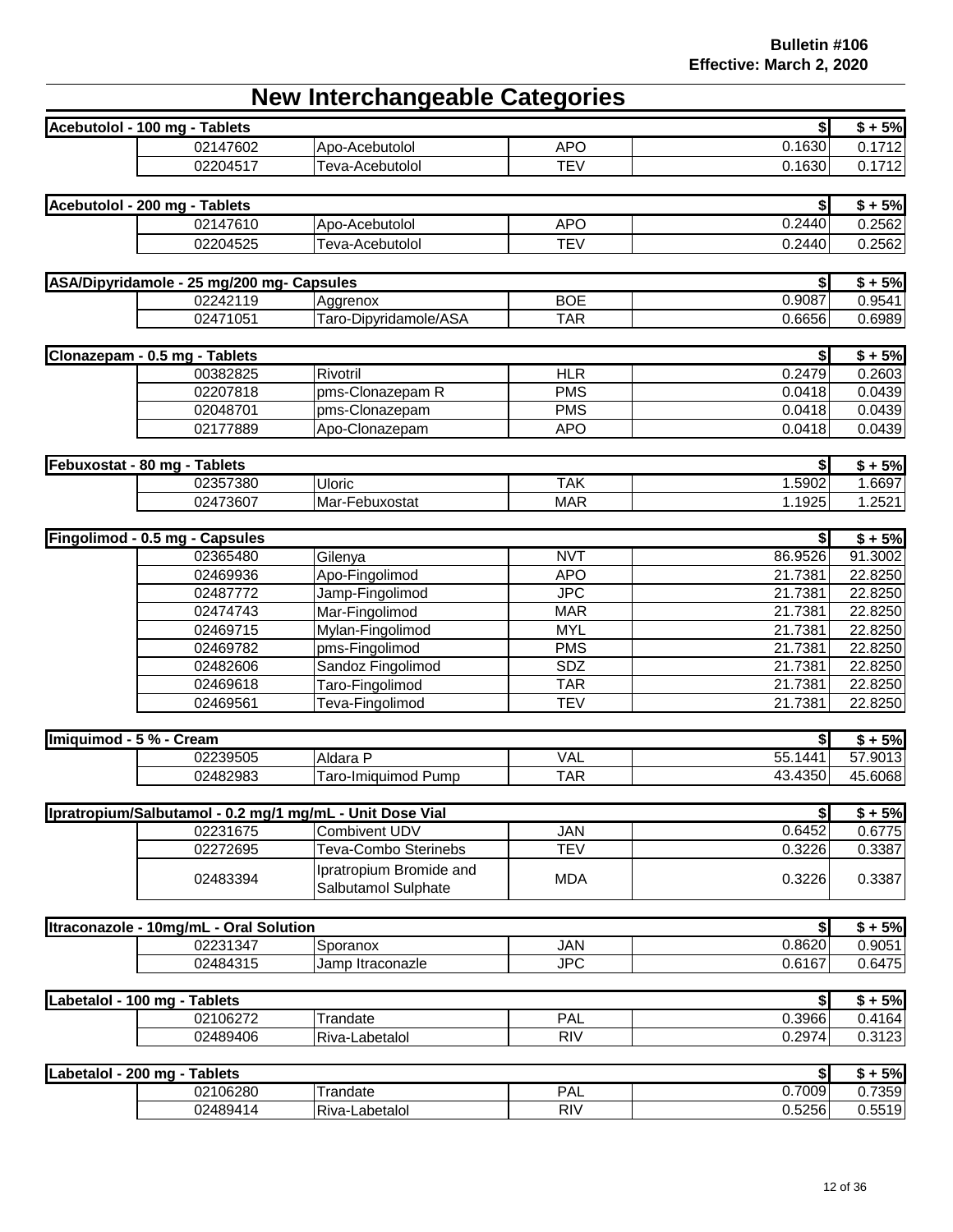Bulletin #106
Effective: March 2, 2020

# New Interchangeable Categories

| Acebutolol - 100 mg - Tablets | | | $ | $ + 5% |
|---|---|---|---|---|
| 02147602 | Apo-Acebutolol | APO | 0.1630 | 0.1712 |
| 02204517 | Teva-Acebutolol | TEV | 0.1630 | 0.1712 |

| Acebutolol - 200 mg - Tablets | | | $ | $ + 5% |
|---|---|---|---|---|
| 02147610 | Apo-Acebutolol | APO | 0.2440 | 0.2562 |
| 02204525 | Teva-Acebutolol | TEV | 0.2440 | 0.2562 |

| ASA/Dipyridamole - 25 mg/200 mg- Capsules | | | $ | $ + 5% |
|---|---|---|---|---|
| 02242119 | Aggrenox | BOE | 0.9087 | 0.9541 |
| 02471051 | Taro-Dipyridamole/ASA | TAR | 0.6656 | 0.6989 |

| Clonazepam - 0.5 mg - Tablets | | | $ | $ + 5% |
|---|---|---|---|---|
| 00382825 | Rivotril | HLR | 0.2479 | 0.2603 |
| 02207818 | pms-Clonazepam R | PMS | 0.0418 | 0.0439 |
| 02048701 | pms-Clonazepam | PMS | 0.0418 | 0.0439 |
| 02177889 | Apo-Clonazepam | APO | 0.0418 | 0.0439 |

| Febuxostat - 80 mg - Tablets | | | $ | $ + 5% |
|---|---|---|---|---|
| 02357380 | Uloric | TAK | 1.5902 | 1.6697 |
| 02473607 | Mar-Febuxostat | MAR | 1.1925 | 1.2521 |

| Fingolimod - 0.5 mg - Capsules | | | $ | $ + 5% |
|---|---|---|---|---|
| 02365480 | Gilenya | NVT | 86.9526 | 91.3002 |
| 02469936 | Apo-Fingolimod | APO | 21.7381 | 22.8250 |
| 02487772 | Jamp-Fingolimod | JPC | 21.7381 | 22.8250 |
| 02474743 | Mar-Fingolimod | MAR | 21.7381 | 22.8250 |
| 02469715 | Mylan-Fingolimod | MYL | 21.7381 | 22.8250 |
| 02469782 | pms-Fingolimod | PMS | 21.7381 | 22.8250 |
| 02482606 | Sandoz Fingolimod | SDZ | 21.7381 | 22.8250 |
| 02469618 | Taro-Fingolimod | TAR | 21.7381 | 22.8250 |
| 02469561 | Teva-Fingolimod | TEV | 21.7381 | 22.8250 |

| Imiquimod - 5 % - Cream | | | $ | $ + 5% |
|---|---|---|---|---|
| 02239505 | Aldara P | VAL | 55.1441 | 57.9013 |
| 02482983 | Taro-Imiquimod Pump | TAR | 43.4350 | 45.6068 |

| Ipratropium/Salbutamol - 0.2 mg/1 mg/mL - Unit Dose Vial | | | $ | $ + 5% |
|---|---|---|---|---|
| 02231675 | Combivent UDV | JAN | 0.6452 | 0.6775 |
| 02272695 | Teva-Combo Sterinebs | TEV | 0.3226 | 0.3387 |
| 02483394 | Ipratropium Bromide and Salbutamol Sulphate | MDA | 0.3226 | 0.3387 |

| Itraconazole - 10mg/mL - Oral Solution | | | $ | $ + 5% |
|---|---|---|---|---|
| 02231347 | Sporanox | JAN | 0.8620 | 0.9051 |
| 02484315 | Jamp Itraconazle | JPC | 0.6167 | 0.6475 |

| Labetalol - 100 mg - Tablets | | | $ | $ + 5% |
|---|---|---|---|---|
| 02106272 | Trandate | PAL | 0.3966 | 0.4164 |
| 02489406 | Riva-Labetalol | RIV | 0.2974 | 0.3123 |

| Labetalol - 200 mg - Tablets | | | $ | $ + 5% |
|---|---|---|---|---|
| 02106280 | Trandate | PAL | 0.7009 | 0.7359 |
| 02489414 | Riva-Labetalol | RIV | 0.5256 | 0.5519 |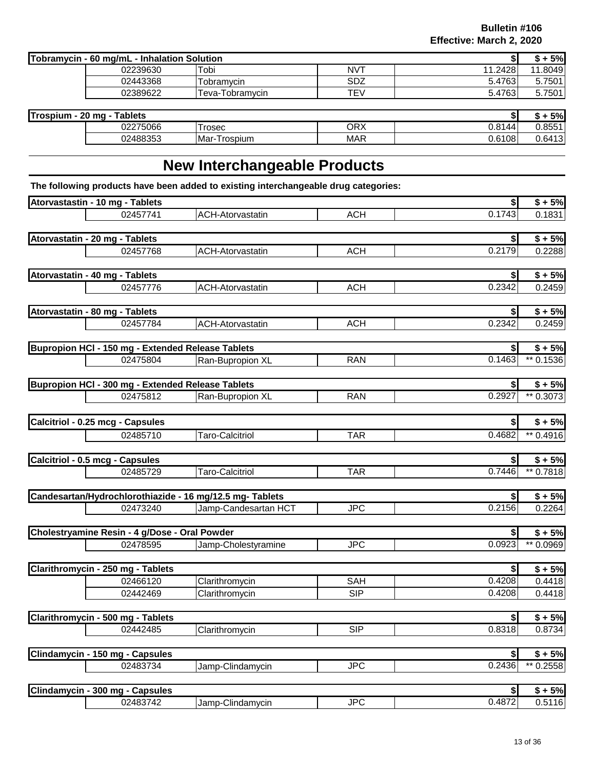| Tobramycin - 60 mg/mL - Inhalation Solution | | | $ | $ + 5% |
|---|---|---|---|---|
| 02239630 | Tobi | NVT | 11.2428 | 11.8049 |
| 02443368 | Tobramycin | SDZ | 5.4763 | 5.7501 |
| 02389622 | Teva-Tobramycin | TEV | 5.4763 | 5.7501 |

| Trospium - 20 mg - Tablets | | | $ | $ + 5% |
|---|---|---|---|---|
| 02275066 | Trosec | ORX | 0.8144 | 0.8551 |
| 02488353 | Mar-Trospium | MAR | 0.6108 | 0.6413 |

# New Interchangeable Products

**The following products have been added to existing interchangeable drug categories:**

| Atorvastatin - 10 mg - Tablets | | | $ | $ + 5% |
|---|---|---|---|---|
| 02457741 | ACH-Atorvastatin | ACH | 0.1743 | 0.1831 |

| Atorvastatin - 20 mg - Tablets | | | $ | $ + 5% |
|---|---|---|---|---|
| 02457768 | ACH-Atorvastatin | ACH | 0.2179 | 0.2288 |

| Atorvastatin - 40 mg - Tablets | | | $ | $ + 5% |
|---|---|---|---|---|
| 02457776 | ACH-Atorvastatin | ACH | 0.2342 | 0.2459 |

| Atorvastatin - 80 mg - Tablets | | | $ | $ + 5% |
|---|---|---|---|---|
| 02457784 | ACH-Atorvastatin | ACH | 0.2342 | 0.2459 |

| Bupropion HCl - 150 mg - Extended Release Tablets | | | $ | $ + 5% |
|---|---|---|---|---|
| 02475804 | Ran-Bupropion XL | RAN | 0.1463 | ** 0.1536 |

| Bupropion HCl - 300 mg - Extended Release Tablets | | | $ | $ + 5% |
|---|---|---|---|---|
| 02475812 | Ran-Bupropion XL | RAN | 0.2927 | ** 0.3073 |

| Calcitriol - 0.25 mcg - Capsules | | | $ | $ + 5% |
|---|---|---|---|---|
| 02485710 | Taro-Calcitriol | TAR | 0.4682 | ** 0.4916 |

| Calcitriol - 0.5 mcg - Capsules | | | $ | $ + 5% |
|---|---|---|---|---|
| 02485729 | Taro-Calcitriol | TAR | 0.7446 | ** 0.7818 |

| Candesartan/Hydrochlorothiazide - 16 mg/12.5 mg- Tablets | | | $ | $ + 5% |
|---|---|---|---|---|
| 02473240 | Jamp-Candesartan HCT | JPC | 0.2156 | 0.2264 |

| Cholestryamine Resin - 4 g/Dose - Oral Powder | | | $ | $ + 5% |
|---|---|---|---|---|
| 02478595 | Jamp-Cholestyramine | JPC | 0.0923 | ** 0.0969 |

| Clarithromycin - 250 mg - Tablets | | | $ | $ + 5% |
|---|---|---|---|---|
| 02466120 | Clarithromycin | SAH | 0.4208 | 0.4418 |
| 02442469 | Clarithromycin | SIP | 0.4208 | 0.4418 |

| Clarithromycin - 500 mg - Tablets | | | $ | $ + 5% |
|---|---|---|---|---|
| 02442485 | Clarithromycin | SIP | 0.8318 | 0.8734 |

| Clindamycin - 150 mg - Capsules | | | $ | $ + 5% |
|---|---|---|---|---|
| 02483734 | Jamp-Clindamycin | JPC | 0.2436 | ** 0.2558 |

| Clindamycin - 300 mg - Capsules | | | $ | $ + 5% |
|---|---|---|---|---|
| 02483742 | Jamp-Clindamycin | JPC | 0.4872 | 0.5116 |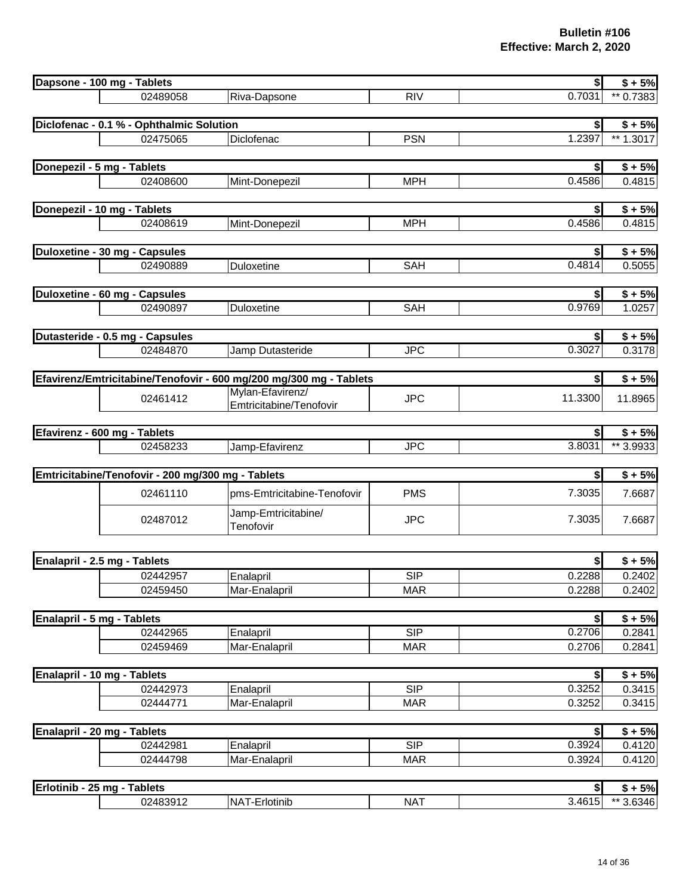**Bulletin #106**
**Effective: March 2, 2020**

| Drug | DIN | Brand | MFR | $ | $ + 5% |
|---|---|---|---|---|---|
| **Dapsone - 100 mg - Tablets** | | | | | |
| | 02489058 | Riva-Dapsone | RIV | 0.7031 | ** 0.7383 |
| **Diclofenac - 0.1 % - Ophthalmic Solution** | | | | | |
| | 02475065 | Diclofenac | PSN | 1.2397 | ** 1.3017 |
| **Donepezil - 5 mg - Tablets** | | | | | |
| | 02408600 | Mint-Donepezil | MPH | 0.4586 | 0.4815 |
| **Donepezil - 10 mg - Tablets** | | | | | |
| | 02408619 | Mint-Donepezil | MPH | 0.4586 | 0.4815 |
| **Duloxetine - 30 mg - Capsules** | | | | | |
| | 02490889 | Duloxetine | SAH | 0.4814 | 0.5055 |
| **Duloxetine - 60 mg - Capsules** | | | | | |
| | 02490897 | Duloxetine | SAH | 0.9769 | 1.0257 |
| **Dutasteride - 0.5 mg - Capsules** | | | | | |
| | 02484870 | Jamp Dutasteride | JPC | 0.3027 | 0.3178 |
| **Efavirenz/Emtricitabine/Tenofovir - 600 mg/200 mg/300 mg - Tablets** | | | | | |
| | 02461412 | Mylan-Efavirenz/ Emtricitabine/Tenofovir | JPC | 11.3300 | 11.8965 |
| **Efavirenz - 600 mg - Tablets** | | | | | |
| | 02458233 | Jamp-Efavirenz | JPC | 3.8031 | ** 3.9933 |
| **Emtricitabine/Tenofovir - 200 mg/300 mg - Tablets** | | | | | |
| | 02461110 | pms-Emtricitabine-Tenofovir | PMS | 7.3035 | 7.6687 |
| | 02487012 | Jamp-Emtricitabine/ Tenofovir | JPC | 7.3035 | 7.6687 |
| **Enalapril - 2.5 mg - Tablets** | | | | | |
| | 02442957 | Enalapril | SIP | 0.2288 | 0.2402 |
| | 02459450 | Mar-Enalapril | MAR | 0.2288 | 0.2402 |
| **Enalapril - 5 mg - Tablets** | | | | | |
| | 02442965 | Enalapril | SIP | 0.2706 | 0.2841 |
| | 02459469 | Mar-Enalapril | MAR | 0.2706 | 0.2841 |
| **Enalapril - 10 mg - Tablets** | | | | | |
| | 02442973 | Enalapril | SIP | 0.3252 | 0.3415 |
| | 02444771 | Mar-Enalapril | MAR | 0.3252 | 0.3415 |
| **Enalapril - 20 mg - Tablets** | | | | | |
| | 02442981 | Enalapril | SIP | 0.3924 | 0.4120 |
| | 02444798 | Mar-Enalapril | MAR | 0.3924 | 0.4120 |
| **Erlotinib - 25 mg - Tablets** | | | | | |
| | 02483912 | NAT-Erlotinib | NAT | 3.4615 | ** 3.6346 |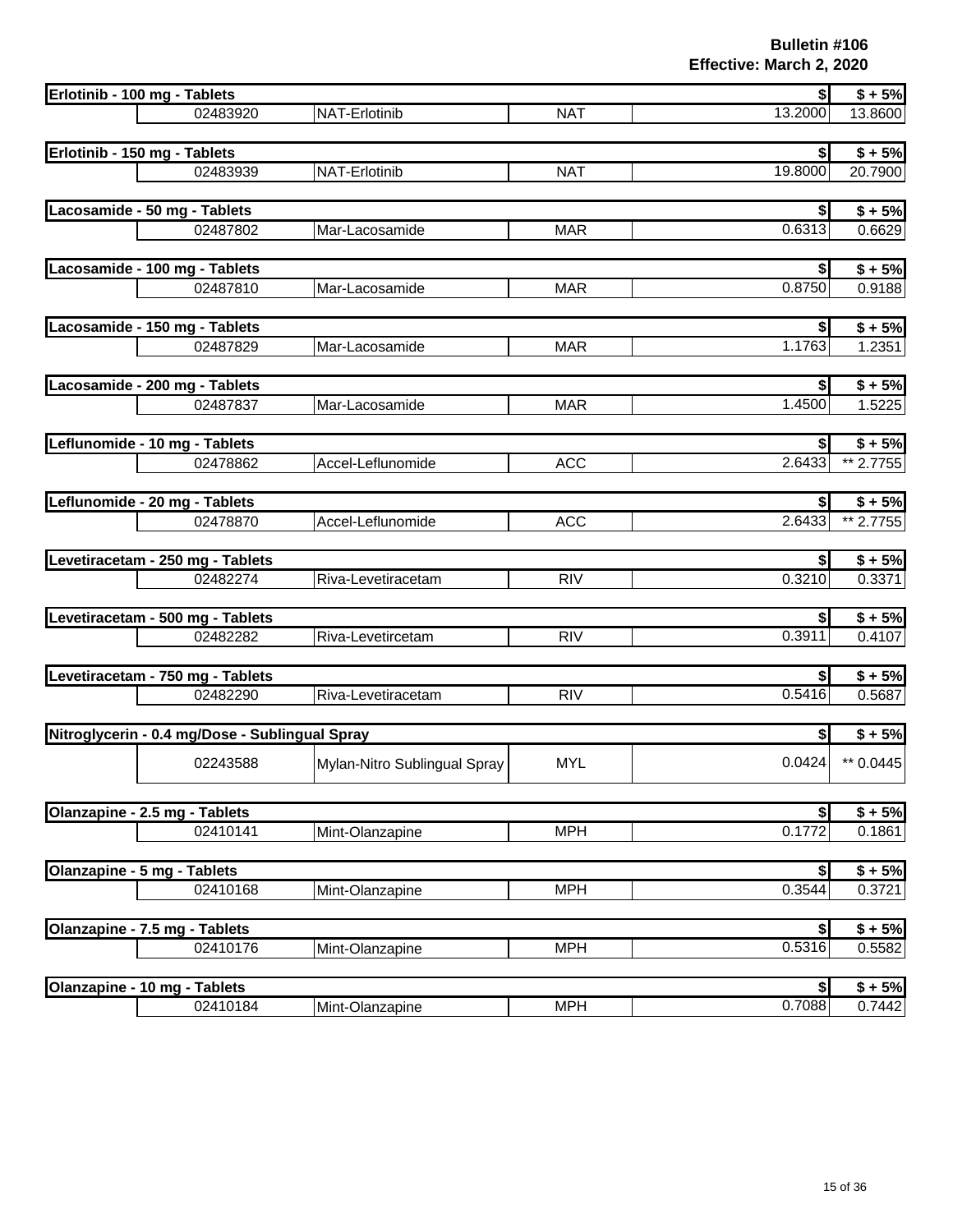**Bulletin #106**
**Effective: March 2, 2020**

| Product | DIN | Brand | Mfr | | $ | $ + 5% |
|---|---|---|---|---|---|---|
| **Erlotinib - 100 mg - Tablets** | | | | | **$** | **$ + 5%** |
| | 02483920 | NAT-Erlotinib | NAT | | 13.2000 | 13.8600 |
| **Erlotinib - 150 mg - Tablets** | | | | | **$** | **$ + 5%** |
| | 02483939 | NAT-Erlotinib | NAT | | 19.8000 | 20.7900 |
| **Lacosamide - 50 mg - Tablets** | | | | | **$** | **$ + 5%** |
| | 02487802 | Mar-Lacosamide | MAR | | 0.6313 | 0.6629 |
| **Lacosamide - 100 mg - Tablets** | | | | | **$** | **$ + 5%** |
| | 02487810 | Mar-Lacosamide | MAR | | 0.8750 | 0.9188 |
| **Lacosamide - 150 mg - Tablets** | | | | | **$** | **$ + 5%** |
| | 02487829 | Mar-Lacosamide | MAR | | 1.1763 | 1.2351 |
| **Lacosamide - 200 mg - Tablets** | | | | | **$** | **$ + 5%** |
| | 02487837 | Mar-Lacosamide | MAR | | 1.4500 | 1.5225 |
| **Leflunomide - 10 mg - Tablets** | | | | | **$** | **$ + 5%** |
| | 02478862 | Accel-Leflunomide | ACC | | 2.6433 | ** 2.7755 |
| **Leflunomide - 20 mg - Tablets** | | | | | **$** | **$ + 5%** |
| | 02478870 | Accel-Leflunomide | ACC | | 2.6433 | ** 2.7755 |
| **Levetiracetam - 250 mg - Tablets** | | | | | **$** | **$ + 5%** |
| | 02482274 | Riva-Levetiracetam | RIV | | 0.3210 | 0.3371 |
| **Levetiracetam - 500 mg - Tablets** | | | | | **$** | **$ + 5%** |
| | 02482282 | Riva-Levetircetam | RIV | | 0.3911 | 0.4107 |
| **Levetiracetam - 750 mg - Tablets** | | | | | **$** | **$ + 5%** |
| | 02482290 | Riva-Levetiracetam | RIV | | 0.5416 | 0.5687 |
| **Nitroglycerin - 0.4 mg/Dose - Sublingual Spray** | | | | | **$** | **$ + 5%** |
| | 02243588 | Mylan-Nitro Sublingual Spray | MYL | | 0.0424 | ** 0.0445 |
| **Olanzapine - 2.5 mg - Tablets** | | | | | **$** | **$ + 5%** |
| | 02410141 | Mint-Olanzapine | MPH | | 0.1772 | 0.1861 |
| **Olanzapine - 5 mg - Tablets** | | | | | **$** | **$ + 5%** |
| | 02410168 | Mint-Olanzapine | MPH | | 0.3544 | 0.3721 |
| **Olanzapine - 7.5 mg - Tablets** | | | | | **$** | **$ + 5%** |
| | 02410176 | Mint-Olanzapine | MPH | | 0.5316 | 0.5582 |
| **Olanzapine - 10 mg - Tablets** | | | | | **$** | **$ + 5%** |
| | 02410184 | Mint-Olanzapine | MPH | | 0.7088 | 0.7442 |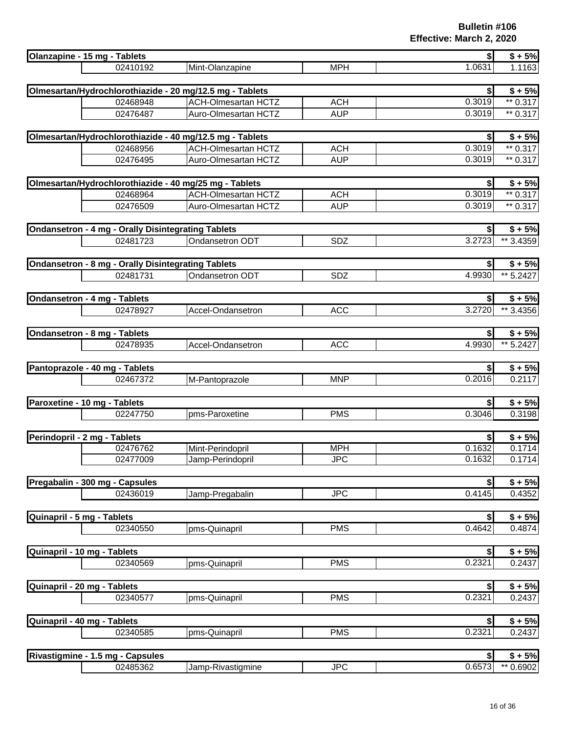**Bulletin #106**
**Effective: March 2, 2020**

| Olanzapine - 15 mg - Tablets | | | | $ | $ + 5% |
|---|---|---|---|---|---|
| | 02410192 | Mint-Olanzapine | MPH | 1.0631 | 1.1163 |

| Olmesartan/Hydrochlorothiazide - 20 mg/12.5 mg - Tablets | | | | $ | $ + 5% |
|---|---|---|---|---|---|
| | 02468948 | ACH-Olmesartan HCTZ | ACH | 0.3019 | ** 0.317 |
| | 02476487 | Auro-Olmesartan HCTZ | AUP | 0.3019 | ** 0.317 |

| Olmesartan/Hydrochlorothiazide - 40 mg/12.5 mg - Tablets | | | | $ | $ + 5% |
|---|---|---|---|---|---|
| | 02468956 | ACH-Olmesartan HCTZ | ACH | 0.3019 | ** 0.317 |
| | 02476495 | Auro-Olmesartan HCTZ | AUP | 0.3019 | ** 0.317 |

| Olmesartan/Hydrochlorothiazide - 40 mg/25 mg - Tablets | | | | $ | $ + 5% |
|---|---|---|---|---|---|
| | 02468964 | ACH-Olmesartan HCTZ | ACH | 0.3019 | ** 0.317 |
| | 02476509 | Auro-Olmesartan HCTZ | AUP | 0.3019 | ** 0.317 |

| Ondansetron - 4 mg - Orally Disintegrating Tablets | | | | $ | $ + 5% |
|---|---|---|---|---|---|
| | 02481723 | Ondansetron ODT | SDZ | 3.2723 | ** 3.4359 |

| Ondansetron - 8 mg - Orally Disintegrating Tablets | | | | $ | $ + 5% |
|---|---|---|---|---|---|
| | 02481731 | Ondansetron ODT | SDZ | 4.9930 | ** 5.2427 |

| Ondansetron - 4 mg - Tablets | | | | $ | $ + 5% |
|---|---|---|---|---|---|
| | 02478927 | Accel-Ondansetron | ACC | 3.2720 | ** 3.4356 |

| Ondansetron - 8 mg - Tablets | | | | $ | $ + 5% |
|---|---|---|---|---|---|
| | 02478935 | Accel-Ondansetron | ACC | 4.9930 | ** 5.2427 |

| Pantoprazole - 40 mg - Tablets | | | | $ | $ + 5% |
|---|---|---|---|---|---|
| | 02467372 | M-Pantoprazole | MNP | 0.2016 | 0.2117 |

| Paroxetine - 10 mg - Tablets | | | | $ | $ + 5% |
|---|---|---|---|---|---|
| | 02247750 | pms-Paroxetine | PMS | 0.3046 | 0.3198 |

| Perindopril - 2 mg - Tablets | | | | $ | $ + 5% |
|---|---|---|---|---|---|
| | 02476762 | Mint-Perindopril | MPH | 0.1632 | 0.1714 |
| | 02477009 | Jamp-Perindopril | JPC | 0.1632 | 0.1714 |

| Pregabalin - 300 mg - Capsules | | | | $ | $ + 5% |
|---|---|---|---|---|---|
| | 02436019 | Jamp-Pregabalin | JPC | 0.4145 | 0.4352 |

| Quinapril - 5 mg - Tablets | | | | $ | $ + 5% |
|---|---|---|---|---|---|
| | 02340550 | pms-Quinapril | PMS | 0.4642 | 0.4874 |

| Quinapril - 10 mg - Tablets | | | | $ | $ + 5% |
|---|---|---|---|---|---|
| | 02340569 | pms-Quinapril | PMS | 0.2321 | 0.2437 |

| Quinapril - 20 mg - Tablets | | | | $ | $ + 5% |
|---|---|---|---|---|---|
| | 02340577 | pms-Quinapril | PMS | 0.2321 | 0.2437 |

| Quinapril - 40 mg - Tablets | | | | $ | $ + 5% |
|---|---|---|---|---|---|
| | 02340585 | pms-Quinapril | PMS | 0.2321 | 0.2437 |

| Rivastigmine - 1.5 mg - Capsules | | | | $ | $ + 5% |
|---|---|---|---|---|---|
| | 02485362 | Jamp-Rivastigmine | JPC | 0.6573 | ** 0.6902 |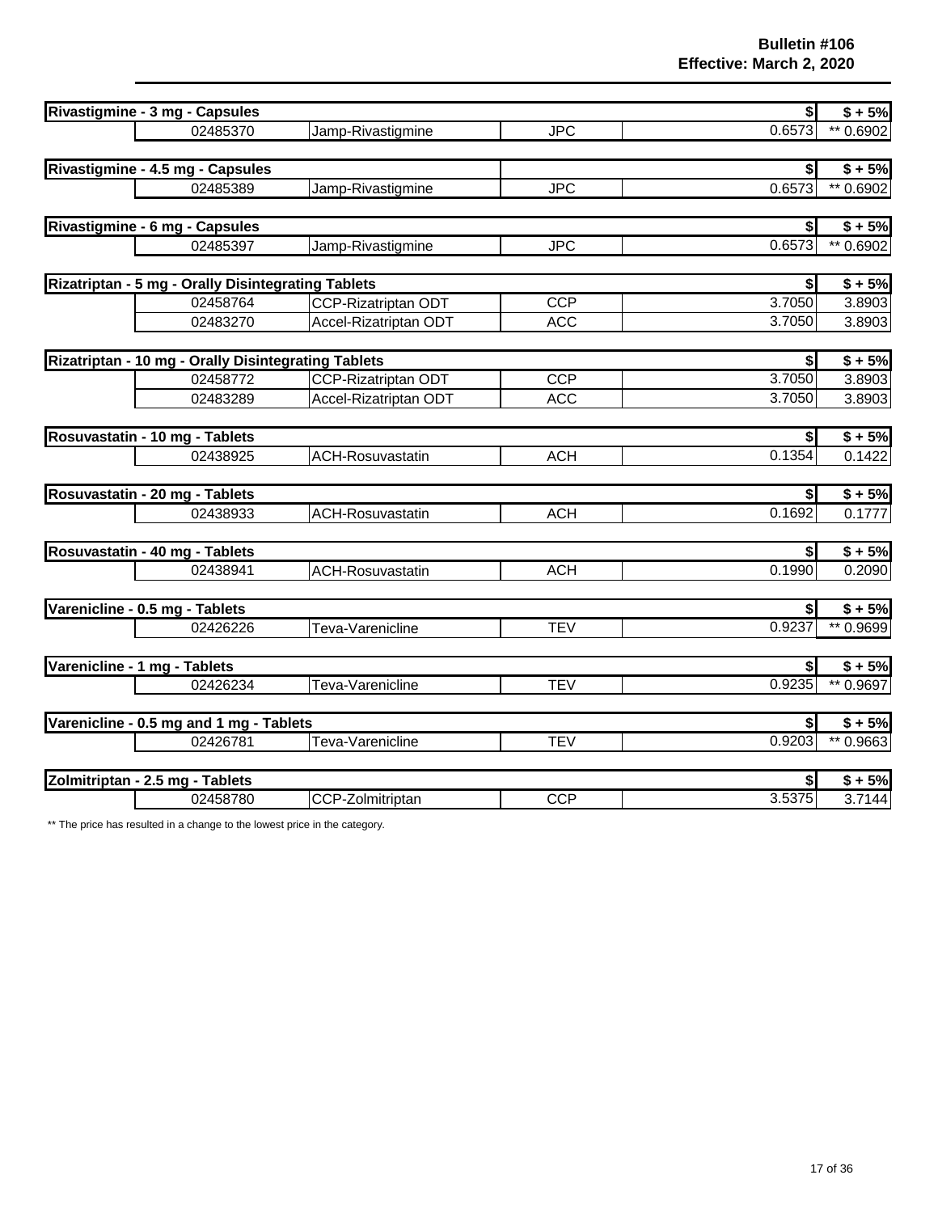**Bulletin #106**
**Effective: March 2, 2020**

| Drug | DIN | Brand | Mfr | | $ | $ + 5% |
|---|---|---|---|---|---|---|
| **Rivastigmine - 3 mg - Capsules** | | | | | **$** | **$ + 5%** |
| | 02485370 | Jamp-Rivastigmine | JPC | | 0.6573 | ** 0.6902 |
| **Rivastigmine - 4.5 mg - Capsules** | | | | | **$** | **$ + 5%** |
| | 02485389 | Jamp-Rivastigmine | JPC | | 0.6573 | ** 0.6902 |
| **Rivastigmine - 6 mg - Capsules** | | | | | **$** | **$ + 5%** |
| | 02485397 | Jamp-Rivastigmine | JPC | | 0.6573 | ** 0.6902 |
| **Rizatriptan - 5 mg - Orally Disintegrating Tablets** | | | | | **$** | **$ + 5%** |
| | 02458764 | CCP-Rizatriptan ODT | CCP | | 3.7050 | 3.8903 |
| | 02483270 | Accel-Rizatriptan ODT | ACC | | 3.7050 | 3.8903 |
| **Rizatriptan - 10 mg - Orally Disintegrating Tablets** | | | | | **$** | **$ + 5%** |
| | 02458772 | CCP-Rizatriptan ODT | CCP | | 3.7050 | 3.8903 |
| | 02483289 | Accel-Rizatriptan ODT | ACC | | 3.7050 | 3.8903 |
| **Rosuvastatin - 10 mg - Tablets** | | | | | **$** | **$ + 5%** |
| | 02438925 | ACH-Rosuvastatin | ACH | | 0.1354 | 0.1422 |
| **Rosuvastatin - 20 mg - Tablets** | | | | | **$** | **$ + 5%** |
| | 02438933 | ACH-Rosuvastatin | ACH | | 0.1692 | 0.1777 |
| **Rosuvastatin - 40 mg - Tablets** | | | | | **$** | **$ + 5%** |
| | 02438941 | ACH-Rosuvastatin | ACH | | 0.1990 | 0.2090 |
| **Varenicline - 0.5 mg - Tablets** | | | | | **$** | **$ + 5%** |
| | 02426226 | Teva-Varenicline | TEV | | 0.9237 | ** 0.9699 |
| **Varenicline - 1 mg - Tablets** | | | | | **$** | **$ + 5%** |
| | 02426234 | Teva-Varenicline | TEV | | 0.9235 | ** 0.9697 |
| **Varenicline - 0.5 mg and 1 mg - Tablets** | | | | | **$** | **$ + 5%** |
| | 02426781 | Teva-Varenicline | TEV | | 0.9203 | ** 0.9663 |
| **Zolmitriptan - 2.5 mg - Tablets** | | | | | **$** | **$ + 5%** |
| | 02458780 | CCP-Zolmitriptan | CCP | | 3.5375 | 3.7144 |

** The price has resulted in a change to the lowest price in the category.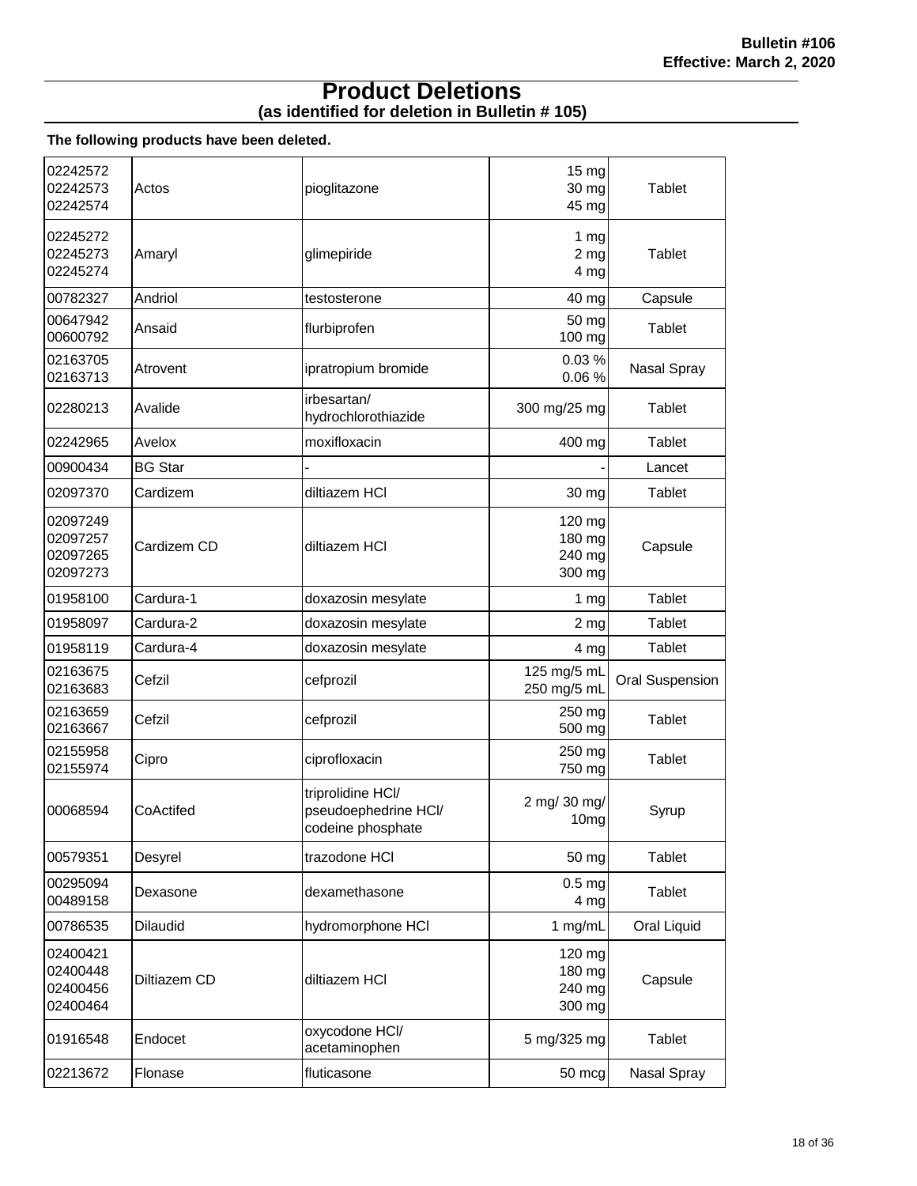**Bulletin #106**
**Effective: March 2, 2020**

# Product Deletions
## (as identified for deletion in Bulletin # 105)

**The following products have been deleted.**

| | | | | |
|---|---|---|---|---|
| 02242572<br>02242573<br>02242574 | Actos | pioglitazone | 15 mg<br>30 mg<br>45 mg | Tablet |
| 02245272<br>02245273<br>02245274 | Amaryl | glimepiride | 1 mg<br>2 mg<br>4 mg | Tablet |
| 00782327 | Andriol | testosterone | 40 mg | Capsule |
| 00647942<br>00600792 | Ansaid | flurbiprofen | 50 mg<br>100 mg | Tablet |
| 02163705<br>02163713 | Atrovent | ipratropium bromide | 0.03 %<br>0.06 % | Nasal Spray |
| 02280213 | Avalide | irbesartan/ hydrochlorothiazide | 300 mg/25 mg | Tablet |
| 02242965 | Avelox | moxifloxacin | 400 mg | Tablet |
| 00900434 | BG Star | - | - | Lancet |
| 02097370 | Cardizem | diltiazem HCl | 30 mg | Tablet |
| 02097249<br>02097257<br>02097265<br>02097273 | Cardizem CD | diltiazem HCl | 120 mg<br>180 mg<br>240 mg<br>300 mg | Capsule |
| 01958100 | Cardura-1 | doxazosin mesylate | 1 mg | Tablet |
| 01958097 | Cardura-2 | doxazosin mesylate | 2 mg | Tablet |
| 01958119 | Cardura-4 | doxazosin mesylate | 4 mg | Tablet |
| 02163675<br>02163683 | Cefzil | cefprozil | 125 mg/5 mL<br>250 mg/5 mL | Oral Suspension |
| 02163659<br>02163667 | Cefzil | cefprozil | 250 mg<br>500 mg | Tablet |
| 02155958<br>02155974 | Cipro | ciprofloxacin | 250 mg<br>750 mg | Tablet |
| 00068594 | CoActifed | triprolidine HCl/ pseudoephedrine HCl/ codeine phosphate | 2 mg/ 30 mg/ 10mg | Syrup |
| 00579351 | Desyrel | trazodone HCl | 50 mg | Tablet |
| 00295094<br>00489158 | Dexasone | dexamethasone | 0.5 mg<br>4 mg | Tablet |
| 00786535 | Dilaudid | hydromorphone HCl | 1 mg/mL | Oral Liquid |
| 02400421<br>02400448<br>02400456<br>02400464 | Diltiazem CD | diltiazem HCl | 120 mg<br>180 mg<br>240 mg<br>300 mg | Capsule |
| 01916548 | Endocet | oxycodone HCl/ acetaminophen | 5 mg/325 mg | Tablet |
| 02213672 | Flonase | fluticasone | 50 mcg | Nasal Spray |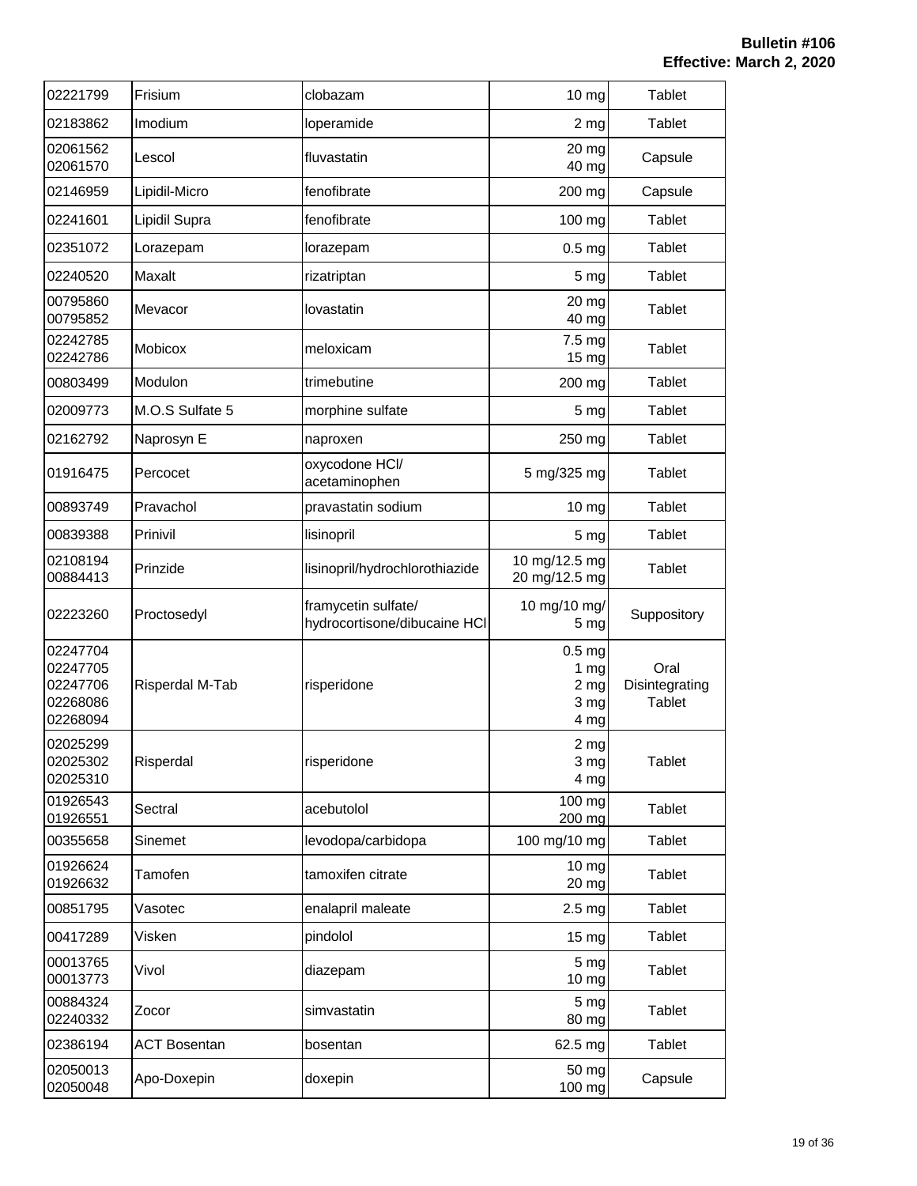| | | | | |
|---|---|---|---|---|
| 02221799 | Frisium | clobazam | 10 mg | Tablet |
| 02183862 | Imodium | loperamide | 2 mg | Tablet |
| 02061562<br>02061570 | Lescol | fluvastatin | 20 mg<br>40 mg | Capsule |
| 02146959 | Lipidil-Micro | fenofibrate | 200 mg | Capsule |
| 02241601 | Lipidil Supra | fenofibrate | 100 mg | Tablet |
| 02351072 | Lorazepam | lorazepam | 0.5 mg | Tablet |
| 02240520 | Maxalt | rizatriptan | 5 mg | Tablet |
| 00795860<br>00795852 | Mevacor | lovastatin | 20 mg<br>40 mg | Tablet |
| 02242785<br>02242786 | Mobicox | meloxicam | 7.5 mg<br>15 mg | Tablet |
| 00803499 | Modulon | trimebutine | 200 mg | Tablet |
| 02009773 | M.O.S Sulfate 5 | morphine sulfate | 5 mg | Tablet |
| 02162792 | Naprosyn E | naproxen | 250 mg | Tablet |
| 01916475 | Percocet | oxycodone HCl/<br>acetaminophen | 5 mg/325 mg | Tablet |
| 00893749 | Pravachol | pravastatin sodium | 10 mg | Tablet |
| 00839388 | Prinivil | lisinopril | 5 mg | Tablet |
| 02108194<br>00884413 | Prinzide | lisinopril/hydrochlorothiazide | 10 mg/12.5 mg<br>20 mg/12.5 mg | Tablet |
| 02223260 | Proctosedyl | framycetin sulfate/<br>hydrocortisone/dibucaine HCl | 10 mg/10 mg/<br>5 mg | Suppository |
| 02247704<br>02247705<br>02247706<br>02268086<br>02268094 | Risperdal M-Tab | risperidone | 0.5 mg<br>1 mg<br>2 mg<br>3 mg<br>4 mg | Oral Disintegrating Tablet |
| 02025299<br>02025302<br>02025310 | Risperdal | risperidone | 2 mg<br>3 mg<br>4 mg | Tablet |
| 01926543<br>01926551 | Sectral | acebutolol | 100 mg<br>200 mg | Tablet |
| 00355658 | Sinemet | levodopa/carbidopa | 100 mg/10 mg | Tablet |
| 01926624<br>01926632 | Tamofen | tamoxifen citrate | 10 mg<br>20 mg | Tablet |
| 00851795 | Vasotec | enalapril maleate | 2.5 mg | Tablet |
| 00417289 | Visken | pindolol | 15 mg | Tablet |
| 00013765<br>00013773 | Vivol | diazepam | 5 mg<br>10 mg | Tablet |
| 00884324<br>02240332 | Zocor | simvastatin | 5 mg<br>80 mg | Tablet |
| 02386194 | ACT Bosentan | bosentan | 62.5 mg | Tablet |
| 02050013<br>02050048 | Apo-Doxepin | doxepin | 50 mg<br>100 mg | Capsule |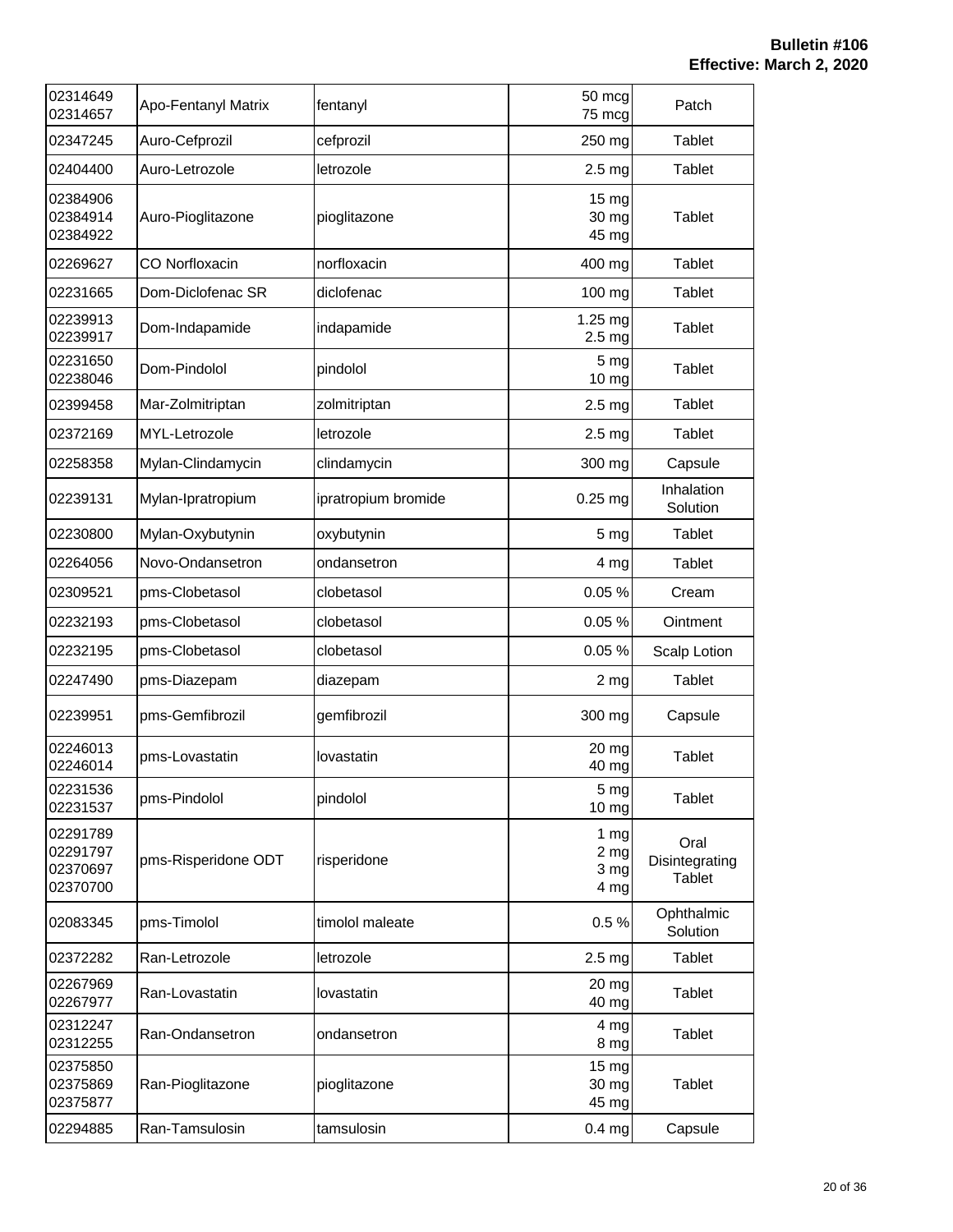| | | | | |
|---|---|---|---|---|
| 02314649<br>02314657 | Apo-Fentanyl Matrix | fentanyl | 50 mcg<br>75 mcg | Patch |
| 02347245 | Auro-Cefprozil | cefprozil | 250 mg | Tablet |
| 02404400 | Auro-Letrozole | letrozole | 2.5 mg | Tablet |
| 02384906<br>02384914<br>02384922 | Auro-Pioglitazone | pioglitazone | 15 mg<br>30 mg<br>45 mg | Tablet |
| 02269627 | CO Norfloxacin | norfloxacin | 400 mg | Tablet |
| 02231665 | Dom-Diclofenac SR | diclofenac | 100 mg | Tablet |
| 02239913<br>02239917 | Dom-Indapamide | indapamide | 1.25 mg<br>2.5 mg | Tablet |
| 02231650<br>02238046 | Dom-Pindolol | pindolol | 5 mg<br>10 mg | Tablet |
| 02399458 | Mar-Zolmitriptan | zolmitriptan | 2.5 mg | Tablet |
| 02372169 | MYL-Letrozole | letrozole | 2.5 mg | Tablet |
| 02258358 | Mylan-Clindamycin | clindamycin | 300 mg | Capsule |
| 02239131 | Mylan-Ipratropium | ipratropium bromide | 0.25 mg | Inhalation Solution |
| 02230800 | Mylan-Oxybutynin | oxybutynin | 5 mg | Tablet |
| 02264056 | Novo-Ondansetron | ondansetron | 4 mg | Tablet |
| 02309521 | pms-Clobetasol | clobetasol | 0.05 % | Cream |
| 02232193 | pms-Clobetasol | clobetasol | 0.05 % | Ointment |
| 02232195 | pms-Clobetasol | clobetasol | 0.05 % | Scalp Lotion |
| 02247490 | pms-Diazepam | diazepam | 2 mg | Tablet |
| 02239951 | pms-Gemfibrozil | gemfibrozil | 300 mg | Capsule |
| 02246013<br>02246014 | pms-Lovastatin | lovastatin | 20 mg<br>40 mg | Tablet |
| 02231536<br>02231537 | pms-Pindolol | pindolol | 5 mg<br>10 mg | Tablet |
| 02291789<br>02291797<br>02370697<br>02370700 | pms-Risperidone ODT | risperidone | 1 mg<br>2 mg<br>3 mg<br>4 mg | Oral Disintegrating Tablet |
| 02083345 | pms-Timolol | timolol maleate | 0.5 % | Ophthalmic Solution |
| 02372282 | Ran-Letrozole | letrozole | 2.5 mg | Tablet |
| 02267969<br>02267977 | Ran-Lovastatin | lovastatin | 20 mg<br>40 mg | Tablet |
| 02312247<br>02312255 | Ran-Ondansetron | ondansetron | 4 mg<br>8 mg | Tablet |
| 02375850<br>02375869<br>02375877 | Ran-Pioglitazone | pioglitazone | 15 mg<br>30 mg<br>45 mg | Tablet |
| 02294885 | Ran-Tamsulosin | tamsulosin | 0.4 mg | Capsule |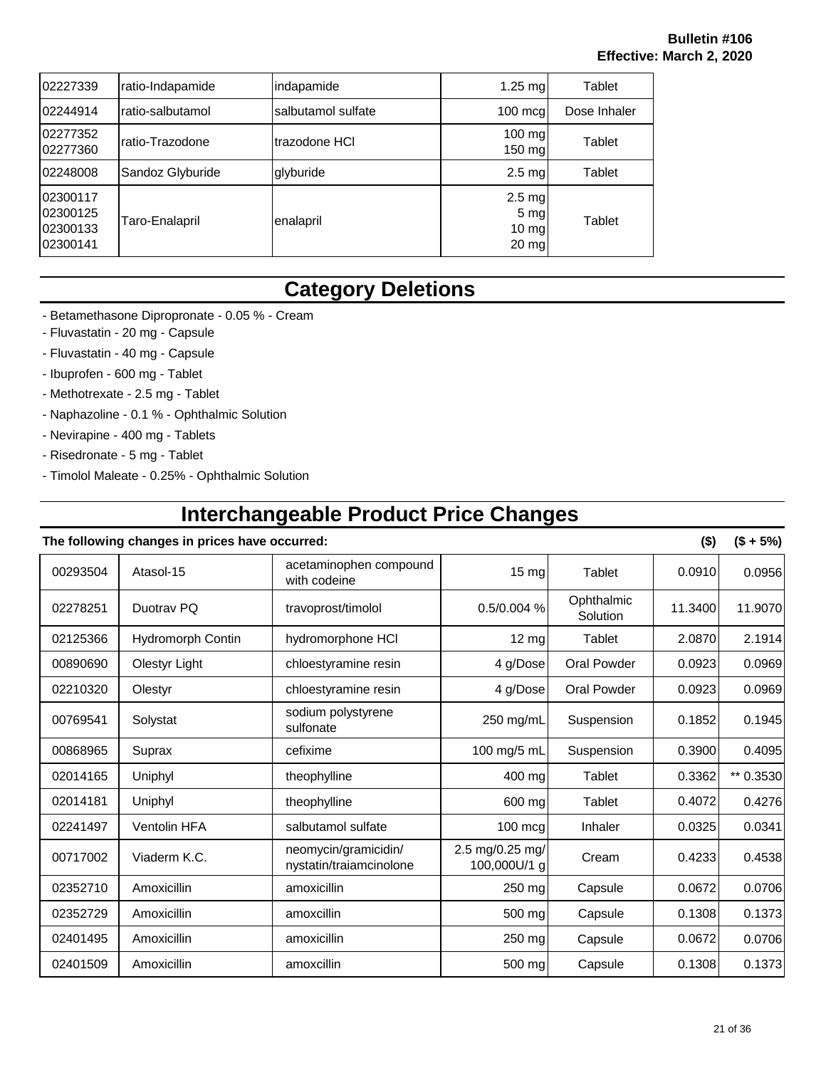**Bulletin #106**
**Effective: March 2, 2020**

| | | | | |
|---|---|---|---|---|
| 02227339 | ratio-Indapamide | indapamide | 1.25 mg | Tablet |
| 02244914 | ratio-salbutamol | salbutamol sulfate | 100 mcg | Dose Inhaler |
| 02277352<br>02277360 | ratio-Trazodone | trazodone HCl | 100 mg<br>150 mg | Tablet |
| 02248008 | Sandoz Glyburide | glyburide | 2.5 mg | Tablet |
| 02300117<br>02300125<br>02300133<br>02300141 | Taro-Enalapril | enalapril | 2.5 mg<br>5 mg<br>10 mg<br>20 mg | Tablet |

## Category Deletions

- Betamethasone Dipropronate - 0.05 % - Cream
- Fluvastatin - 20 mg - Capsule
- Fluvastatin - 40 mg - Capsule
- Ibuprofen - 600 mg - Tablet
- Methotrexate - 2.5 mg - Tablet
- Naphazoline - 0.1 % - Ophthalmic Solution
- Nevirapine - 400 mg - Tablets
- Risedronate - 5 mg - Tablet
- Timolol Maleate - 0.25% - Ophthalmic Solution

## Interchangeable Product Price Changes

**The following changes in prices have occurred:**

| | | | | | ($) | ($ + 5%) |
|---|---|---|---|---|---|---|
| 00293504 | Atasol-15 | acetaminophen compound with codeine | 15 mg | Tablet | 0.0910 | 0.0956 |
| 02278251 | Duotrav PQ | travoprost/timolol | 0.5/0.004 % | Ophthalmic Solution | 11.3400 | 11.9070 |
| 02125366 | Hydromorph Contin | hydromorphone HCl | 12 mg | Tablet | 2.0870 | 2.1914 |
| 00890690 | Olestyr Light | chloestyramine resin | 4 g/Dose | Oral Powder | 0.0923 | 0.0969 |
| 02210320 | Olestyr | chloestyramine resin | 4 g/Dose | Oral Powder | 0.0923 | 0.0969 |
| 00769541 | Solystat | sodium polystyrene sulfonate | 250 mg/mL | Suspension | 0.1852 | 0.1945 |
| 00868965 | Suprax | cefixime | 100 mg/5 mL | Suspension | 0.3900 | 0.4095 |
| 02014165 | Uniphyl | theophylline | 400 mg | Tablet | 0.3362 | ** 0.3530 |
| 02014181 | Uniphyl | theophylline | 600 mg | Tablet | 0.4072 | 0.4276 |
| 02241497 | Ventolin HFA | salbutamol sulfate | 100 mcg | Inhaler | 0.0325 | 0.0341 |
| 00717002 | Viaderm K.C. | neomycin/gramicidin/ nystatin/traiamcinolone | 2.5 mg/0.25 mg/ 100,000U/1 g | Cream | 0.4233 | 0.4538 |
| 02352710 | Amoxicillin | amoxicillin | 250 mg | Capsule | 0.0672 | 0.0706 |
| 02352729 | Amoxicillin | amoxcillin | 500 mg | Capsule | 0.1308 | 0.1373 |
| 02401495 | Amoxicillin | amoxicillin | 250 mg | Capsule | 0.0672 | 0.0706 |
| 02401509 | Amoxicillin | amoxcillin | 500 mg | Capsule | 0.1308 | 0.1373 |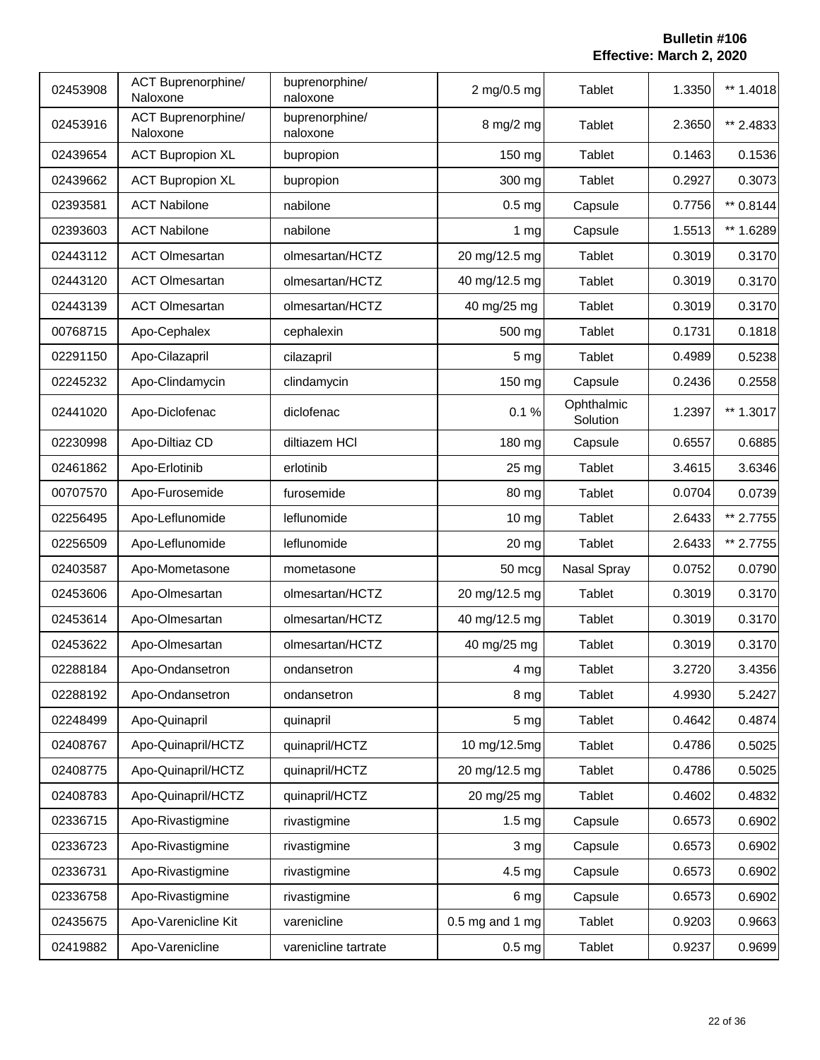**Bulletin #106**
**Effective: March 2, 2020**

| | | | | | | |
|---|---|---|---|---|---|---|
| 02453908 | ACT Buprenorphine/ Naloxone | buprenorphine/ naloxone | 2 mg/0.5 mg | Tablet | 1.3350 | ** 1.4018 |
| 02453916 | ACT Buprenorphine/ Naloxone | buprenorphine/ naloxone | 8 mg/2 mg | Tablet | 2.3650 | ** 2.4833 |
| 02439654 | ACT Bupropion XL | bupropion | 150 mg | Tablet | 0.1463 | 0.1536 |
| 02439662 | ACT Bupropion XL | bupropion | 300 mg | Tablet | 0.2927 | 0.3073 |
| 02393581 | ACT Nabilone | nabilone | 0.5 mg | Capsule | 0.7756 | ** 0.8144 |
| 02393603 | ACT Nabilone | nabilone | 1 mg | Capsule | 1.5513 | ** 1.6289 |
| 02443112 | ACT Olmesartan | olmesartan/HCTZ | 20 mg/12.5 mg | Tablet | 0.3019 | 0.3170 |
| 02443120 | ACT Olmesartan | olmesartan/HCTZ | 40 mg/12.5 mg | Tablet | 0.3019 | 0.3170 |
| 02443139 | ACT Olmesartan | olmesartan/HCTZ | 40 mg/25 mg | Tablet | 0.3019 | 0.3170 |
| 00768715 | Apo-Cephalex | cephalexin | 500 mg | Tablet | 0.1731 | 0.1818 |
| 02291150 | Apo-Cilazapril | cilazapril | 5 mg | Tablet | 0.4989 | 0.5238 |
| 02245232 | Apo-Clindamycin | clindamycin | 150 mg | Capsule | 0.2436 | 0.2558 |
| 02441020 | Apo-Diclofenac | diclofenac | 0.1 % | Ophthalmic Solution | 1.2397 | ** 1.3017 |
| 02230998 | Apo-Diltiaz CD | diltiazem HCl | 180 mg | Capsule | 0.6557 | 0.6885 |
| 02461862 | Apo-Erlotinib | erlotinib | 25 mg | Tablet | 3.4615 | 3.6346 |
| 00707570 | Apo-Furosemide | furosemide | 80 mg | Tablet | 0.0704 | 0.0739 |
| 02256495 | Apo-Leflunomide | leflunomide | 10 mg | Tablet | 2.6433 | ** 2.7755 |
| 02256509 | Apo-Leflunomide | leflunomide | 20 mg | Tablet | 2.6433 | ** 2.7755 |
| 02403587 | Apo-Mometasone | mometasone | 50 mcg | Nasal Spray | 0.0752 | 0.0790 |
| 02453606 | Apo-Olmesartan | olmesartan/HCTZ | 20 mg/12.5 mg | Tablet | 0.3019 | 0.3170 |
| 02453614 | Apo-Olmesartan | olmesartan/HCTZ | 40 mg/12.5 mg | Tablet | 0.3019 | 0.3170 |
| 02453622 | Apo-Olmesartan | olmesartan/HCTZ | 40 mg/25 mg | Tablet | 0.3019 | 0.3170 |
| 02288184 | Apo-Ondansetron | ondansetron | 4 mg | Tablet | 3.2720 | 3.4356 |
| 02288192 | Apo-Ondansetron | ondansetron | 8 mg | Tablet | 4.9930 | 5.2427 |
| 02248499 | Apo-Quinapril | quinapril | 5 mg | Tablet | 0.4642 | 0.4874 |
| 02408767 | Apo-Quinapril/HCTZ | quinapril/HCTZ | 10 mg/12.5mg | Tablet | 0.4786 | 0.5025 |
| 02408775 | Apo-Quinapril/HCTZ | quinapril/HCTZ | 20 mg/12.5 mg | Tablet | 0.4786 | 0.5025 |
| 02408783 | Apo-Quinapril/HCTZ | quinapril/HCTZ | 20 mg/25 mg | Tablet | 0.4602 | 0.4832 |
| 02336715 | Apo-Rivastigmine | rivastigmine | 1.5 mg | Capsule | 0.6573 | 0.6902 |
| 02336723 | Apo-Rivastigmine | rivastigmine | 3 mg | Capsule | 0.6573 | 0.6902 |
| 02336731 | Apo-Rivastigmine | rivastigmine | 4.5 mg | Capsule | 0.6573 | 0.6902 |
| 02336758 | Apo-Rivastigmine | rivastigmine | 6 mg | Capsule | 0.6573 | 0.6902 |
| 02435675 | Apo-Varenicline Kit | varenicline | 0.5 mg and 1 mg | Tablet | 0.9203 | 0.9663 |
| 02419882 | Apo-Varenicline | varenicline tartrate | 0.5 mg | Tablet | 0.9237 | 0.9699 |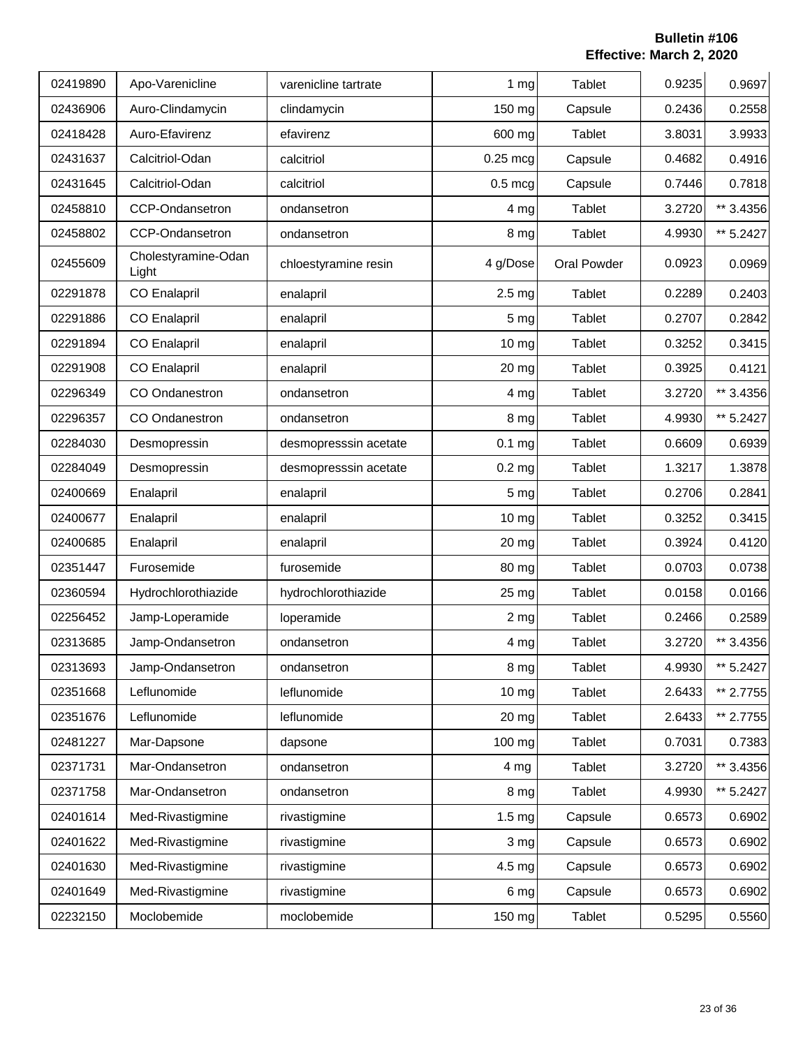**Bulletin #106**
**Effective: March 2, 2020**

| | | | | | | |
|---|---|---|---|---|---|---|
| 02419890 | Apo-Varenicline | varenicline tartrate | 1 mg | Tablet | 0.9235 | 0.9697 |
| 02436906 | Auro-Clindamycin | clindamycin | 150 mg | Capsule | 0.2436 | 0.2558 |
| 02418428 | Auro-Efavirenz | efavirenz | 600 mg | Tablet | 3.8031 | 3.9933 |
| 02431637 | Calcitriol-Odan | calcitriol | 0.25 mcg | Capsule | 0.4682 | 0.4916 |
| 02431645 | Calcitriol-Odan | calcitriol | 0.5 mcg | Capsule | 0.7446 | 0.7818 |
| 02458810 | CCP-Ondansetron | ondansetron | 4 mg | Tablet | 3.2720 | ** 3.4356 |
| 02458802 | CCP-Ondansetron | ondansetron | 8 mg | Tablet | 4.9930 | ** 5.2427 |
| 02455609 | Cholestyramine-Odan Light | chloestyramine resin | 4 g/Dose | Oral Powder | 0.0923 | 0.0969 |
| 02291878 | CO Enalapril | enalapril | 2.5 mg | Tablet | 0.2289 | 0.2403 |
| 02291886 | CO Enalapril | enalapril | 5 mg | Tablet | 0.2707 | 0.2842 |
| 02291894 | CO Enalapril | enalapril | 10 mg | Tablet | 0.3252 | 0.3415 |
| 02291908 | CO Enalapril | enalapril | 20 mg | Tablet | 0.3925 | 0.4121 |
| 02296349 | CO Ondanestron | ondansetron | 4 mg | Tablet | 3.2720 | ** 3.4356 |
| 02296357 | CO Ondanestron | ondansetron | 8 mg | Tablet | 4.9930 | ** 5.2427 |
| 02284030 | Desmopressin | desmopresssin acetate | 0.1 mg | Tablet | 0.6609 | 0.6939 |
| 02284049 | Desmopressin | desmopresssin acetate | 0.2 mg | Tablet | 1.3217 | 1.3878 |
| 02400669 | Enalapril | enalapril | 5 mg | Tablet | 0.2706 | 0.2841 |
| 02400677 | Enalapril | enalapril | 10 mg | Tablet | 0.3252 | 0.3415 |
| 02400685 | Enalapril | enalapril | 20 mg | Tablet | 0.3924 | 0.4120 |
| 02351447 | Furosemide | furosemide | 80 mg | Tablet | 0.0703 | 0.0738 |
| 02360594 | Hydrochlorothiazide | hydrochlorothiazide | 25 mg | Tablet | 0.0158 | 0.0166 |
| 02256452 | Jamp-Loperamide | loperamide | 2 mg | Tablet | 0.2466 | 0.2589 |
| 02313685 | Jamp-Ondansetron | ondansetron | 4 mg | Tablet | 3.2720 | ** 3.4356 |
| 02313693 | Jamp-Ondansetron | ondansetron | 8 mg | Tablet | 4.9930 | ** 5.2427 |
| 02351668 | Leflunomide | leflunomide | 10 mg | Tablet | 2.6433 | ** 2.7755 |
| 02351676 | Leflunomide | leflunomide | 20 mg | Tablet | 2.6433 | ** 2.7755 |
| 02481227 | Mar-Dapsone | dapsone | 100 mg | Tablet | 0.7031 | 0.7383 |
| 02371731 | Mar-Ondansetron | ondansetron | 4 mg | Tablet | 3.2720 | ** 3.4356 |
| 02371758 | Mar-Ondansetron | ondansetron | 8 mg | Tablet | 4.9930 | ** 5.2427 |
| 02401614 | Med-Rivastigmine | rivastigmine | 1.5 mg | Capsule | 0.6573 | 0.6902 |
| 02401622 | Med-Rivastigmine | rivastigmine | 3 mg | Capsule | 0.6573 | 0.6902 |
| 02401630 | Med-Rivastigmine | rivastigmine | 4.5 mg | Capsule | 0.6573 | 0.6902 |
| 02401649 | Med-Rivastigmine | rivastigmine | 6 mg | Capsule | 0.6573 | 0.6902 |
| 02232150 | Moclobemide | moclobemide | 150 mg | Tablet | 0.5295 | 0.5560 |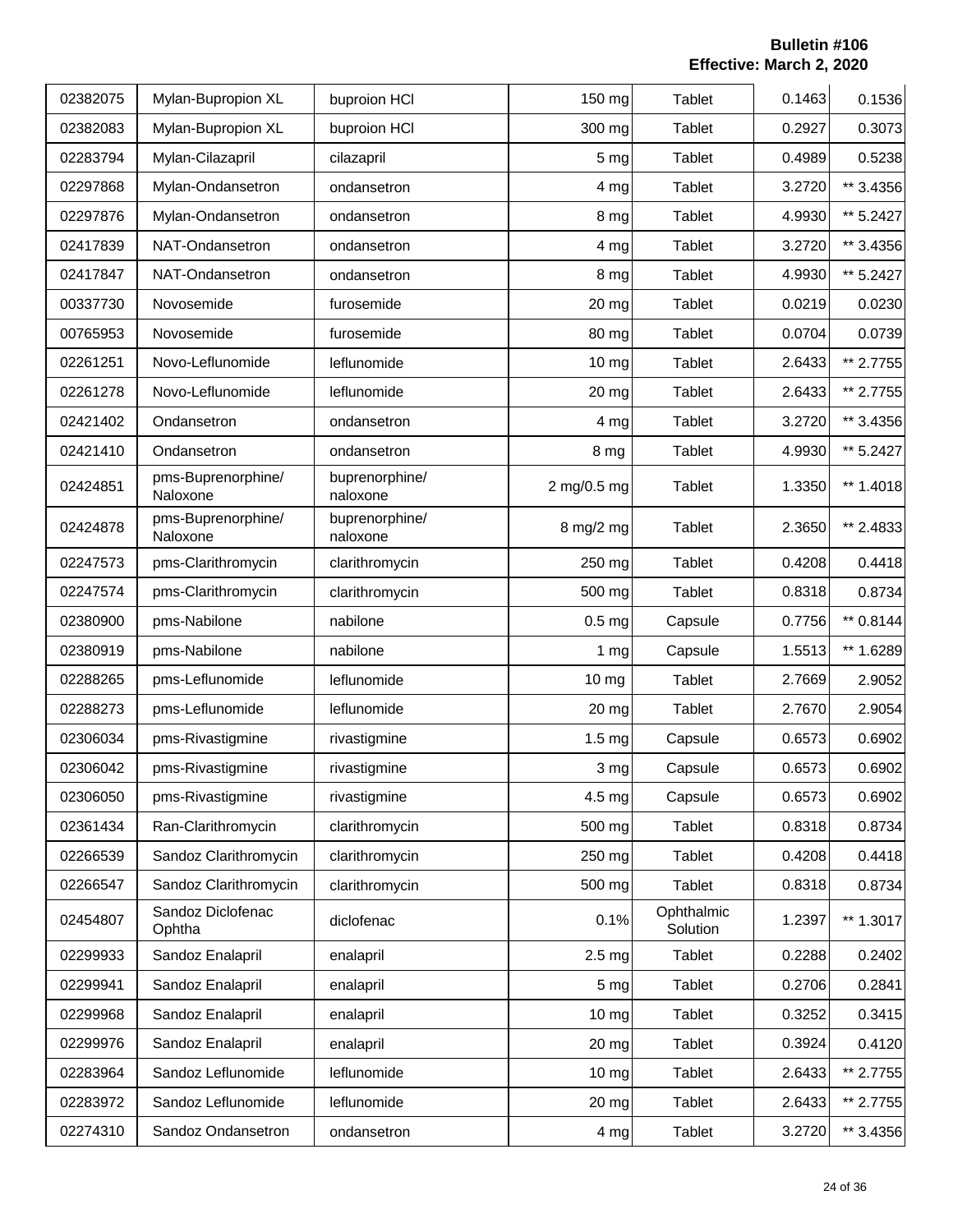| 02382075 | Mylan-Bupropion XL | buproion HCl | 150 mg | Tablet | 0.1463 | 0.1536 |
|---|---|---|---|---|---|---|
| 02382083 | Mylan-Bupropion XL | buproion HCl | 300 mg | Tablet | 0.2927 | 0.3073 |
| 02283794 | Mylan-Cilazapril | cilazapril | 5 mg | Tablet | 0.4989 | 0.5238 |
| 02297868 | Mylan-Ondansetron | ondansetron | 4 mg | Tablet | 3.2720 | ** 3.4356 |
| 02297876 | Mylan-Ondansetron | ondansetron | 8 mg | Tablet | 4.9930 | ** 5.2427 |
| 02417839 | NAT-Ondansetron | ondansetron | 4 mg | Tablet | 3.2720 | ** 3.4356 |
| 02417847 | NAT-Ondansetron | ondansetron | 8 mg | Tablet | 4.9930 | ** 5.2427 |
| 00337730 | Novosemide | furosemide | 20 mg | Tablet | 0.0219 | 0.0230 |
| 00765953 | Novosemide | furosemide | 80 mg | Tablet | 0.0704 | 0.0739 |
| 02261251 | Novo-Leflunomide | leflunomide | 10 mg | Tablet | 2.6433 | ** 2.7755 |
| 02261278 | Novo-Leflunomide | leflunomide | 20 mg | Tablet | 2.6433 | ** 2.7755 |
| 02421402 | Ondansetron | ondansetron | 4 mg | Tablet | 3.2720 | ** 3.4356 |
| 02421410 | Ondansetron | ondansetron | 8 mg | Tablet | 4.9930 | ** 5.2427 |
| 02424851 | pms-Buprenorphine/ Naloxone | buprenorphine/ naloxone | 2 mg/0.5 mg | Tablet | 1.3350 | ** 1.4018 |
| 02424878 | pms-Buprenorphine/ Naloxone | buprenorphine/ naloxone | 8 mg/2 mg | Tablet | 2.3650 | ** 2.4833 |
| 02247573 | pms-Clarithromycin | clarithromycin | 250 mg | Tablet | 0.4208 | 0.4418 |
| 02247574 | pms-Clarithromycin | clarithromycin | 500 mg | Tablet | 0.8318 | 0.8734 |
| 02380900 | pms-Nabilone | nabilone | 0.5 mg | Capsule | 0.7756 | ** 0.8144 |
| 02380919 | pms-Nabilone | nabilone | 1 mg | Capsule | 1.5513 | ** 1.6289 |
| 02288265 | pms-Leflunomide | leflunomide | 10 mg | Tablet | 2.7669 | 2.9052 |
| 02288273 | pms-Leflunomide | leflunomide | 20 mg | Tablet | 2.7670 | 2.9054 |
| 02306034 | pms-Rivastigmine | rivastigmine | 1.5 mg | Capsule | 0.6573 | 0.6902 |
| 02306042 | pms-Rivastigmine | rivastigmine | 3 mg | Capsule | 0.6573 | 0.6902 |
| 02306050 | pms-Rivastigmine | rivastigmine | 4.5 mg | Capsule | 0.6573 | 0.6902 |
| 02361434 | Ran-Clarithromycin | clarithromycin | 500 mg | Tablet | 0.8318 | 0.8734 |
| 02266539 | Sandoz Clarithromycin | clarithromycin | 250 mg | Tablet | 0.4208 | 0.4418 |
| 02266547 | Sandoz Clarithromycin | clarithromycin | 500 mg | Tablet | 0.8318 | 0.8734 |
| 02454807 | Sandoz Diclofenac Ophtha | diclofenac | 0.1% | Ophthalmic Solution | 1.2397 | ** 1.3017 |
| 02299933 | Sandoz Enalapril | enalapril | 2.5 mg | Tablet | 0.2288 | 0.2402 |
| 02299941 | Sandoz Enalapril | enalapril | 5 mg | Tablet | 0.2706 | 0.2841 |
| 02299968 | Sandoz Enalapril | enalapril | 10 mg | Tablet | 0.3252 | 0.3415 |
| 02299976 | Sandoz Enalapril | enalapril | 20 mg | Tablet | 0.3924 | 0.4120 |
| 02283964 | Sandoz Leflunomide | leflunomide | 10 mg | Tablet | 2.6433 | ** 2.7755 |
| 02283972 | Sandoz Leflunomide | leflunomide | 20 mg | Tablet | 2.6433 | ** 2.7755 |
| 02274310 | Sandoz Ondansetron | ondansetron | 4 mg | Tablet | 3.2720 | ** 3.4356 |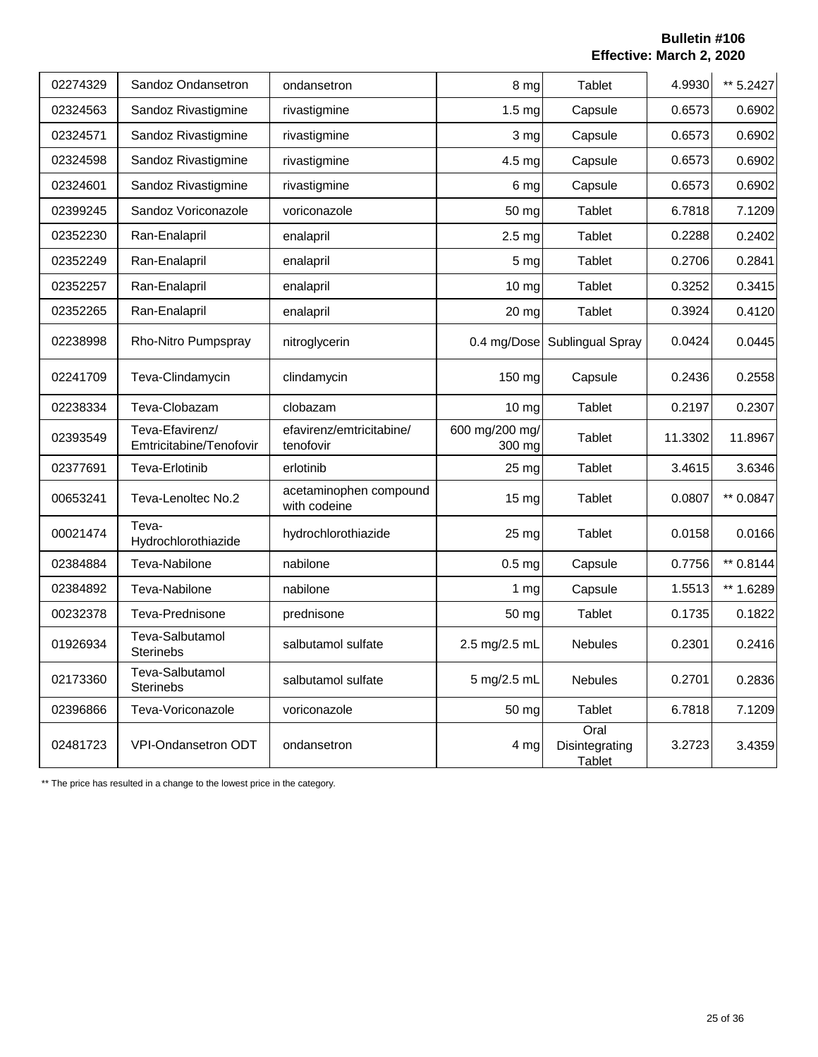**Bulletin #106**
**Effective: March 2, 2020**

| | | | | | | |
|---|---|---|---|---|---|---|
| 02274329 | Sandoz Ondansetron | ondansetron | 8 mg | Tablet | 4.9930 | ** 5.2427 |
| 02324563 | Sandoz Rivastigmine | rivastigmine | 1.5 mg | Capsule | 0.6573 | 0.6902 |
| 02324571 | Sandoz Rivastigmine | rivastigmine | 3 mg | Capsule | 0.6573 | 0.6902 |
| 02324598 | Sandoz Rivastigmine | rivastigmine | 4.5 mg | Capsule | 0.6573 | 0.6902 |
| 02324601 | Sandoz Rivastigmine | rivastigmine | 6 mg | Capsule | 0.6573 | 0.6902 |
| 02399245 | Sandoz Voriconazole | voriconazole | 50 mg | Tablet | 6.7818 | 7.1209 |
| 02352230 | Ran-Enalapril | enalapril | 2.5 mg | Tablet | 0.2288 | 0.2402 |
| 02352249 | Ran-Enalapril | enalapril | 5 mg | Tablet | 0.2706 | 0.2841 |
| 02352257 | Ran-Enalapril | enalapril | 10 mg | Tablet | 0.3252 | 0.3415 |
| 02352265 | Ran-Enalapril | enalapril | 20 mg | Tablet | 0.3924 | 0.4120 |
| 02238998 | Rho-Nitro Pumpspray | nitroglycerin | 0.4 mg/Dose | Sublingual Spray | 0.0424 | 0.0445 |
| 02241709 | Teva-Clindamycin | clindamycin | 150 mg | Capsule | 0.2436 | 0.2558 |
| 02238334 | Teva-Clobazam | clobazam | 10 mg | Tablet | 0.2197 | 0.2307 |
| 02393549 | Teva-Efavirenz/ Emtricitabine/Tenofovir | efavirenz/emtricitabine/ tenofovir | 600 mg/200 mg/ 300 mg | Tablet | 11.3302 | 11.8967 |
| 02377691 | Teva-Erlotinib | erlotinib | 25 mg | Tablet | 3.4615 | 3.6346 |
| 00653241 | Teva-Lenoltec No.2 | acetaminophen compound with codeine | 15 mg | Tablet | 0.0807 | ** 0.0847 |
| 00021474 | Teva-Hydrochlorothiazide | hydrochlorothiazide | 25 mg | Tablet | 0.0158 | 0.0166 |
| 02384884 | Teva-Nabilone | nabilone | 0.5 mg | Capsule | 0.7756 | ** 0.8144 |
| 02384892 | Teva-Nabilone | nabilone | 1 mg | Capsule | 1.5513 | ** 1.6289 |
| 00232378 | Teva-Prednisone | prednisone | 50 mg | Tablet | 0.1735 | 0.1822 |
| 01926934 | Teva-Salbutamol Sterinebs | salbutamol sulfate | 2.5 mg/2.5 mL | Nebules | 0.2301 | 0.2416 |
| 02173360 | Teva-Salbutamol Sterinebs | salbutamol sulfate | 5 mg/2.5 mL | Nebules | 0.2701 | 0.2836 |
| 02396866 | Teva-Voriconazole | voriconazole | 50 mg | Tablet | 6.7818 | 7.1209 |
| 02481723 | VPI-Ondansetron ODT | ondansetron | 4 mg | Oral Disintegrating Tablet | 3.2723 | 3.4359 |

** The price has resulted in a change to the lowest price in the category.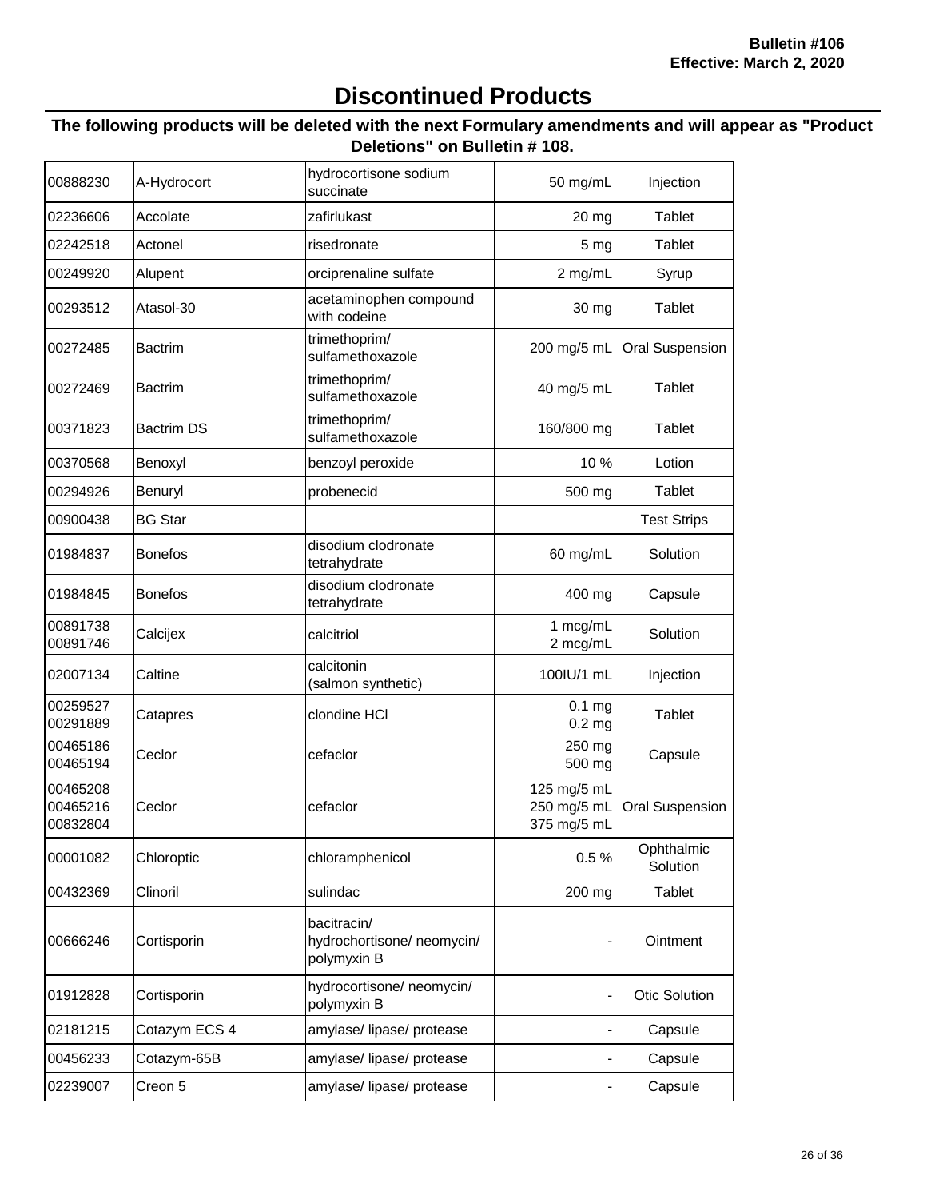Bulletin #106
Effective: March 2, 2020

# Discontinued Products

**The following products will be deleted with the next Formulary amendments and will appear as "Product Deletions" on Bulletin # 108.**

| | | | | |
|---|---|---|---|---|
| 00888230 | A-Hydrocort | hydrocortisone sodium succinate | 50 mg/mL | Injection |
| 02236606 | Accolate | zafirlukast | 20 mg | Tablet |
| 02242518 | Actonel | risedronate | 5 mg | Tablet |
| 00249920 | Alupent | orciprenaline sulfate | 2 mg/mL | Syrup |
| 00293512 | Atasol-30 | acetaminophen compound with codeine | 30 mg | Tablet |
| 00272485 | Bactrim | trimethoprim/ sulfamethoxazole | 200 mg/5 mL | Oral Suspension |
| 00272469 | Bactrim | trimethoprim/ sulfamethoxazole | 40 mg/5 mL | Tablet |
| 00371823 | Bactrim DS | trimethoprim/ sulfamethoxazole | 160/800 mg | Tablet |
| 00370568 | Benoxyl | benzoyl peroxide | 10 % | Lotion |
| 00294926 | Benuryl | probenecid | 500 mg | Tablet |
| 00900438 | BG Star | | | Test Strips |
| 01984837 | Bonefos | disodium clodronate tetrahydrate | 60 mg/mL | Solution |
| 01984845 | Bonefos | disodium clodronate tetrahydrate | 400 mg | Capsule |
| 00891738<br>00891746 | Calcijex | calcitriol | 1 mcg/mL<br>2 mcg/mL | Solution |
| 02007134 | Caltine | calcitonin (salmon synthetic) | 100IU/1 mL | Injection |
| 00259527<br>00291889 | Catapres | clondine HCl | 0.1 mg<br>0.2 mg | Tablet |
| 00465186<br>00465194 | Ceclor | cefaclor | 250 mg<br>500 mg | Capsule |
| 00465208<br>00465216<br>00832804 | Ceclor | cefaclor | 125 mg/5 mL<br>250 mg/5 mL<br>375 mg/5 mL | Oral Suspension |
| 00001082 | Chloroptic | chloramphenicol | 0.5 % | Ophthalmic Solution |
| 00432369 | Clinoril | sulindac | 200 mg | Tablet |
| 00666246 | Cortisporin | bacitracin/ hydrochortisone/ neomycin/ polymyxin B | - | Ointment |
| 01912828 | Cortisporin | hydrocortisone/ neomycin/ polymyxin B | - | Otic Solution |
| 02181215 | Cotazym ECS 4 | amylase/ lipase/ protease | - | Capsule |
| 00456233 | Cotazym-65B | amylase/ lipase/ protease | - | Capsule |
| 02239007 | Creon 5 | amylase/ lipase/ protease | - | Capsule |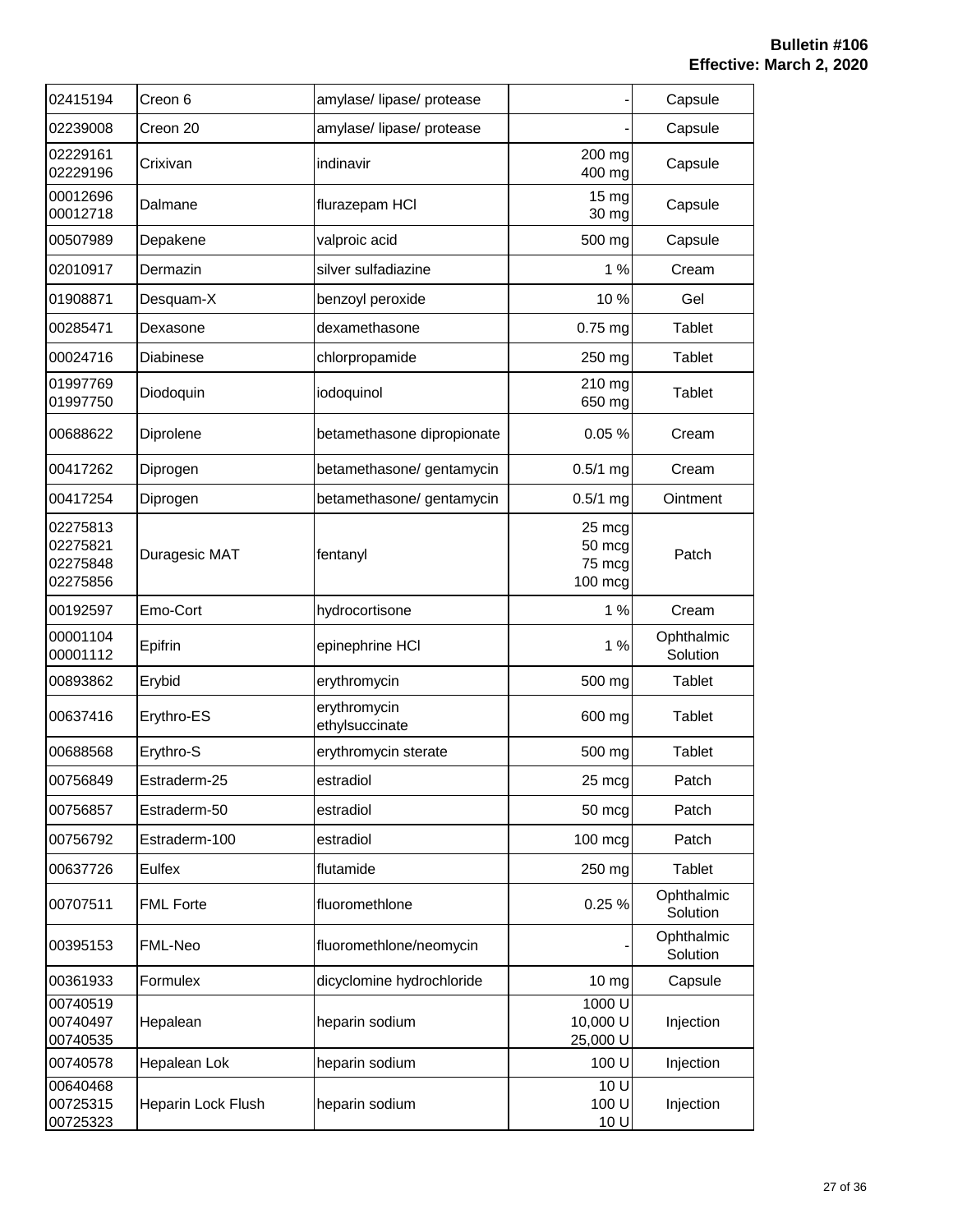**Bulletin #106**
**Effective: March 2, 2020**

| | | | | |
|---|---|---|---|---|
| 02415194 | Creon 6 | amylase/ lipase/ protease | - | Capsule |
| 02239008 | Creon 20 | amylase/ lipase/ protease | - | Capsule |
| 02229161<br>02229196 | Crixivan | indinavir | 200 mg<br>400 mg | Capsule |
| 00012696<br>00012718 | Dalmane | flurazepam HCl | 15 mg<br>30 mg | Capsule |
| 00507989 | Depakene | valproic acid | 500 mg | Capsule |
| 02010917 | Dermazin | silver sulfadiazine | 1 % | Cream |
| 01908871 | Desquam-X | benzoyl peroxide | 10 % | Gel |
| 00285471 | Dexasone | dexamethasone | 0.75 mg | Tablet |
| 00024716 | Diabinese | chlorpropamide | 250 mg | Tablet |
| 01997769<br>01997750 | Diodoquin | iodoquinol | 210 mg<br>650 mg | Tablet |
| 00688622 | Diprolene | betamethasone dipropionate | 0.05 % | Cream |
| 00417262 | Diprogen | betamethasone/ gentamycin | 0.5/1 mg | Cream |
| 00417254 | Diprogen | betamethasone/ gentamycin | 0.5/1 mg | Ointment |
| 02275813<br>02275821<br>02275848<br>02275856 | Duragesic MAT | fentanyl | 25 mcg<br>50 mcg<br>75 mcg<br>100 mcg | Patch |
| 00192597 | Emo-Cort | hydrocortisone | 1 % | Cream |
| 00001104<br>00001112 | Epifrin | epinephrine HCl | 1 % | Ophthalmic Solution |
| 00893862 | Erybid | erythromycin | 500 mg | Tablet |
| 00637416 | Erythro-ES | erythromycin ethylsuccinate | 600 mg | Tablet |
| 00688568 | Erythro-S | erythromycin sterate | 500 mg | Tablet |
| 00756849 | Estraderm-25 | estradiol | 25 mcg | Patch |
| 00756857 | Estraderm-50 | estradiol | 50 mcg | Patch |
| 00756792 | Estraderm-100 | estradiol | 100 mcg | Patch |
| 00637726 | Eulfex | flutamide | 250 mg | Tablet |
| 00707511 | FML Forte | fluoromethlone | 0.25 % | Ophthalmic Solution |
| 00395153 | FML-Neo | fluoromethlone/neomycin | - | Ophthalmic Solution |
| 00361933 | Formulex | dicyclomine hydrochloride | 10 mg | Capsule |
| 00740519<br>00740497<br>00740535 | Hepalean | heparin sodium | 1000 U<br>10,000 U<br>25,000 U | Injection |
| 00740578 | Hepalean Lok | heparin sodium | 100 U | Injection |
| 00640468<br>00725315<br>00725323 | Heparin Lock Flush | heparin sodium | 10 U<br>100 U<br>10 U | Injection |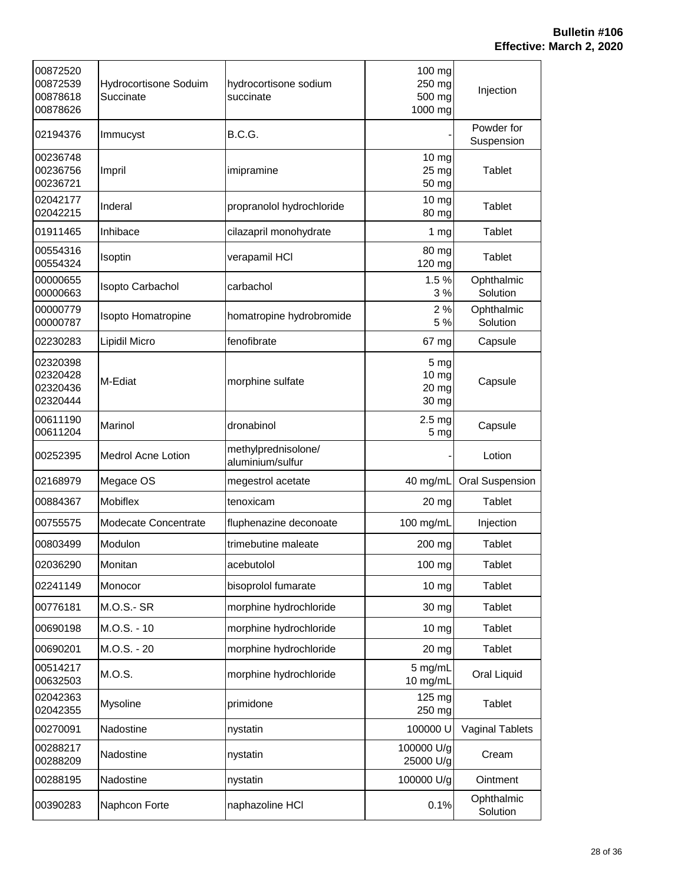| | | | | |
|---|---|---|---|---|
| 00872520<br>00872539<br>00878618<br>00878626 | Hydrocortisone Soduim Succinate | hydrocortisone sodium succinate | 100 mg<br>250 mg<br>500 mg<br>1000 mg | Injection |
| 02194376 | Immucyst | B.C.G. | - | Powder for Suspension |
| 00236748<br>00236756<br>00236721 | Impril | imipramine | 10 mg<br>25 mg<br>50 mg | Tablet |
| 02042177<br>02042215 | Inderal | propranolol hydrochloride | 10 mg<br>80 mg | Tablet |
| 01911465 | Inhibace | cilazapril monohydrate | 1 mg | Tablet |
| 00554316<br>00554324 | Isoptin | verapamil HCl | 80 mg<br>120 mg | Tablet |
| 00000655<br>00000663 | Isopto Carbachol | carbachol | 1.5 %<br>3 % | Ophthalmic Solution |
| 00000779<br>00000787 | Isopto Homatropine | homatropine hydrobromide | 2 %<br>5 % | Ophthalmic Solution |
| 02230283 | Lipidil Micro | fenofibrate | 67 mg | Capsule |
| 02320398<br>02320428<br>02320436<br>02320444 | M-Ediat | morphine sulfate | 5 mg<br>10 mg<br>20 mg<br>30 mg | Capsule |
| 00611190<br>00611204 | Marinol | dronabinol | 2.5 mg<br>5 mg | Capsule |
| 00252395 | Medrol Acne Lotion | methylprednisolone/ aluminium/sulfur | - | Lotion |
| 02168979 | Megace OS | megestrol acetate | 40 mg/mL | Oral Suspension |
| 00884367 | Mobiflex | tenoxicam | 20 mg | Tablet |
| 00755575 | Modecate Concentrate | fluphenazine deconoate | 100 mg/mL | Injection |
| 00803499 | Modulon | trimebutine maleate | 200 mg | Tablet |
| 02036290 | Monitan | acebutolol | 100 mg | Tablet |
| 02241149 | Monocor | bisoprolol fumarate | 10 mg | Tablet |
| 00776181 | M.O.S.- SR | morphine hydrochloride | 30 mg | Tablet |
| 00690198 | M.O.S. - 10 | morphine hydrochloride | 10 mg | Tablet |
| 00690201 | M.O.S. - 20 | morphine hydrochloride | 20 mg | Tablet |
| 00514217<br>00632503 | M.O.S. | morphine hydrochloride | 5 mg/mL<br>10 mg/mL | Oral Liquid |
| 02042363<br>02042355 | Mysoline | primidone | 125 mg<br>250 mg | Tablet |
| 00270091 | Nadostine | nystatin | 100000 U | Vaginal Tablets |
| 00288217<br>00288209 | Nadostine | nystatin | 100000 U/g<br>25000 U/g | Cream |
| 00288195 | Nadostine | nystatin | 100000 U/g | Ointment |
| 00390283 | Naphcon Forte | naphazoline HCl | 0.1% | Ophthalmic Solution |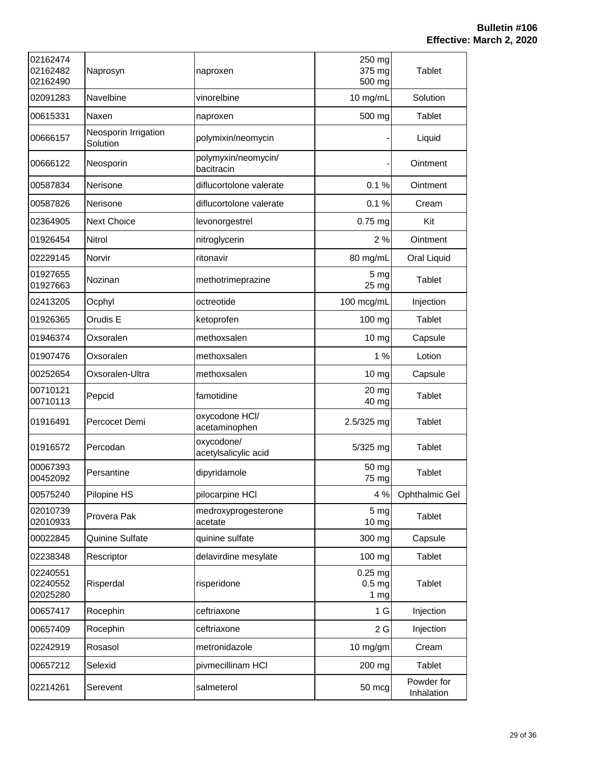| | | | | |
|---|---|---|---|---|
| 02162474<br>02162482<br>02162490 | Naprosyn | naproxen | 250 mg<br>375 mg<br>500 mg | Tablet |
| 02091283 | Navelbine | vinorelbine | 10 mg/mL | Solution |
| 00615331 | Naxen | naproxen | 500 mg | Tablet |
| 00666157 | Neosporin Irrigation Solution | polymixin/neomycin | - | Liquid |
| 00666122 | Neosporin | polymyxin/neomycin/ bacitracin | - | Ointment |
| 00587834 | Nerisone | diflucortolone valerate | 0.1 % | Ointment |
| 00587826 | Nerisone | diflucortolone valerate | 0.1 % | Cream |
| 02364905 | Next Choice | levonorgestrel | 0.75 mg | Kit |
| 01926454 | Nitrol | nitroglycerin | 2 % | Ointment |
| 02229145 | Norvir | ritonavir | 80 mg/mL | Oral Liquid |
| 01927655<br>01927663 | Nozinan | methotrimeprazine | 5 mg<br>25 mg | Tablet |
| 02413205 | Ocphyl | octreotide | 100 mcg/mL | Injection |
| 01926365 | Orudis E | ketoprofen | 100 mg | Tablet |
| 01946374 | Oxsoralen | methoxsalen | 10 mg | Capsule |
| 01907476 | Oxsoralen | methoxsalen | 1 % | Lotion |
| 00252654 | Oxsoralen-Ultra | methoxsalen | 10 mg | Capsule |
| 00710121<br>00710113 | Pepcid | famotidine | 20 mg<br>40 mg | Tablet |
| 01916491 | Percocet Demi | oxycodone HCl/ acetaminophen | 2.5/325 mg | Tablet |
| 01916572 | Percodan | oxycodone/ acetylsalicylic acid | 5/325 mg | Tablet |
| 00067393<br>00452092 | Persantine | dipyridamole | 50 mg<br>75 mg | Tablet |
| 00575240 | Pilopine HS | pilocarpine HCl | 4 % | Ophthalmic Gel |
| 02010739<br>02010933 | Provera Pak | medroxyprogesterone acetate | 5 mg<br>10 mg | Tablet |
| 00022845 | Quinine Sulfate | quinine sulfate | 300 mg | Capsule |
| 02238348 | Rescriptor | delavirdine mesylate | 100 mg | Tablet |
| 02240551<br>02240552<br>02025280 | Risperdal | risperidone | 0.25 mg<br>0.5 mg<br>1 mg | Tablet |
| 00657417 | Rocephin | ceftriaxone | 1 G | Injection |
| 00657409 | Rocephin | ceftriaxone | 2 G | Injection |
| 02242919 | Rosasol | metronidazole | 10 mg/gm | Cream |
| 00657212 | Selexid | pivmecillinam HCl | 200 mg | Tablet |
| 02214261 | Serevent | salmeterol | 50 mcg | Powder for Inhalation |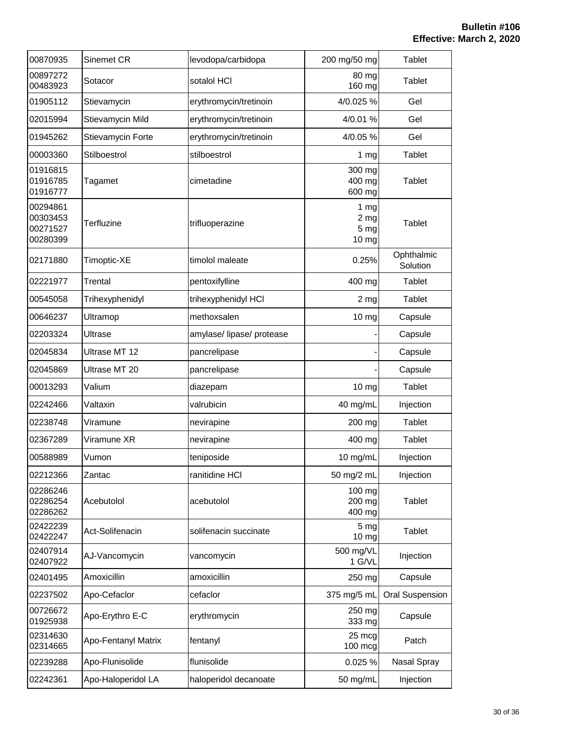| | | | | |
|---|---|---|---|---|
| 00870935 | Sinemet CR | levodopa/carbidopa | 200 mg/50 mg | Tablet |
| 00897272<br>00483923 | Sotacor | sotalol HCl | 80 mg<br>160 mg | Tablet |
| 01905112 | Stievamycin | erythromycin/tretinoin | 4/0.025 % | Gel |
| 02015994 | Stievamycin Mild | erythromycin/tretinoin | 4/0.01 % | Gel |
| 01945262 | Stievamycin Forte | erythromycin/tretinoin | 4/0.05 % | Gel |
| 00003360 | Stilboestrol | stilboestrol | 1 mg | Tablet |
| 01916815<br>01916785<br>01916777 | Tagamet | cimetadine | 300 mg<br>400 mg<br>600 mg | Tablet |
| 00294861<br>00303453<br>00271527<br>00280399 | Terfluzine | trifluoperazine | 1 mg<br>2 mg<br>5 mg<br>10 mg | Tablet |
| 02171880 | Timoptic-XE | timolol maleate | 0.25% | Ophthalmic Solution |
| 02221977 | Trental | pentoxifylline | 400 mg | Tablet |
| 00545058 | Trihexyphenidyl | trihexyphenidyl HCl | 2 mg | Tablet |
| 00646237 | Ultramop | methoxsalen | 10 mg | Capsule |
| 02203324 | Ultrase | amylase/ lipase/ protease | - | Capsule |
| 02045834 | Ultrase MT 12 | pancrelipase | - | Capsule |
| 02045869 | Ultrase MT 20 | pancrelipase | - | Capsule |
| 00013293 | Valium | diazepam | 10 mg | Tablet |
| 02242466 | Valtaxin | valrubicin | 40 mg/mL | Injection |
| 02238748 | Viramune | nevirapine | 200 mg | Tablet |
| 02367289 | Viramune XR | nevirapine | 400 mg | Tablet |
| 00588989 | Vumon | teniposide | 10 mg/mL | Injection |
| 02212366 | Zantac | ranitidine HCl | 50 mg/2 mL | Injection |
| 02286246<br>02286254<br>02286262 | Acebutolol | acebutolol | 100 mg<br>200 mg<br>400 mg | Tablet |
| 02422239<br>02422247 | Act-Solifenacin | solifenacin succinate | 5 mg<br>10 mg | Tablet |
| 02407914<br>02407922 | AJ-Vancomycin | vancomycin | 500 mg/VL<br>1 G/VL | Injection |
| 02401495 | Amoxicillin | amoxicillin | 250 mg | Capsule |
| 02237502 | Apo-Cefaclor | cefaclor | 375 mg/5 mL | Oral Suspension |
| 00726672<br>01925938 | Apo-Erythro E-C | erythromycin | 250 mg<br>333 mg | Capsule |
| 02314630<br>02314665 | Apo-Fentanyl Matrix | fentanyl | 25 mcg<br>100 mcg | Patch |
| 02239288 | Apo-Flunisolide | flunisolide | 0.025 % | Nasal Spray |
| 02242361 | Apo-Haloperidol LA | haloperidol decanoate | 50 mg/mL | Injection |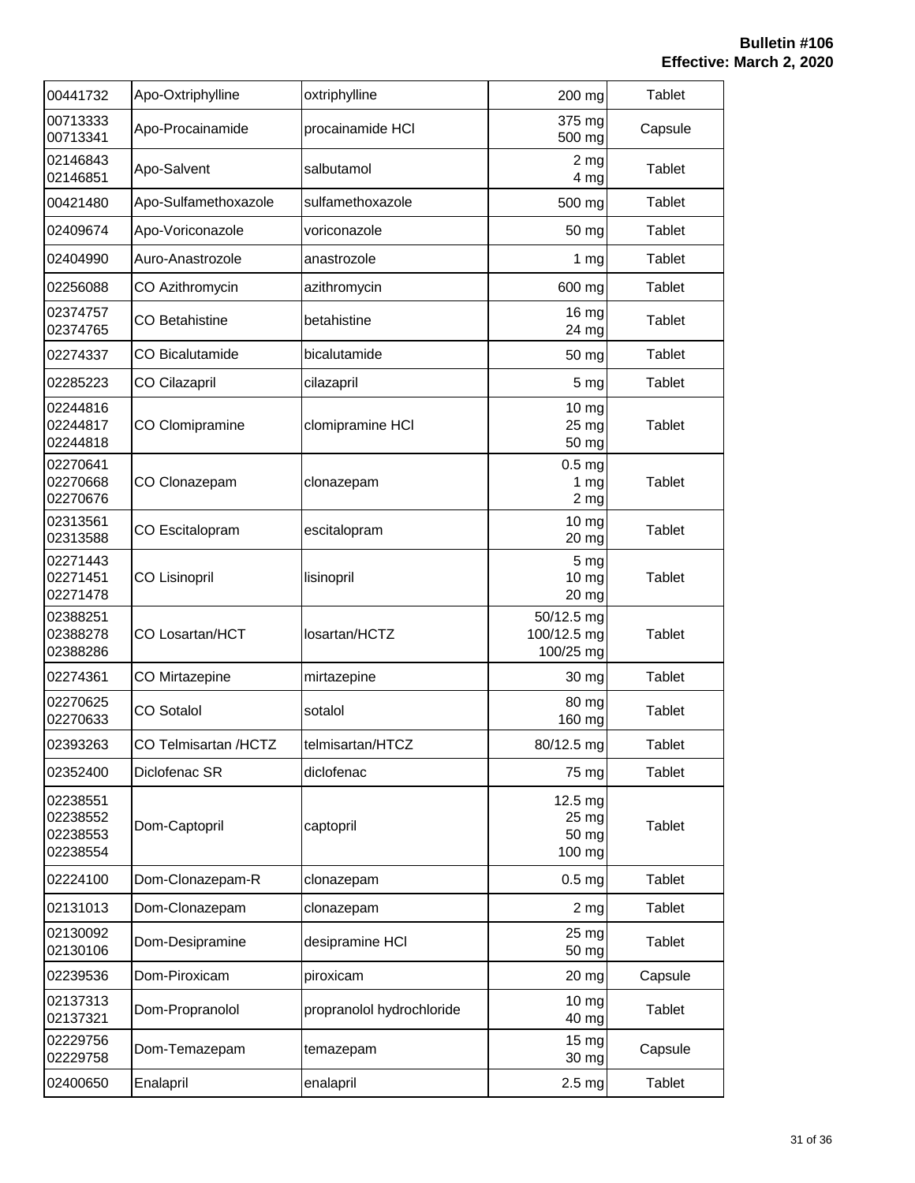**Bulletin #106**
**Effective: March 2, 2020**

| | | | | |
|---|---|---|---|---|
| 00441732 | Apo-Oxtriphylline | oxtriphylline | 200 mg | Tablet |
| 00713333<br>00713341 | Apo-Procainamide | procainamide HCl | 375 mg<br>500 mg | Capsule |
| 02146843<br>02146851 | Apo-Salvent | salbutamol | 2 mg<br>4 mg | Tablet |
| 00421480 | Apo-Sulfamethoxazole | sulfamethoxazole | 500 mg | Tablet |
| 02409674 | Apo-Voriconazole | voriconazole | 50 mg | Tablet |
| 02404990 | Auro-Anastrozole | anastrozole | 1 mg | Tablet |
| 02256088 | CO Azithromycin | azithromycin | 600 mg | Tablet |
| 02374757<br>02374765 | CO Betahistine | betahistine | 16 mg<br>24 mg | Tablet |
| 02274337 | CO Bicalutamide | bicalutamide | 50 mg | Tablet |
| 02285223 | CO Cilazapril | cilazapril | 5 mg | Tablet |
| 02244816<br>02244817<br>02244818 | CO Clomipramine | clomipramine HCl | 10 mg<br>25 mg<br>50 mg | Tablet |
| 02270641<br>02270668<br>02270676 | CO Clonazepam | clonazepam | 0.5 mg<br>1 mg<br>2 mg | Tablet |
| 02313561<br>02313588 | CO Escitalopram | escitalopram | 10 mg<br>20 mg | Tablet |
| 02271443<br>02271451<br>02271478 | CO Lisinopril | lisinopril | 5 mg<br>10 mg<br>20 mg | Tablet |
| 02388251<br>02388278<br>02388286 | CO Losartan/HCT | losartan/HCTZ | 50/12.5 mg<br>100/12.5 mg<br>100/25 mg | Tablet |
| 02274361 | CO Mirtazepine | mirtazepine | 30 mg | Tablet |
| 02270625<br>02270633 | CO Sotalol | sotalol | 80 mg<br>160 mg | Tablet |
| 02393263 | CO Telmisartan /HCTZ | telmisartan/HTCZ | 80/12.5 mg | Tablet |
| 02352400 | Diclofenac SR | diclofenac | 75 mg | Tablet |
| 02238551<br>02238552<br>02238553<br>02238554 | Dom-Captopril | captopril | 12.5 mg<br>25 mg<br>50 mg<br>100 mg | Tablet |
| 02224100 | Dom-Clonazepam-R | clonazepam | 0.5 mg | Tablet |
| 02131013 | Dom-Clonazepam | clonazepam | 2 mg | Tablet |
| 02130092<br>02130106 | Dom-Desipramine | desipramine HCl | 25 mg<br>50 mg | Tablet |
| 02239536 | Dom-Piroxicam | piroxicam | 20 mg | Capsule |
| 02137313<br>02137321 | Dom-Propranolol | propranolol hydrochloride | 10 mg<br>40 mg | Tablet |
| 02229756<br>02229758 | Dom-Temazepam | temazepam | 15 mg<br>30 mg | Capsule |
| 02400650 | Enalapril | enalapril | 2.5 mg | Tablet |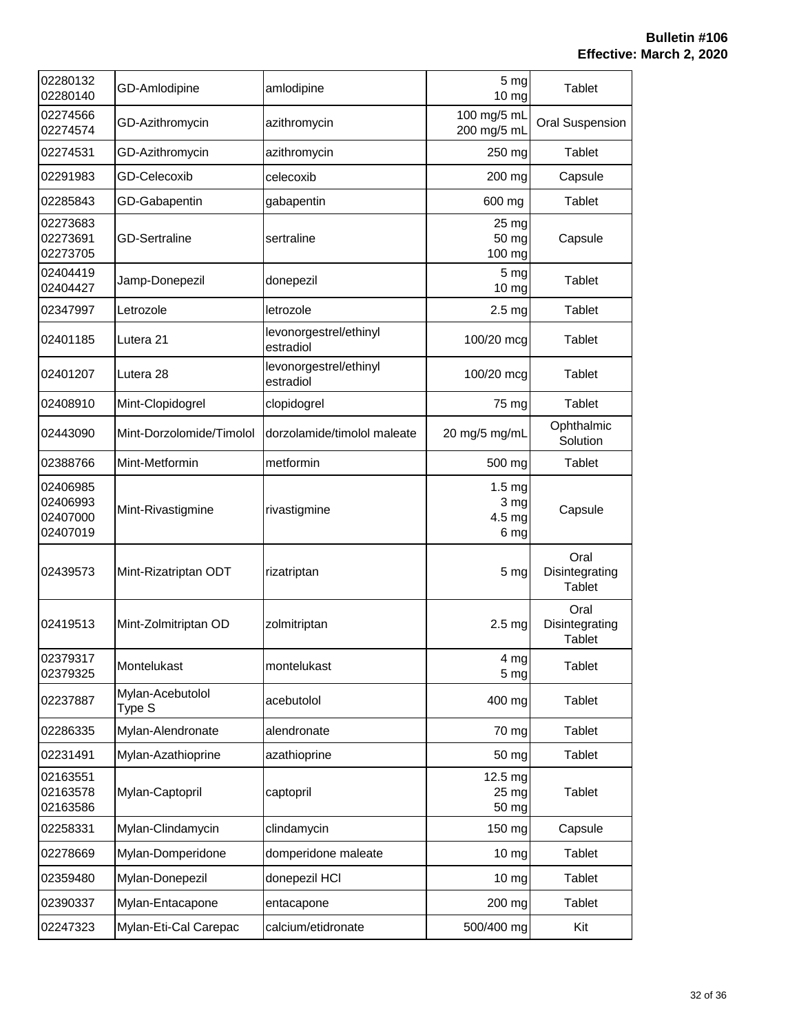| | | | | |
|---|---|---|---|---|
| 02280132<br>02280140 | GD-Amlodipine | amlodipine | 5 mg<br>10 mg | Tablet |
| 02274566<br>02274574 | GD-Azithromycin | azithromycin | 100 mg/5 mL<br>200 mg/5 mL | Oral Suspension |
| 02274531 | GD-Azithromycin | azithromycin | 250 mg | Tablet |
| 02291983 | GD-Celecoxib | celecoxib | 200 mg | Capsule |
| 02285843 | GD-Gabapentin | gabapentin | 600 mg | Tablet |
| 02273683<br>02273691<br>02273705 | GD-Sertraline | sertraline | 25 mg<br>50 mg<br>100 mg | Capsule |
| 02404419<br>02404427 | Jamp-Donepezil | donepezil | 5 mg<br>10 mg | Tablet |
| 02347997 | Letrozole | letrozole | 2.5 mg | Tablet |
| 02401185 | Lutera 21 | levonorgestrel/ethinyl estradiol | 100/20 mcg | Tablet |
| 02401207 | Lutera 28 | levonorgestrel/ethinyl estradiol | 100/20 mcg | Tablet |
| 02408910 | Mint-Clopidogrel | clopidogrel | 75 mg | Tablet |
| 02443090 | Mint-Dorzolomide/Timolol | dorzolamide/timolol maleate | 20 mg/5 mg/mL | Ophthalmic Solution |
| 02388766 | Mint-Metformin | metformin | 500 mg | Tablet |
| 02406985<br>02406993<br>02407000<br>02407019 | Mint-Rivastigmine | rivastigmine | 1.5 mg<br>3 mg<br>4.5 mg<br>6 mg | Capsule |
| 02439573 | Mint-Rizatriptan ODT | rizatriptan | 5 mg | Oral Disintegrating Tablet |
| 02419513 | Mint-Zolmitriptan OD | zolmitriptan | 2.5 mg | Oral Disintegrating Tablet |
| 02379317<br>02379325 | Montelukast | montelukast | 4 mg<br>5 mg | Tablet |
| 02237887 | Mylan-Acebutolol Type S | acebutolol | 400 mg | Tablet |
| 02286335 | Mylan-Alendronate | alendronate | 70 mg | Tablet |
| 02231491 | Mylan-Azathioprine | azathioprine | 50 mg | Tablet |
| 02163551<br>02163578<br>02163586 | Mylan-Captopril | captopril | 12.5 mg<br>25 mg<br>50 mg | Tablet |
| 02258331 | Mylan-Clindamycin | clindamycin | 150 mg | Capsule |
| 02278669 | Mylan-Domperidone | domperidone maleate | 10 mg | Tablet |
| 02359480 | Mylan-Donepezil | donepezil HCl | 10 mg | Tablet |
| 02390337 | Mylan-Entacapone | entacapone | 200 mg | Tablet |
| 02247323 | Mylan-Eti-Cal Carepac | calcium/etidronate | 500/400 mg | Kit |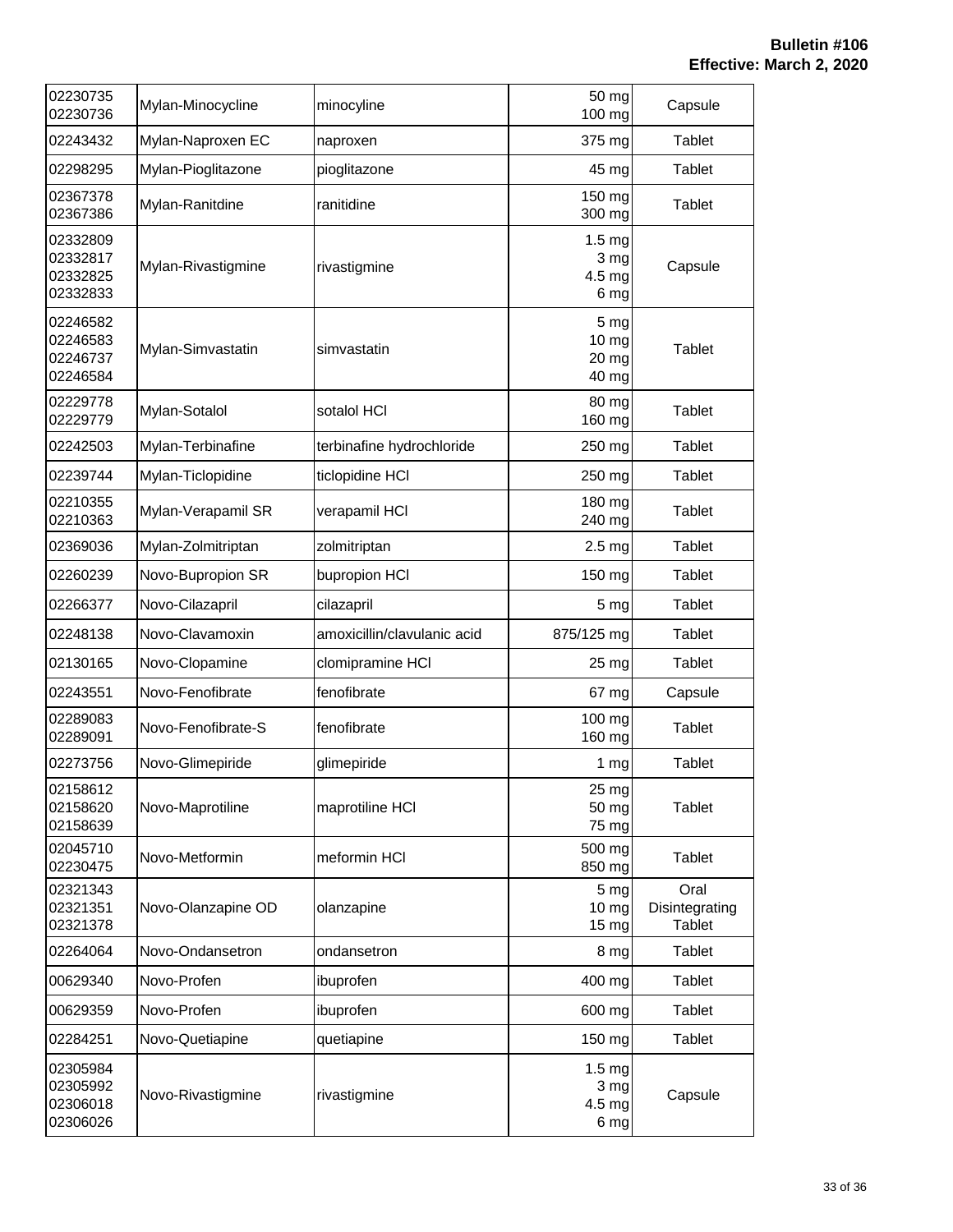| 02230735<br>02230736 | Mylan-Minocycline | minocyline | 50 mg<br>100 mg | Capsule |
|---|---|---|---|---|
| 02243432 | Mylan-Naproxen EC | naproxen | 375 mg | Tablet |
| 02298295 | Mylan-Pioglitazone | pioglitazone | 45 mg | Tablet |
| 02367378<br>02367386 | Mylan-Ranitdine | ranitidine | 150 mg<br>300 mg | Tablet |
| 02332809<br>02332817<br>02332825<br>02332833 | Mylan-Rivastigmine | rivastigmine | 1.5 mg<br>3 mg<br>4.5 mg<br>6 mg | Capsule |
| 02246582<br>02246583<br>02246737<br>02246584 | Mylan-Simvastatin | simvastatin | 5 mg<br>10 mg<br>20 mg<br>40 mg | Tablet |
| 02229778<br>02229779 | Mylan-Sotalol | sotalol HCl | 80 mg<br>160 mg | Tablet |
| 02242503 | Mylan-Terbinafine | terbinafine hydrochloride | 250 mg | Tablet |
| 02239744 | Mylan-Ticlopidine | ticlopidine HCl | 250 mg | Tablet |
| 02210355<br>02210363 | Mylan-Verapamil SR | verapamil HCl | 180 mg<br>240 mg | Tablet |
| 02369036 | Mylan-Zolmitriptan | zolmitriptan | 2.5 mg | Tablet |
| 02260239 | Novo-Bupropion SR | bupropion HCl | 150 mg | Tablet |
| 02266377 | Novo-Cilazapril | cilazapril | 5 mg | Tablet |
| 02248138 | Novo-Clavamoxin | amoxicillin/clavulanic acid | 875/125 mg | Tablet |
| 02130165 | Novo-Clopamine | clomipramine HCl | 25 mg | Tablet |
| 02243551 | Novo-Fenofibrate | fenofibrate | 67 mg | Capsule |
| 02289083<br>02289091 | Novo-Fenofibrate-S | fenofibrate | 100 mg<br>160 mg | Tablet |
| 02273756 | Novo-Glimepiride | glimepiride | 1 mg | Tablet |
| 02158612<br>02158620<br>02158639 | Novo-Maprotiline | maprotiline HCl | 25 mg<br>50 mg<br>75 mg | Tablet |
| 02045710<br>02230475 | Novo-Metformin | meformin HCl | 500 mg<br>850 mg | Tablet |
| 02321343<br>02321351<br>02321378 | Novo-Olanzapine OD | olanzapine | 5 mg<br>10 mg<br>15 mg | Oral Disintegrating Tablet |
| 02264064 | Novo-Ondansetron | ondansetron | 8 mg | Tablet |
| 00629340 | Novo-Profen | ibuprofen | 400 mg | Tablet |
| 00629359 | Novo-Profen | ibuprofen | 600 mg | Tablet |
| 02284251 | Novo-Quetiapine | quetiapine | 150 mg | Tablet |
| 02305984<br>02305992<br>02306018<br>02306026 | Novo-Rivastigmine | rivastigmine | 1.5 mg<br>3 mg<br>4.5 mg<br>6 mg | Capsule |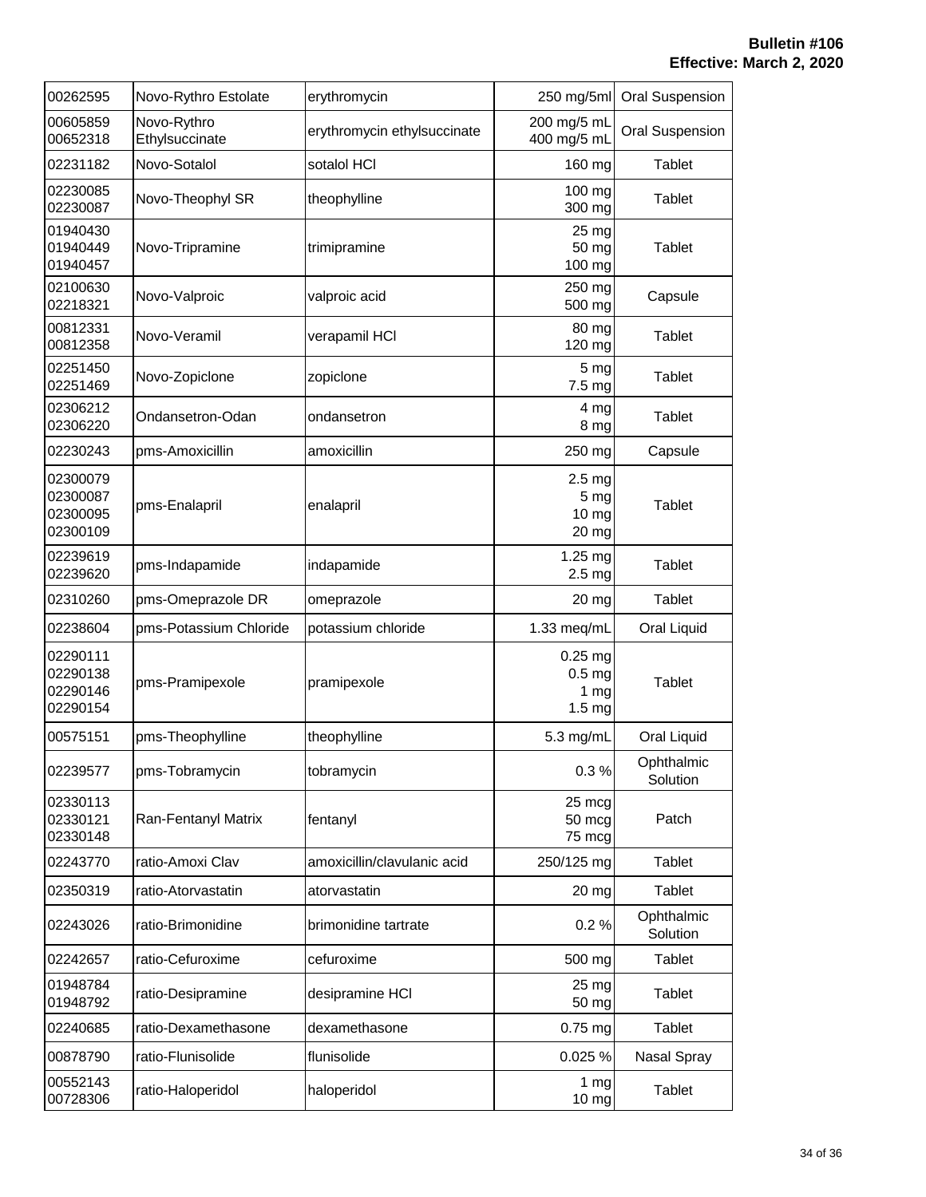| | | | | |
|---|---|---|---|---|
| 00262595 | Novo-Rythro Estolate | erythromycin | 250 mg/5ml | Oral Suspension |
| 00605859<br>00652318 | Novo-Rythro Ethylsuccinate | erythromycin ethylsuccinate | 200 mg/5 mL<br>400 mg/5 mL | Oral Suspension |
| 02231182 | Novo-Sotalol | sotalol HCl | 160 mg | Tablet |
| 02230085<br>02230087 | Novo-Theophyl SR | theophylline | 100 mg<br>300 mg | Tablet |
| 01940430<br>01940449<br>01940457 | Novo-Tripramine | trimipramine | 25 mg<br>50 mg<br>100 mg | Tablet |
| 02100630<br>02218321 | Novo-Valproic | valproic acid | 250 mg<br>500 mg | Capsule |
| 00812331<br>00812358 | Novo-Veramil | verapamil HCl | 80 mg<br>120 mg | Tablet |
| 02251450<br>02251469 | Novo-Zopiclone | zopiclone | 5 mg<br>7.5 mg | Tablet |
| 02306212<br>02306220 | Ondansetron-Odan | ondansetron | 4 mg<br>8 mg | Tablet |
| 02230243 | pms-Amoxicillin | amoxicillin | 250 mg | Capsule |
| 02300079<br>02300087<br>02300095<br>02300109 | pms-Enalapril | enalapril | 2.5 mg<br>5 mg<br>10 mg<br>20 mg | Tablet |
| 02239619<br>02239620 | pms-Indapamide | indapamide | 1.25 mg<br>2.5 mg | Tablet |
| 02310260 | pms-Omeprazole DR | omeprazole | 20 mg | Tablet |
| 02238604 | pms-Potassium Chloride | potassium chloride | 1.33 meq/mL | Oral Liquid |
| 02290111<br>02290138<br>02290146<br>02290154 | pms-Pramipexole | pramipexole | 0.25 mg<br>0.5 mg<br>1 mg<br>1.5 mg | Tablet |
| 00575151 | pms-Theophylline | theophylline | 5.3 mg/mL | Oral Liquid |
| 02239577 | pms-Tobramycin | tobramycin | 0.3 % | Ophthalmic Solution |
| 02330113<br>02330121<br>02330148 | Ran-Fentanyl Matrix | fentanyl | 25 mcg<br>50 mcg<br>75 mcg | Patch |
| 02243770 | ratio-Amoxi Clav | amoxicillin/clavulanic acid | 250/125 mg | Tablet |
| 02350319 | ratio-Atorvastatin | atorvastatin | 20 mg | Tablet |
| 02243026 | ratio-Brimonidine | brimonidine tartrate | 0.2 % | Ophthalmic Solution |
| 02242657 | ratio-Cefuroxime | cefuroxime | 500 mg | Tablet |
| 01948784<br>01948792 | ratio-Desipramine | desipramine HCl | 25 mg<br>50 mg | Tablet |
| 02240685 | ratio-Dexamethasone | dexamethasone | 0.75 mg | Tablet |
| 00878790 | ratio-Flunisolide | flunisolide | 0.025 % | Nasal Spray |
| 00552143<br>00728306 | ratio-Haloperidol | haloperidol | 1 mg<br>10 mg | Tablet |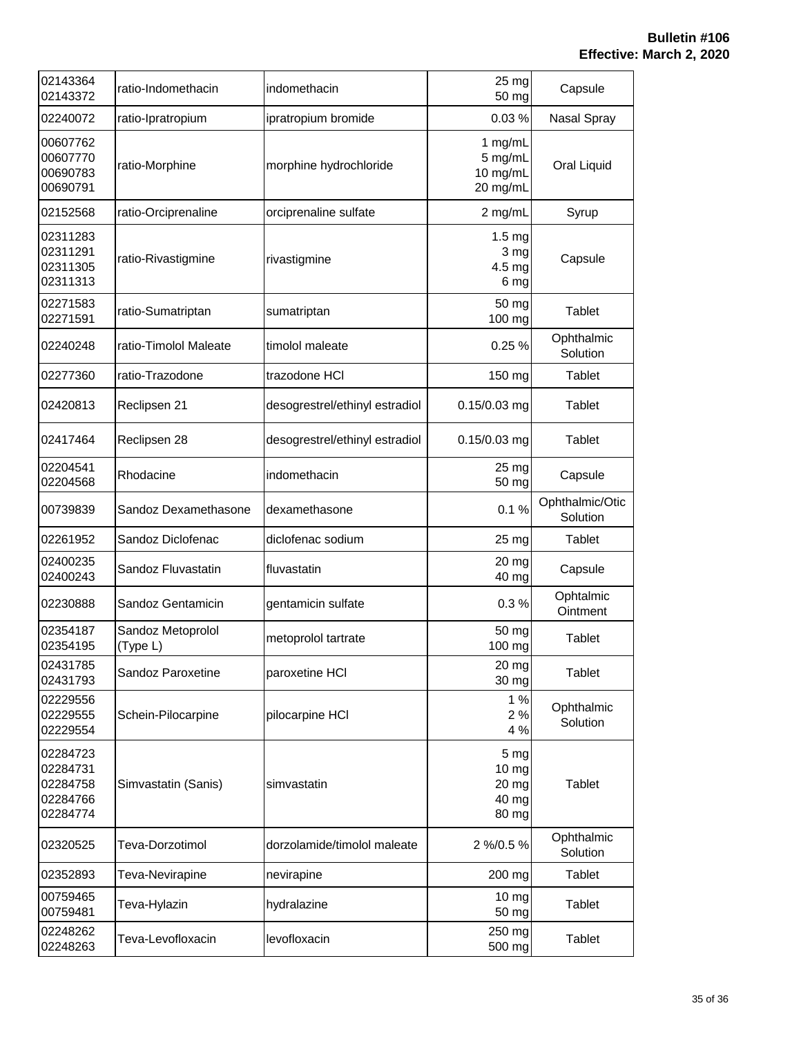| | | | | |
|---|---|---|---|---|
| 02143364<br>02143372 | ratio-Indomethacin | indomethacin | 25 mg<br>50 mg | Capsule |
| 02240072 | ratio-Ipratropium | ipratropium bromide | 0.03 % | Nasal Spray |
| 00607762<br>00607770<br>00690783<br>00690791 | ratio-Morphine | morphine hydrochloride | 1 mg/mL<br>5 mg/mL<br>10 mg/mL<br>20 mg/mL | Oral Liquid |
| 02152568 | ratio-Orciprenaline | orciprenaline sulfate | 2 mg/mL | Syrup |
| 02311283<br>02311291<br>02311305<br>02311313 | ratio-Rivastigmine | rivastigmine | 1.5 mg<br>3 mg<br>4.5 mg<br>6 mg | Capsule |
| 02271583<br>02271591 | ratio-Sumatriptan | sumatriptan | 50 mg<br>100 mg | Tablet |
| 02240248 | ratio-Timolol Maleate | timolol maleate | 0.25 % | Ophthalmic Solution |
| 02277360 | ratio-Trazodone | trazodone HCl | 150 mg | Tablet |
| 02420813 | Reclipsen 21 | desogrestrel/ethinyl estradiol | 0.15/0.03 mg | Tablet |
| 02417464 | Reclipsen 28 | desogrestrel/ethinyl estradiol | 0.15/0.03 mg | Tablet |
| 02204541<br>02204568 | Rhodacine | indomethacin | 25 mg<br>50 mg | Capsule |
| 00739839 | Sandoz Dexamethasone | dexamethasone | 0.1 % | Ophthalmic/Otic Solution |
| 02261952 | Sandoz Diclofenac | diclofenac sodium | 25 mg | Tablet |
| 02400235<br>02400243 | Sandoz Fluvastatin | fluvastatin | 20 mg<br>40 mg | Capsule |
| 02230888 | Sandoz Gentamicin | gentamicin sulfate | 0.3 % | Ophtalmic Ointment |
| 02354187<br>02354195 | Sandoz Metoprolol (Type L) | metoprolol tartrate | 50 mg<br>100 mg | Tablet |
| 02431785<br>02431793 | Sandoz Paroxetine | paroxetine HCl | 20 mg<br>30 mg | Tablet |
| 02229556<br>02229555<br>02229554 | Schein-Pilocarpine | pilocarpine HCl | 1 %<br>2 %<br>4 % | Ophthalmic Solution |
| 02284723<br>02284731<br>02284758<br>02284766<br>02284774 | Simvastatin (Sanis) | simvastatin | 5 mg<br>10 mg<br>20 mg<br>40 mg<br>80 mg | Tablet |
| 02320525 | Teva-Dorzotimol | dorzolamide/timolol maleate | 2 %/0.5 % | Ophthalmic Solution |
| 02352893 | Teva-Nevirapine | nevirapine | 200 mg | Tablet |
| 00759465<br>00759481 | Teva-Hylazin | hydralazine | 10 mg<br>50 mg | Tablet |
| 02248262<br>02248263 | Teva-Levofloxacin | levofloxacin | 250 mg<br>500 mg | Tablet |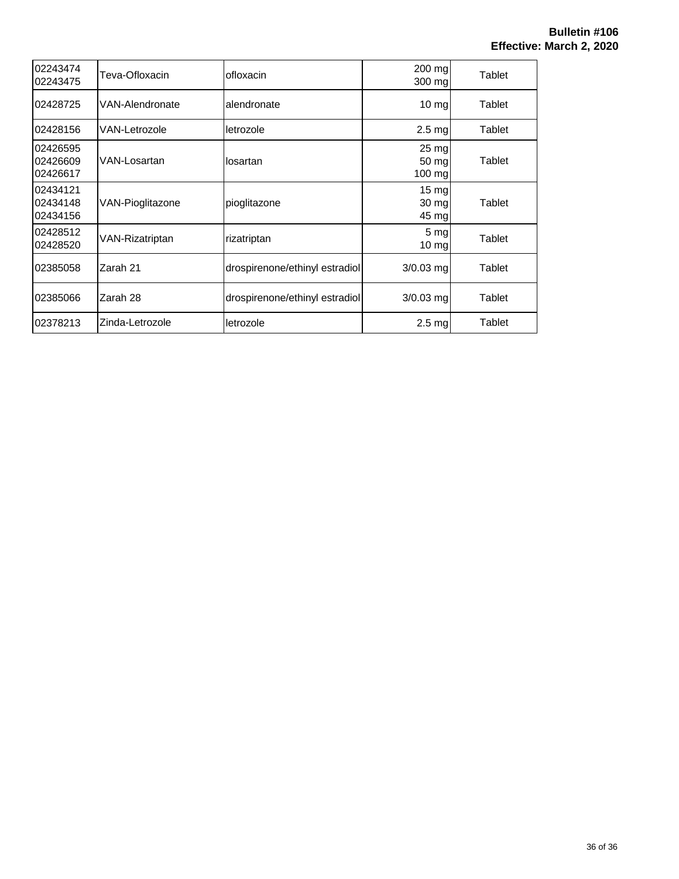| | | | | |
|---|---|---|---|---|
| 02243474<br>02243475 | Teva-Ofloxacin | ofloxacin | 200 mg<br>300 mg | Tablet |
| 02428725 | VAN-Alendronate | alendronate | 10 mg | Tablet |
| 02428156 | VAN-Letrozole | letrozole | 2.5 mg | Tablet |
| 02426595<br>02426609<br>02426617 | VAN-Losartan | losartan | 25 mg<br>50 mg<br>100 mg | Tablet |
| 02434121<br>02434148<br>02434156 | VAN-Pioglitazone | pioglitazone | 15 mg<br>30 mg<br>45 mg | Tablet |
| 02428512<br>02428520 | VAN-Rizatriptan | rizatriptan | 5 mg<br>10 mg | Tablet |
| 02385058 | Zarah 21 | drospirenone/ethinyl estradiol | 3/0.03 mg | Tablet |
| 02385066 | Zarah 28 | drospirenone/ethinyl estradiol | 3/0.03 mg | Tablet |
| 02378213 | Zinda-Letrozole | letrozole | 2.5 mg | Tablet |